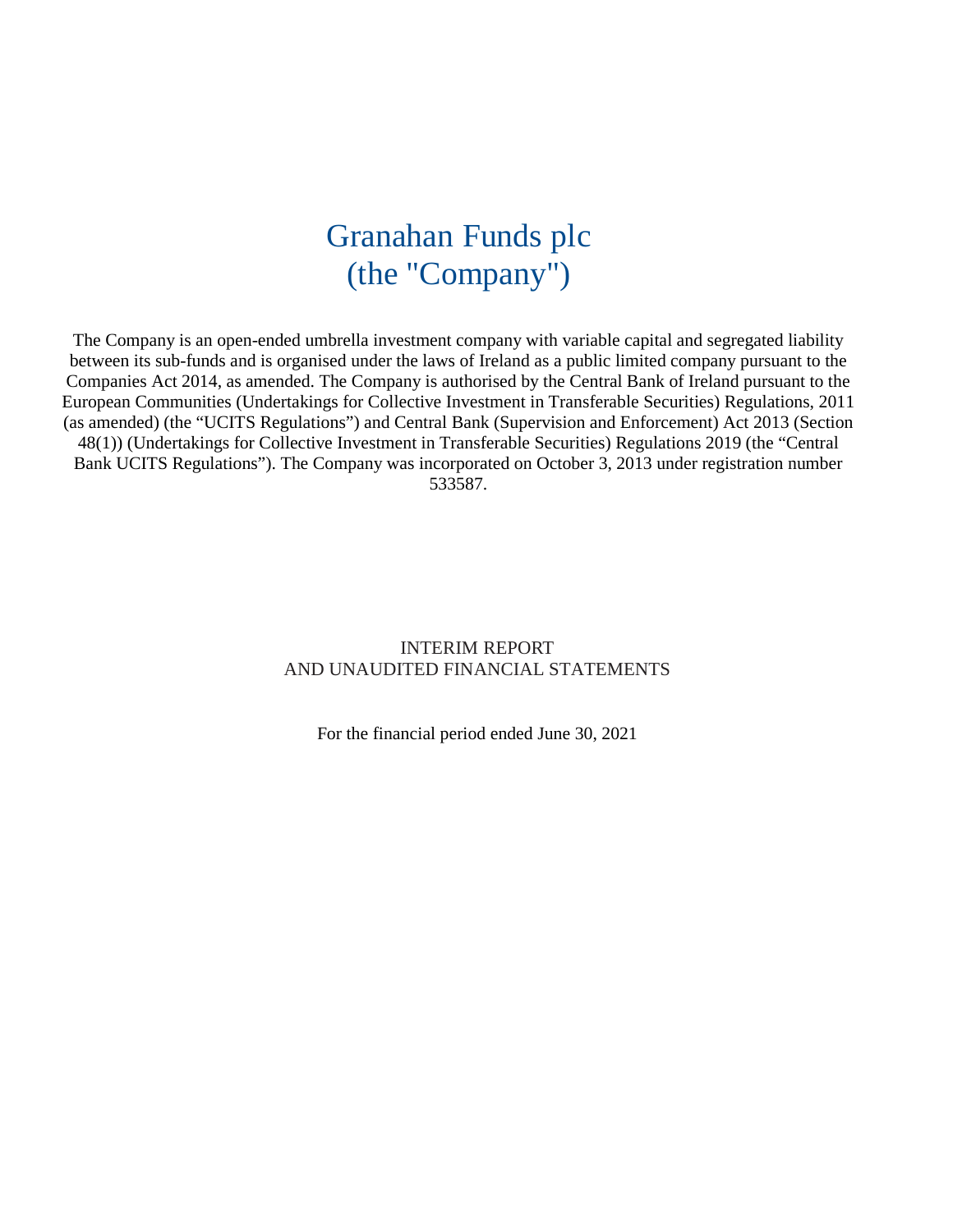# Granahan Funds plc
# (the "Company")

The Company is an open-ended umbrella investment company with variable capital and segregated liability between its sub-funds and is organised under the laws of Ireland as a public limited company pursuant to the Companies Act 2014, as amended. The Company is authorised by the Central Bank of Ireland pursuant to the European Communities (Undertakings for Collective Investment in Transferable Securities) Regulations, 2011 (as amended) (the "UCITS Regulations") and Central Bank (Supervision and Enforcement) Act 2013 (Section 48(1)) (Undertakings for Collective Investment in Transferable Securities) Regulations 2019 (the "Central Bank UCITS Regulations"). The Company was incorporated on October 3, 2013 under registration number 533587.

INTERIM REPORT
AND UNAUDITED FINANCIAL STATEMENTS

For the financial period ended June 30, 2021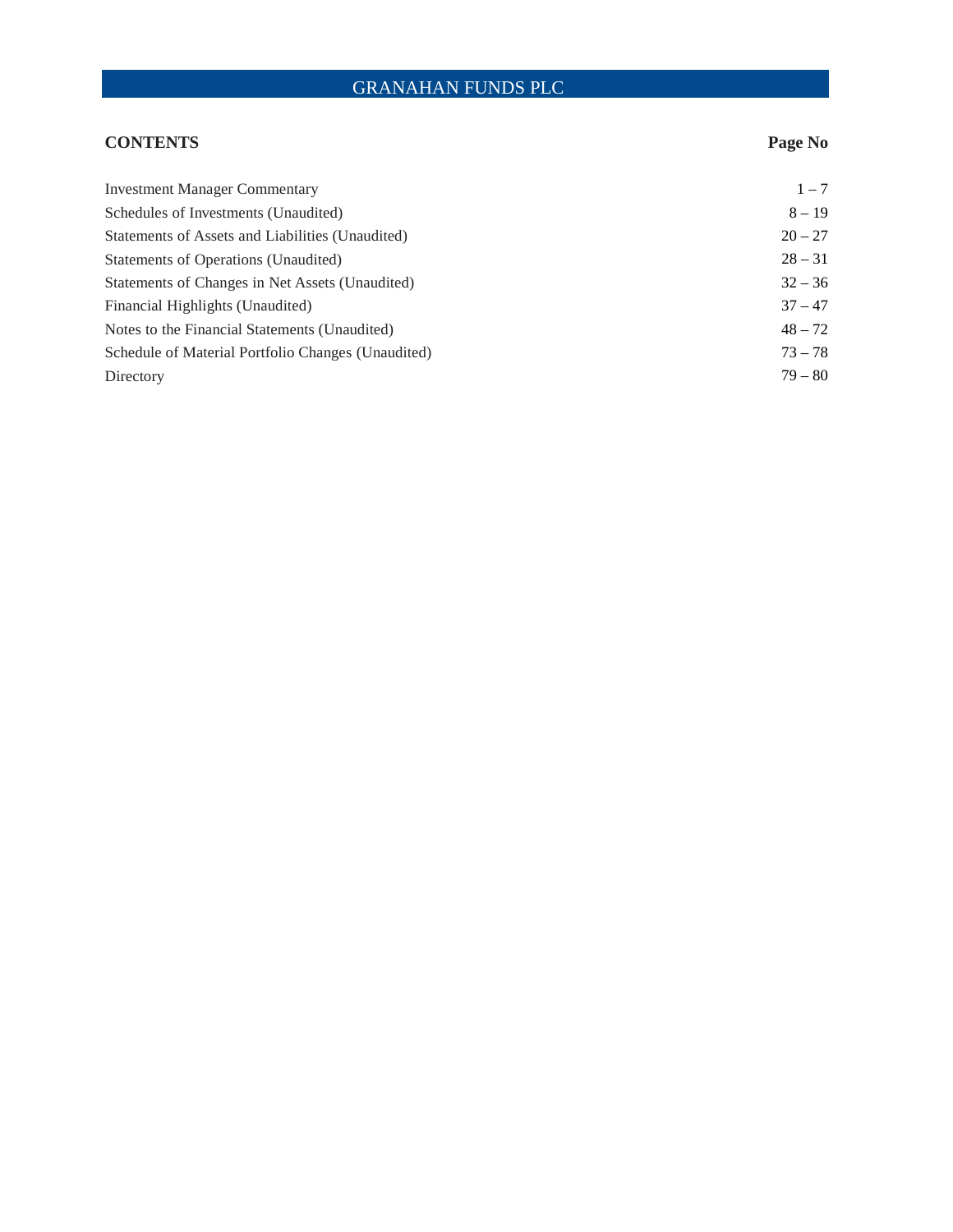# GRANAHAN FUNDS PLC

| CONTENTS | Page No |
|---|---|
| Investment Manager Commentary | 1 – 7 |
| Schedules of Investments (Unaudited) | 8 – 19 |
| Statements of Assets and Liabilities (Unaudited) | 20 – 27 |
| Statements of Operations (Unaudited) | 28 – 31 |
| Statements of Changes in Net Assets (Unaudited) | 32 – 36 |
| Financial Highlights (Unaudited) | 37 – 47 |
| Notes to the Financial Statements (Unaudited) | 48 – 72 |
| Schedule of Material Portfolio Changes (Unaudited) | 73 – 78 |
| Directory | 79 – 80 |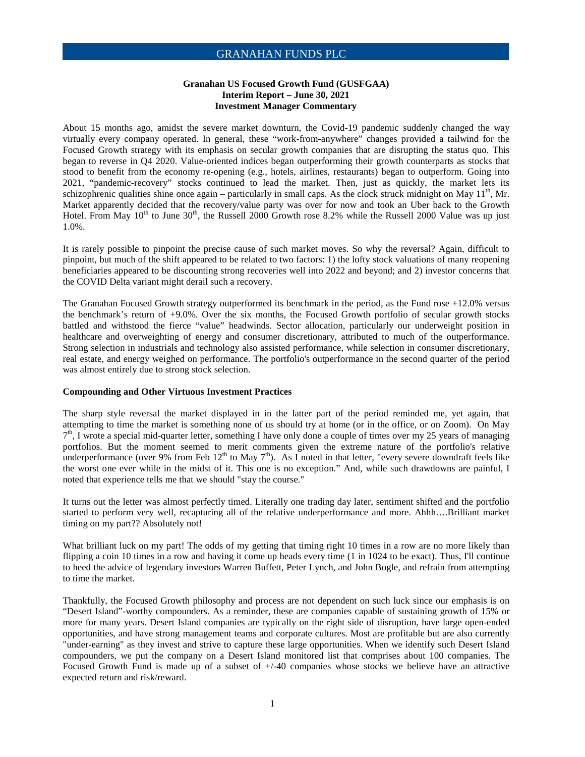# GRANAHAN FUNDS PLC

**Granahan US Focused Growth Fund (GUSFGAA)**
**Interim Report – June 30, 2021**
**Investment Manager Commentary**

About 15 months ago, amidst the severe market downturn, the Covid-19 pandemic suddenly changed the way virtually every company operated. In general, these "work-from-anywhere" changes provided a tailwind for the Focused Growth strategy with its emphasis on secular growth companies that are disrupting the status quo. This began to reverse in Q4 2020. Value-oriented indices began outperforming their growth counterparts as stocks that stood to benefit from the economy re-opening (e.g., hotels, airlines, restaurants) began to outperform. Going into 2021, "pandemic-recovery" stocks continued to lead the market. Then, just as quickly, the market lets its schizophrenic qualities shine once again – particularly in small caps. As the clock struck midnight on May 11th, Mr. Market apparently decided that the recovery/value party was over for now and took an Uber back to the Growth Hotel. From May 10th to June 30th, the Russell 2000 Growth rose 8.2% while the Russell 2000 Value was up just 1.0%.

It is rarely possible to pinpoint the precise cause of such market moves. So why the reversal? Again, difficult to pinpoint, but much of the shift appeared to be related to two factors: 1) the lofty stock valuations of many reopening beneficiaries appeared to be discounting strong recoveries well into 2022 and beyond; and 2) investor concerns that the COVID Delta variant might derail such a recovery.

The Granahan Focused Growth strategy outperformed its benchmark in the period, as the Fund rose +12.0% versus the benchmark's return of +9.0%. Over the six months, the Focused Growth portfolio of secular growth stocks battled and withstood the fierce "value" headwinds. Sector allocation, particularly our underweight position in healthcare and overweighting of energy and consumer discretionary, attributed to much of the outperformance. Strong selection in industrials and technology also assisted performance, while selection in consumer discretionary, real estate, and energy weighed on performance. The portfolio's outperformance in the second quarter of the period was almost entirely due to strong stock selection.

**Compounding and Other Virtuous Investment Practices**

The sharp style reversal the market displayed in in the latter part of the period reminded me, yet again, that attempting to time the market is something none of us should try at home (or in the office, or on Zoom). On May 7th, I wrote a special mid-quarter letter, something I have only done a couple of times over my 25 years of managing portfolios. But the moment seemed to merit comments given the extreme nature of the portfolio's relative underperformance (over 9% from Feb 12th to May 7th). As I noted in that letter, "every severe downdraft feels like the worst one ever while in the midst of it. This one is no exception." And, while such drawdowns are painful, I noted that experience tells me that we should "stay the course."

It turns out the letter was almost perfectly timed. Literally one trading day later, sentiment shifted and the portfolio started to perform very well, recapturing all of the relative underperformance and more. Ahhh….Brilliant market timing on my part?? Absolutely not!

What brilliant luck on my part! The odds of my getting that timing right 10 times in a row are no more likely than flipping a coin 10 times in a row and having it come up heads every time (1 in 1024 to be exact). Thus, I'll continue to heed the advice of legendary investors Warren Buffett, Peter Lynch, and John Bogle, and refrain from attempting to time the market.

Thankfully, the Focused Growth philosophy and process are not dependent on such luck since our emphasis is on "Desert Island"-worthy compounders. As a reminder, these are companies capable of sustaining growth of 15% or more for many years. Desert Island companies are typically on the right side of disruption, have large open-ended opportunities, and have strong management teams and corporate cultures. Most are profitable but are also currently "under-earning" as they invest and strive to capture these large opportunities. When we identify such Desert Island compounders, we put the company on a Desert Island monitored list that comprises about 100 companies. The Focused Growth Fund is made up of a subset of +/-40 companies whose stocks we believe have an attractive expected return and risk/reward.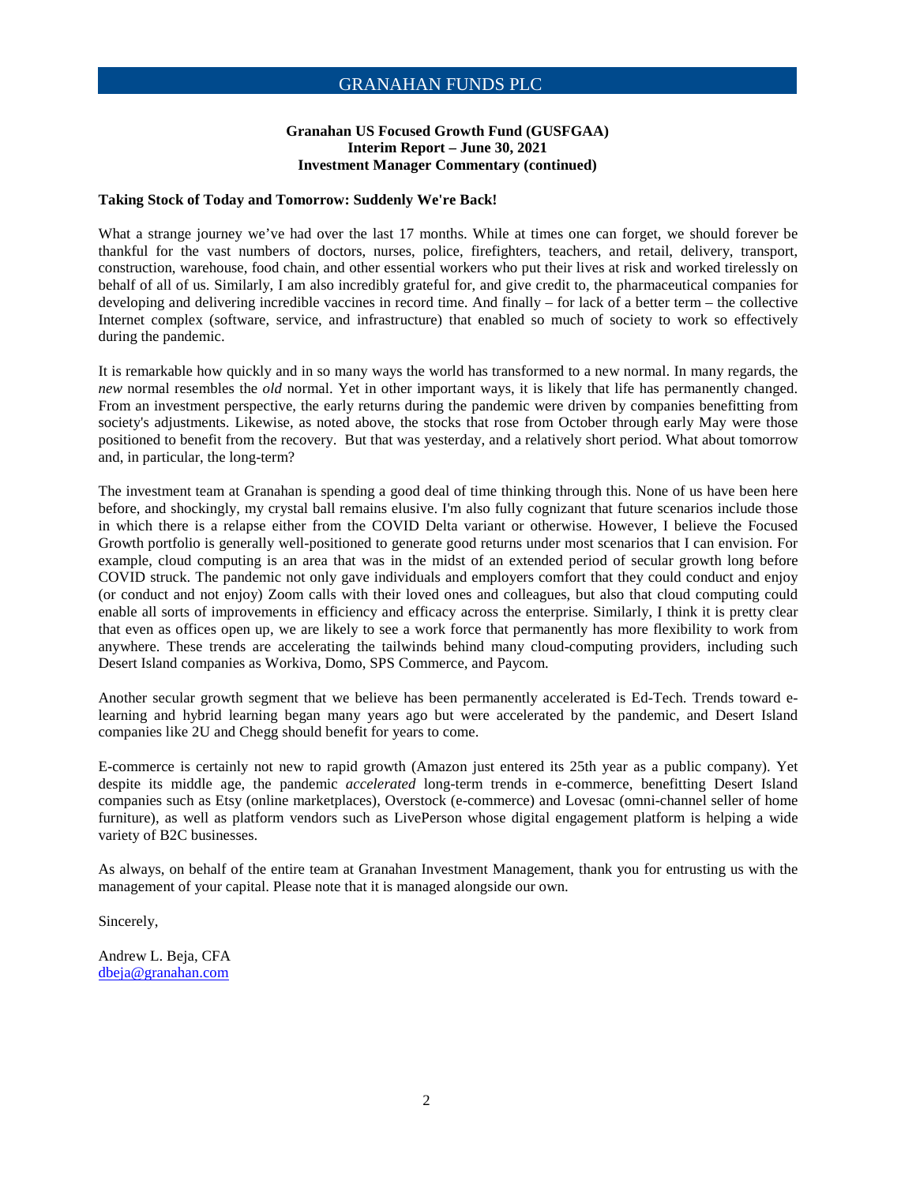**Granahan US Focused Growth Fund (GUSFGAA)**
**Interim Report – June 30, 2021**
**Investment Manager Commentary (continued)**

**Taking Stock of Today and Tomorrow: Suddenly We're Back!**

What a strange journey we've had over the last 17 months. While at times one can forget, we should forever be thankful for the vast numbers of doctors, nurses, police, firefighters, teachers, and retail, delivery, transport, construction, warehouse, food chain, and other essential workers who put their lives at risk and worked tirelessly on behalf of all of us. Similarly, I am also incredibly grateful for, and give credit to, the pharmaceutical companies for developing and delivering incredible vaccines in record time. And finally – for lack of a better term – the collective Internet complex (software, service, and infrastructure) that enabled so much of society to work so effectively during the pandemic.

It is remarkable how quickly and in so many ways the world has transformed to a new normal. In many regards, the *new* normal resembles the *old* normal. Yet in other important ways, it is likely that life has permanently changed. From an investment perspective, the early returns during the pandemic were driven by companies benefitting from society's adjustments. Likewise, as noted above, the stocks that rose from October through early May were those positioned to benefit from the recovery. But that was yesterday, and a relatively short period. What about tomorrow and, in particular, the long-term?

The investment team at Granahan is spending a good deal of time thinking through this. None of us have been here before, and shockingly, my crystal ball remains elusive. I'm also fully cognizant that future scenarios include those in which there is a relapse either from the COVID Delta variant or otherwise. However, I believe the Focused Growth portfolio is generally well-positioned to generate good returns under most scenarios that I can envision. For example, cloud computing is an area that was in the midst of an extended period of secular growth long before COVID struck. The pandemic not only gave individuals and employers comfort that they could conduct and enjoy (or conduct and not enjoy) Zoom calls with their loved ones and colleagues, but also that cloud computing could enable all sorts of improvements in efficiency and efficacy across the enterprise. Similarly, I think it is pretty clear that even as offices open up, we are likely to see a work force that permanently has more flexibility to work from anywhere. These trends are accelerating the tailwinds behind many cloud-computing providers, including such Desert Island companies as Workiva, Domo, SPS Commerce, and Paycom.

Another secular growth segment that we believe has been permanently accelerated is Ed-Tech. Trends toward e-learning and hybrid learning began many years ago but were accelerated by the pandemic, and Desert Island companies like 2U and Chegg should benefit for years to come.

E-commerce is certainly not new to rapid growth (Amazon just entered its 25th year as a public company). Yet despite its middle age, the pandemic *accelerated* long-term trends in e-commerce, benefitting Desert Island companies such as Etsy (online marketplaces), Overstock (e-commerce) and Lovesac (omni-channel seller of home furniture), as well as platform vendors such as LivePerson whose digital engagement platform is helping a wide variety of B2C businesses.

As always, on behalf of the entire team at Granahan Investment Management, thank you for entrusting us with the management of your capital. Please note that it is managed alongside our own.

Sincerely,

Andrew L. Beja, CFA
dbeja@granahan.com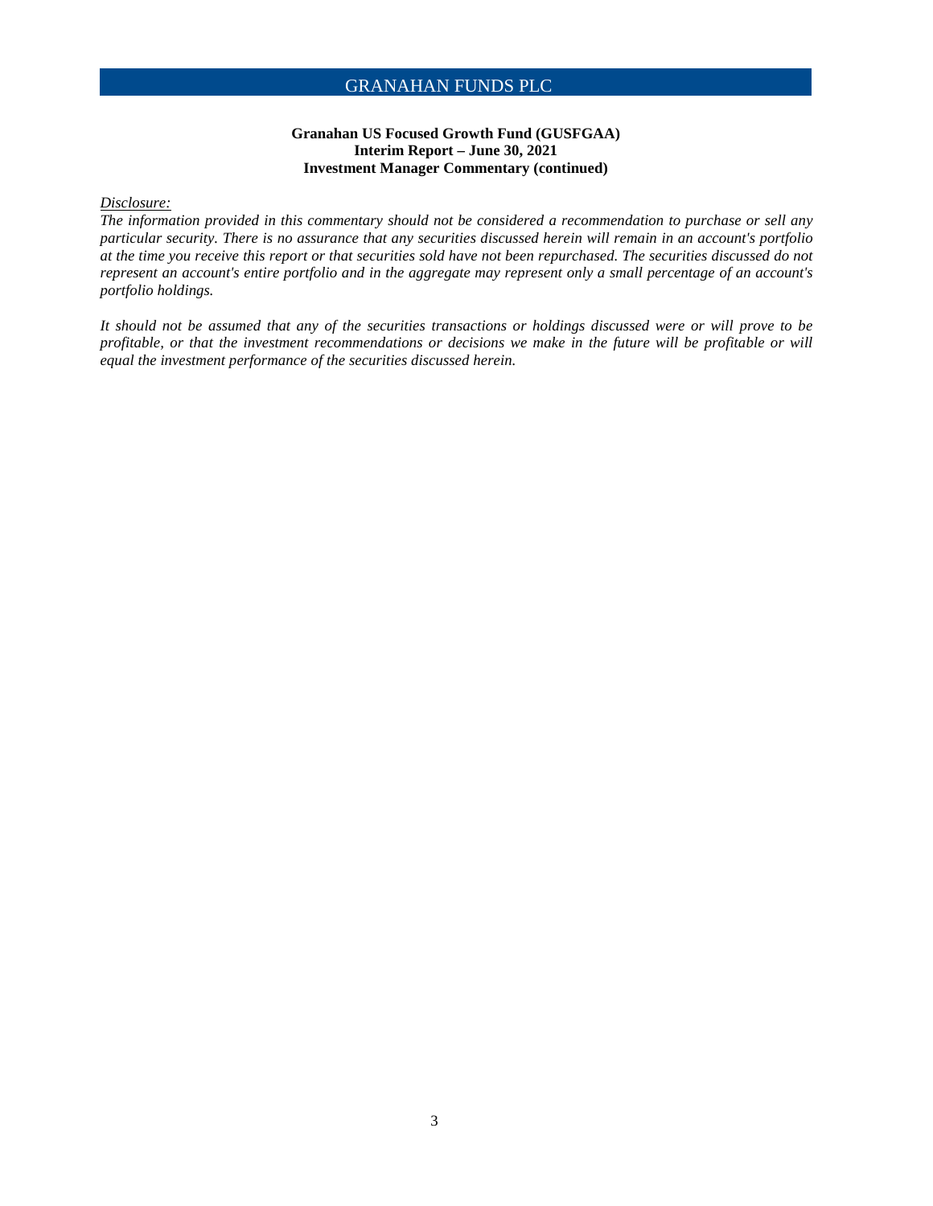**Granahan US Focused Growth Fund (GUSFGAA)**
**Interim Report – June 30, 2021**
**Investment Manager Commentary (continued)**

*Disclosure:*

*The information provided in this commentary should not be considered a recommendation to purchase or sell any particular security. There is no assurance that any securities discussed herein will remain in an account's portfolio at the time you receive this report or that securities sold have not been repurchased. The securities discussed do not represent an account's entire portfolio and in the aggregate may represent only a small percentage of an account's portfolio holdings.*

*It should not be assumed that any of the securities transactions or holdings discussed were or will prove to be profitable, or that the investment recommendations or decisions we make in the future will be profitable or will equal the investment performance of the securities discussed herein.*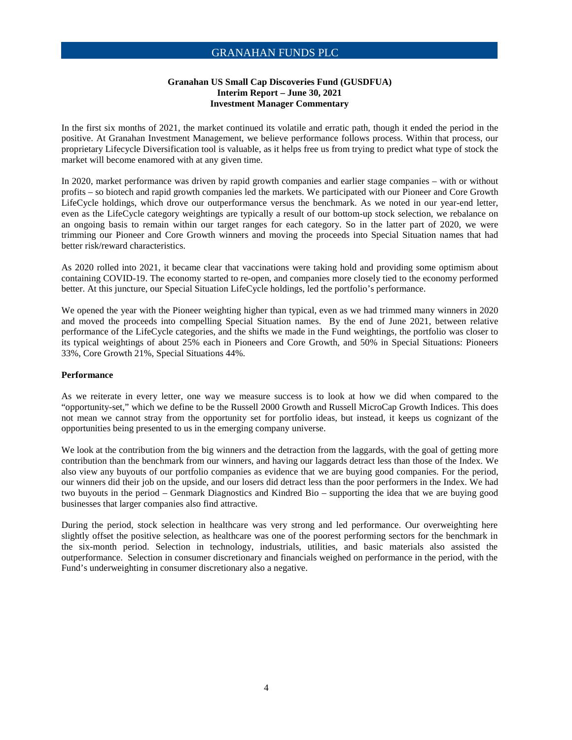## Granahan US Small Cap Discoveries Fund (GUSDFUA)
## Interim Report – June 30, 2021
## Investment Manager Commentary

In the first six months of 2021, the market continued its volatile and erratic path, though it ended the period in the positive. At Granahan Investment Management, we believe performance follows process. Within that process, our proprietary Lifecycle Diversification tool is valuable, as it helps free us from trying to predict what type of stock the market will become enamored with at any given time.

In 2020, market performance was driven by rapid growth companies and earlier stage companies – with or without profits – so biotech and rapid growth companies led the markets. We participated with our Pioneer and Core Growth LifeCycle holdings, which drove our outperformance versus the benchmark. As we noted in our year-end letter, even as the LifeCycle category weightings are typically a result of our bottom-up stock selection, we rebalance on an ongoing basis to remain within our target ranges for each category. So in the latter part of 2020, we were trimming our Pioneer and Core Growth winners and moving the proceeds into Special Situation names that had better risk/reward characteristics.

As 2020 rolled into 2021, it became clear that vaccinations were taking hold and providing some optimism about containing COVID-19. The economy started to re-open, and companies more closely tied to the economy performed better. At this juncture, our Special Situation LifeCycle holdings, led the portfolio's performance.

We opened the year with the Pioneer weighting higher than typical, even as we had trimmed many winners in 2020 and moved the proceeds into compelling Special Situation names. By the end of June 2021, between relative performance of the LifeCycle categories, and the shifts we made in the Fund weightings, the portfolio was closer to its typical weightings of about 25% each in Pioneers and Core Growth, and 50% in Special Situations: Pioneers 33%, Core Growth 21%, Special Situations 44%.

**Performance**

As we reiterate in every letter, one way we measure success is to look at how we did when compared to the "opportunity-set," which we define to be the Russell 2000 Growth and Russell MicroCap Growth Indices. This does not mean we cannot stray from the opportunity set for portfolio ideas, but instead, it keeps us cognizant of the opportunities being presented to us in the emerging company universe.

We look at the contribution from the big winners and the detraction from the laggards, with the goal of getting more contribution than the benchmark from our winners, and having our laggards detract less than those of the Index. We also view any buyouts of our portfolio companies as evidence that we are buying good companies. For the period, our winners did their job on the upside, and our losers did detract less than the poor performers in the Index. We had two buyouts in the period – Genmark Diagnostics and Kindred Bio – supporting the idea that we are buying good businesses that larger companies also find attractive.

During the period, stock selection in healthcare was very strong and led performance. Our overweighting here slightly offset the positive selection, as healthcare was one of the poorest performing sectors for the benchmark in the six-month period. Selection in technology, industrials, utilities, and basic materials also assisted the outperformance. Selection in consumer discretionary and financials weighed on performance in the period, with the Fund's underweighting in consumer discretionary also a negative.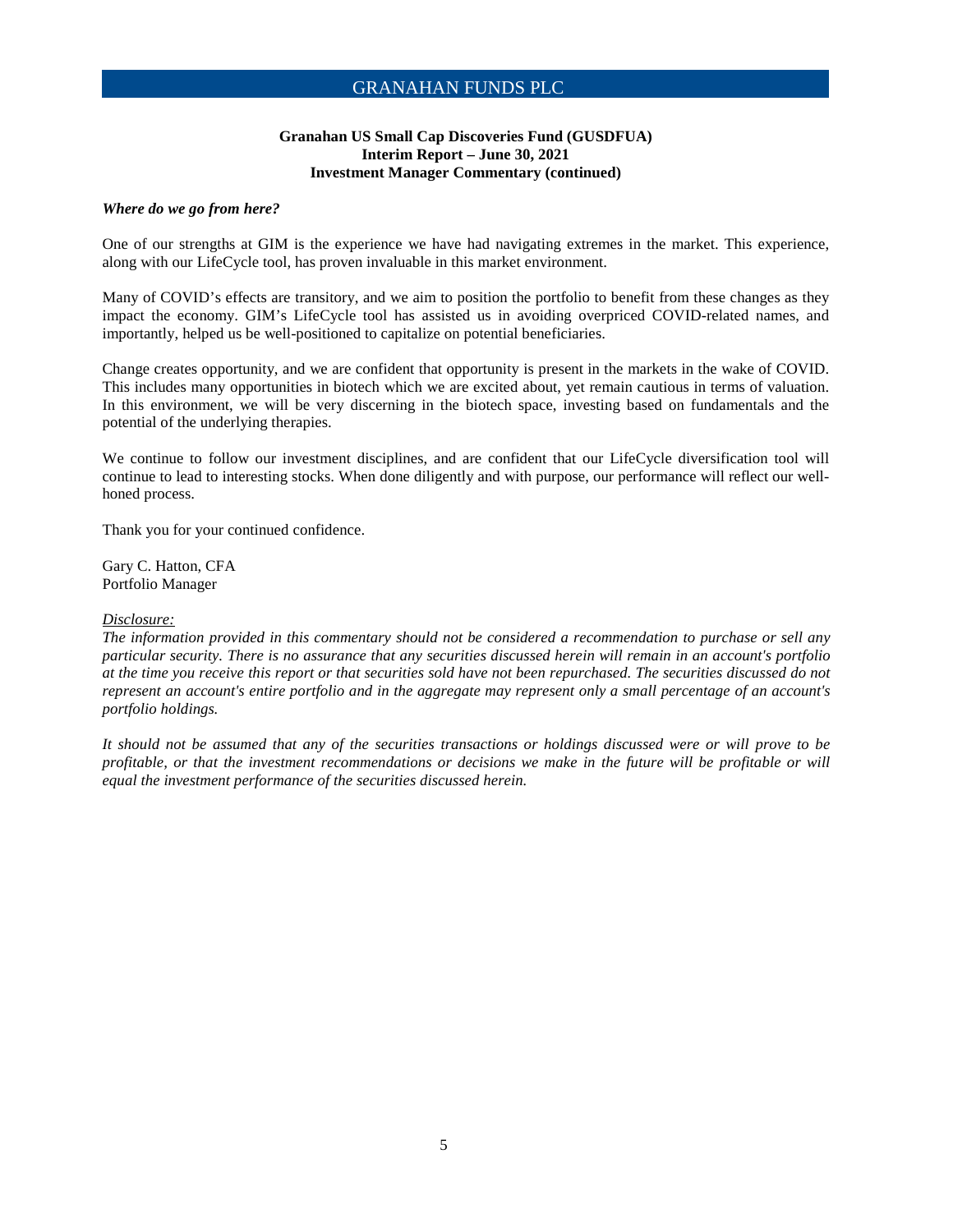**Granahan US Small Cap Discoveries Fund (GUSDFUA)**
**Interim Report – June 30, 2021**
**Investment Manager Commentary (continued)**

***Where do we go from here?***

One of our strengths at GIM is the experience we have had navigating extremes in the market. This experience, along with our LifeCycle tool, has proven invaluable in this market environment.

Many of COVID's effects are transitory, and we aim to position the portfolio to benefit from these changes as they impact the economy. GIM's LifeCycle tool has assisted us in avoiding overpriced COVID-related names, and importantly, helped us be well-positioned to capitalize on potential beneficiaries.

Change creates opportunity, and we are confident that opportunity is present in the markets in the wake of COVID. This includes many opportunities in biotech which we are excited about, yet remain cautious in terms of valuation. In this environment, we will be very discerning in the biotech space, investing based on fundamentals and the potential of the underlying therapies.

We continue to follow our investment disciplines, and are confident that our LifeCycle diversification tool will continue to lead to interesting stocks. When done diligently and with purpose, our performance will reflect our well-honed process.

Thank you for your continued confidence.

Gary C. Hatton, CFA
Portfolio Manager

*Disclosure:*
*The information provided in this commentary should not be considered a recommendation to purchase or sell any particular security. There is no assurance that any securities discussed herein will remain in an account's portfolio at the time you receive this report or that securities sold have not been repurchased. The securities discussed do not represent an account's entire portfolio and in the aggregate may represent only a small percentage of an account's portfolio holdings.*

*It should not be assumed that any of the securities transactions or holdings discussed were or will prove to be profitable, or that the investment recommendations or decisions we make in the future will be profitable or will equal the investment performance of the securities discussed herein.*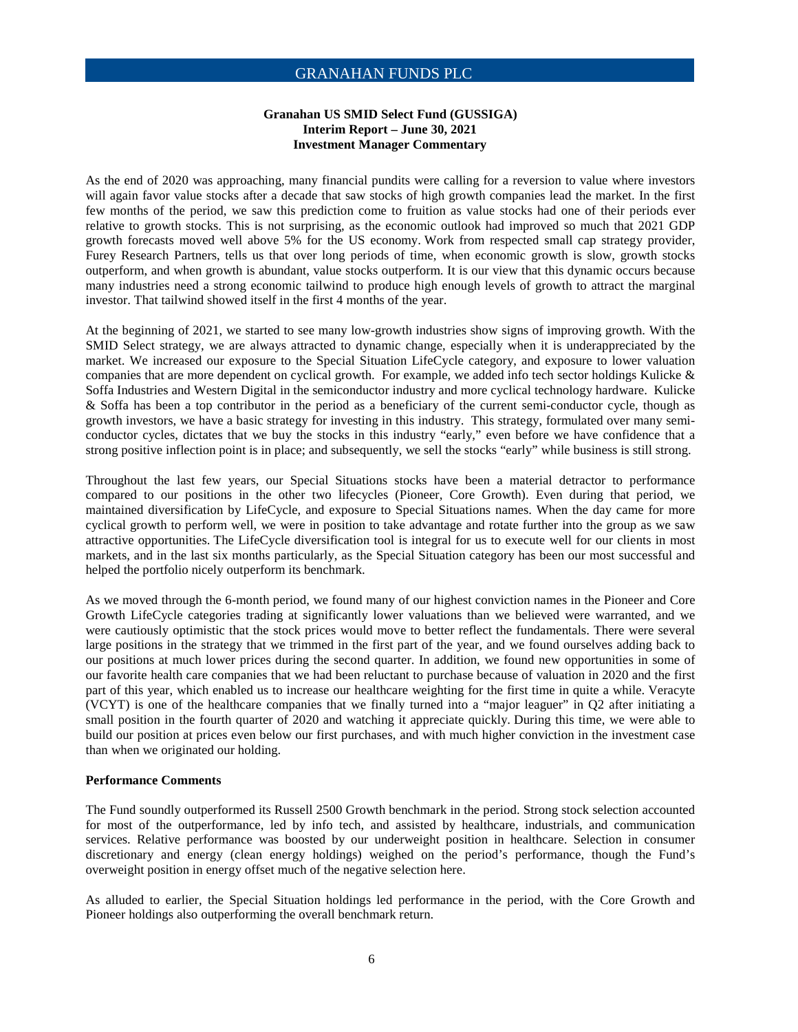### Granahan US SMID Select Fund (GUSSIGA)
### Interim Report – June 30, 2021
### Investment Manager Commentary

As the end of 2020 was approaching, many financial pundits were calling for a reversion to value where investors will again favor value stocks after a decade that saw stocks of high growth companies lead the market. In the first few months of the period, we saw this prediction come to fruition as value stocks had one of their periods ever relative to growth stocks. This is not surprising, as the economic outlook had improved so much that 2021 GDP growth forecasts moved well above 5% for the US economy. Work from respected small cap strategy provider, Furey Research Partners, tells us that over long periods of time, when economic growth is slow, growth stocks outperform, and when growth is abundant, value stocks outperform. It is our view that this dynamic occurs because many industries need a strong economic tailwind to produce high enough levels of growth to attract the marginal investor. That tailwind showed itself in the first 4 months of the year.

At the beginning of 2021, we started to see many low-growth industries show signs of improving growth. With the SMID Select strategy, we are always attracted to dynamic change, especially when it is underappreciated by the market. We increased our exposure to the Special Situation LifeCycle category, and exposure to lower valuation companies that are more dependent on cyclical growth. For example, we added info tech sector holdings Kulicke & Soffa Industries and Western Digital in the semiconductor industry and more cyclical technology hardware. Kulicke & Soffa has been a top contributor in the period as a beneficiary of the current semi-conductor cycle, though as growth investors, we have a basic strategy for investing in this industry. This strategy, formulated over many semi-conductor cycles, dictates that we buy the stocks in this industry "early," even before we have confidence that a strong positive inflection point is in place; and subsequently, we sell the stocks "early" while business is still strong.

Throughout the last few years, our Special Situations stocks have been a material detractor to performance compared to our positions in the other two lifecycles (Pioneer, Core Growth). Even during that period, we maintained diversification by LifeCycle, and exposure to Special Situations names. When the day came for more cyclical growth to perform well, we were in position to take advantage and rotate further into the group as we saw attractive opportunities. The LifeCycle diversification tool is integral for us to execute well for our clients in most markets, and in the last six months particularly, as the Special Situation category has been our most successful and helped the portfolio nicely outperform its benchmark.

As we moved through the 6-month period, we found many of our highest conviction names in the Pioneer and Core Growth LifeCycle categories trading at significantly lower valuations than we believed were warranted, and we were cautiously optimistic that the stock prices would move to better reflect the fundamentals. There were several large positions in the strategy that we trimmed in the first part of the year, and we found ourselves adding back to our positions at much lower prices during the second quarter. In addition, we found new opportunities in some of our favorite health care companies that we had been reluctant to purchase because of valuation in 2020 and the first part of this year, which enabled us to increase our healthcare weighting for the first time in quite a while. Veracyte (VCYT) is one of the healthcare companies that we finally turned into a "major leaguer" in Q2 after initiating a small position in the fourth quarter of 2020 and watching it appreciate quickly. During this time, we were able to build our position at prices even below our first purchases, and with much higher conviction in the investment case than when we originated our holding.

**Performance Comments**

The Fund soundly outperformed its Russell 2500 Growth benchmark in the period. Strong stock selection accounted for most of the outperformance, led by info tech, and assisted by healthcare, industrials, and communication services. Relative performance was boosted by our underweight position in healthcare. Selection in consumer discretionary and energy (clean energy holdings) weighed on the period's performance, though the Fund's overweight position in energy offset much of the negative selection here.

As alluded to earlier, the Special Situation holdings led performance in the period, with the Core Growth and Pioneer holdings also outperforming the overall benchmark return.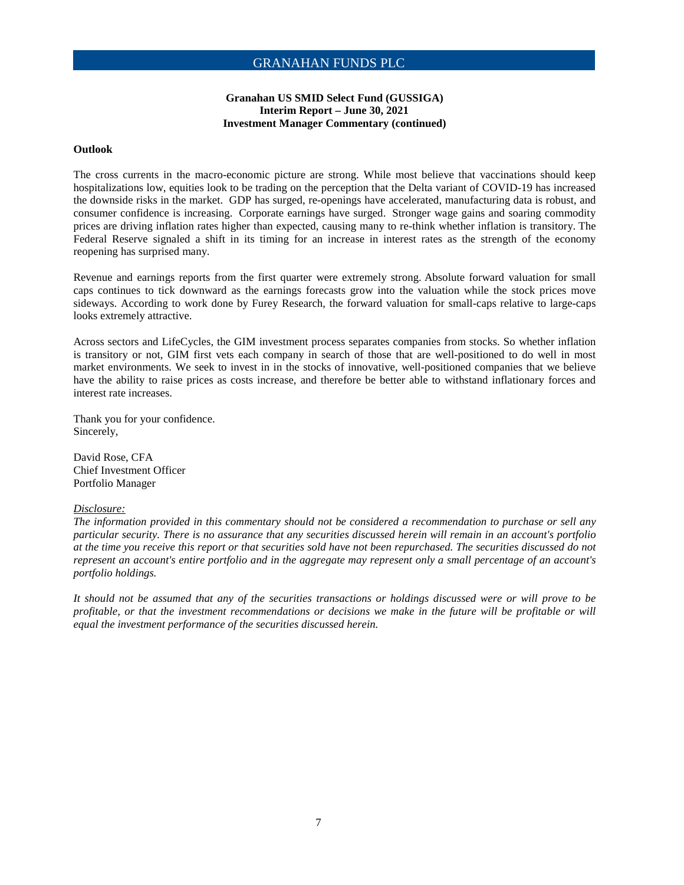**Granahan US SMID Select Fund (GUSSIGA)**
**Interim Report – June 30, 2021**
**Investment Manager Commentary (continued)**

**Outlook**

The cross currents in the macro-economic picture are strong. While most believe that vaccinations should keep hospitalizations low, equities look to be trading on the perception that the Delta variant of COVID-19 has increased the downside risks in the market. GDP has surged, re-openings have accelerated, manufacturing data is robust, and consumer confidence is increasing. Corporate earnings have surged. Stronger wage gains and soaring commodity prices are driving inflation rates higher than expected, causing many to re-think whether inflation is transitory. The Federal Reserve signaled a shift in its timing for an increase in interest rates as the strength of the economy reopening has surprised many.

Revenue and earnings reports from the first quarter were extremely strong. Absolute forward valuation for small caps continues to tick downward as the earnings forecasts grow into the valuation while the stock prices move sideways. According to work done by Furey Research, the forward valuation for small-caps relative to large-caps looks extremely attractive.

Across sectors and LifeCycles, the GIM investment process separates companies from stocks. So whether inflation is transitory or not, GIM first vets each company in search of those that are well-positioned to do well in most market environments. We seek to invest in in the stocks of innovative, well-positioned companies that we believe have the ability to raise prices as costs increase, and therefore be better able to withstand inflationary forces and interest rate increases.

Thank you for your confidence.
Sincerely,

David Rose, CFA
Chief Investment Officer
Portfolio Manager

*Disclosure:*
*The information provided in this commentary should not be considered a recommendation to purchase or sell any particular security. There is no assurance that any securities discussed herein will remain in an account's portfolio at the time you receive this report or that securities sold have not been repurchased. The securities discussed do not represent an account's entire portfolio and in the aggregate may represent only a small percentage of an account's portfolio holdings.*

*It should not be assumed that any of the securities transactions or holdings discussed were or will prove to be profitable, or that the investment recommendations or decisions we make in the future will be profitable or will equal the investment performance of the securities discussed herein.*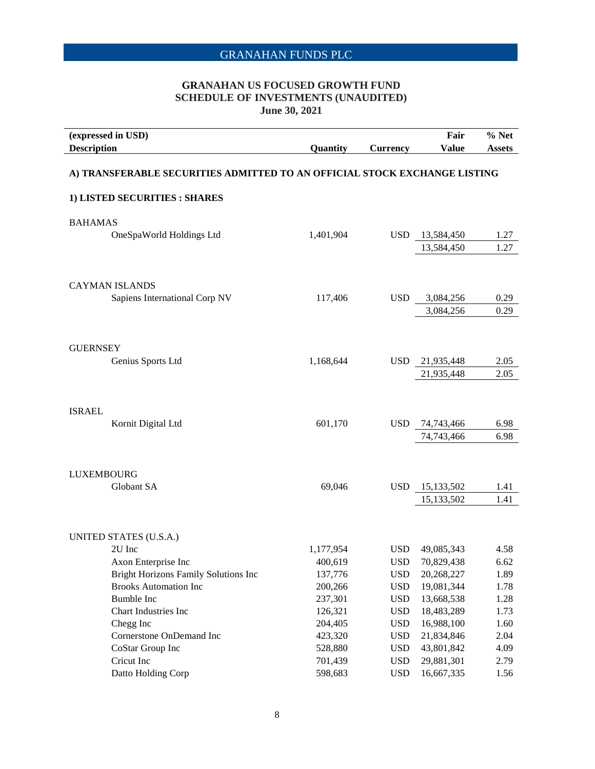## GRANAHAN FUNDS PLC

### GRANAHAN US FOCUSED GROWTH FUND
### SCHEDULE OF INVESTMENTS (UNAUDITED)
### June 30, 2021

| (expressed in USD) Description | Quantity | Currency | Fair Value | % Net Assets |
|---|---|---|---|---|
| **A) TRANSFERABLE SECURITIES ADMITTED TO AN OFFICIAL STOCK EXCHANGE LISTING** | | | | |
| **1) LISTED SECURITIES : SHARES** | | | | |
| BAHAMAS | | | | |
| OneSpaWorld Holdings Ltd | 1,401,904 | USD | 13,584,450 | 1.27 |
| | | | 13,584,450 | 1.27 |
| CAYMAN ISLANDS | | | | |
| Sapiens International Corp NV | 117,406 | USD | 3,084,256 | 0.29 |
| | | | 3,084,256 | 0.29 |
| GUERNSEY | | | | |
| Genius Sports Ltd | 1,168,644 | USD | 21,935,448 | 2.05 |
| | | | 21,935,448 | 2.05 |
| ISRAEL | | | | |
| Kornit Digital Ltd | 601,170 | USD | 74,743,466 | 6.98 |
| | | | 74,743,466 | 6.98 |
| LUXEMBOURG | | | | |
| Globant SA | 69,046 | USD | 15,133,502 | 1.41 |
| | | | 15,133,502 | 1.41 |
| UNITED STATES (U.S.A.) | | | | |
| 2U Inc | 1,177,954 | USD | 49,085,343 | 4.58 |
| Axon Enterprise Inc | 400,619 | USD | 70,829,438 | 6.62 |
| Bright Horizons Family Solutions Inc | 137,776 | USD | 20,268,227 | 1.89 |
| Brooks Automation Inc | 200,266 | USD | 19,081,344 | 1.78 |
| Bumble Inc | 237,301 | USD | 13,668,538 | 1.28 |
| Chart Industries Inc | 126,321 | USD | 18,483,289 | 1.73 |
| Chegg Inc | 204,405 | USD | 16,988,100 | 1.60 |
| Cornerstone OnDemand Inc | 423,320 | USD | 21,834,846 | 2.04 |
| CoStar Group Inc | 528,880 | USD | 43,801,842 | 4.09 |
| Cricut Inc | 701,439 | USD | 29,881,301 | 2.79 |
| Datto Holding Corp | 598,683 | USD | 16,667,335 | 1.56 |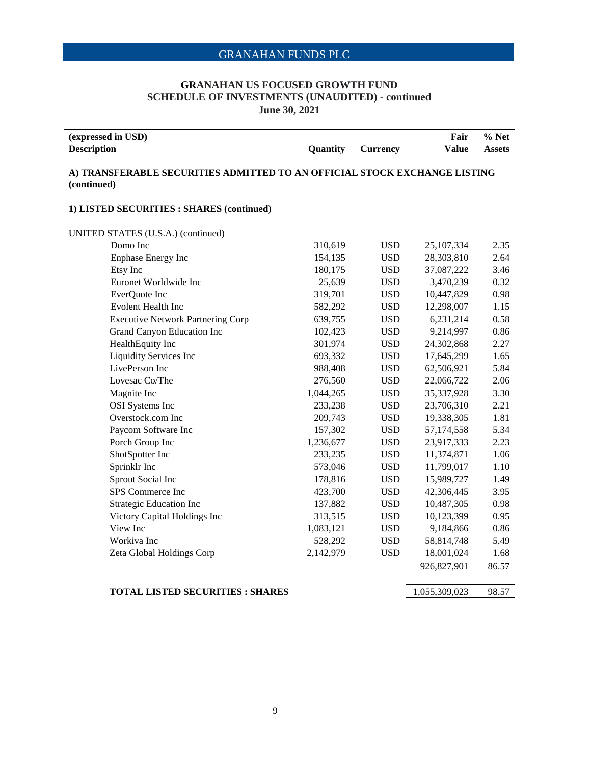## GRANAHAN US FOCUSED GROWTH FUND
## SCHEDULE OF INVESTMENTS (UNAUDITED) - continued
## June 30, 2021

| (expressed in USD)<br>Description | Quantity | Currency | Fair Value | % Net Assets |
|---|---|---|---|---|
| **A) TRANSFERABLE SECURITIES ADMITTED TO AN OFFICIAL STOCK EXCHANGE LISTING (continued)** | | | | |
| **1) LISTED SECURITIES : SHARES (continued)** | | | | |
| UNITED STATES (U.S.A.) (continued) | | | | |
| Domo Inc | 310,619 | USD | 25,107,334 | 2.35 |
| Enphase Energy Inc | 154,135 | USD | 28,303,810 | 2.64 |
| Etsy Inc | 180,175 | USD | 37,087,222 | 3.46 |
| Euronet Worldwide Inc | 25,639 | USD | 3,470,239 | 0.32 |
| EverQuote Inc | 319,701 | USD | 10,447,829 | 0.98 |
| Evolent Health Inc | 582,292 | USD | 12,298,007 | 1.15 |
| Executive Network Partnering Corp | 639,755 | USD | 6,231,214 | 0.58 |
| Grand Canyon Education Inc | 102,423 | USD | 9,214,997 | 0.86 |
| HealthEquity Inc | 301,974 | USD | 24,302,868 | 2.27 |
| Liquidity Services Inc | 693,332 | USD | 17,645,299 | 1.65 |
| LivePerson Inc | 988,408 | USD | 62,506,921 | 5.84 |
| Lovesac Co/The | 276,560 | USD | 22,066,722 | 2.06 |
| Magnite Inc | 1,044,265 | USD | 35,337,928 | 3.30 |
| OSI Systems Inc | 233,238 | USD | 23,706,310 | 2.21 |
| Overstock.com Inc | 209,743 | USD | 19,338,305 | 1.81 |
| Paycom Software Inc | 157,302 | USD | 57,174,558 | 5.34 |
| Porch Group Inc | 1,236,677 | USD | 23,917,333 | 2.23 |
| ShotSpotter Inc | 233,235 | USD | 11,374,871 | 1.06 |
| Sprinklr Inc | 573,046 | USD | 11,799,017 | 1.10 |
| Sprout Social Inc | 178,816 | USD | 15,989,727 | 1.49 |
| SPS Commerce Inc | 423,700 | USD | 42,306,445 | 3.95 |
| Strategic Education Inc | 137,882 | USD | 10,487,305 | 0.98 |
| Victory Capital Holdings Inc | 313,515 | USD | 10,123,399 | 0.95 |
| View Inc | 1,083,121 | USD | 9,184,866 | 0.86 |
| Workiva Inc | 528,292 | USD | 58,814,748 | 5.49 |
| Zeta Global Holdings Corp | 2,142,979 | USD | 18,001,024 | 1.68 |
| | | | 926,827,901 | 86.57 |
| **TOTAL LISTED SECURITIES : SHARES** | | | 1,055,309,023 | 98.57 |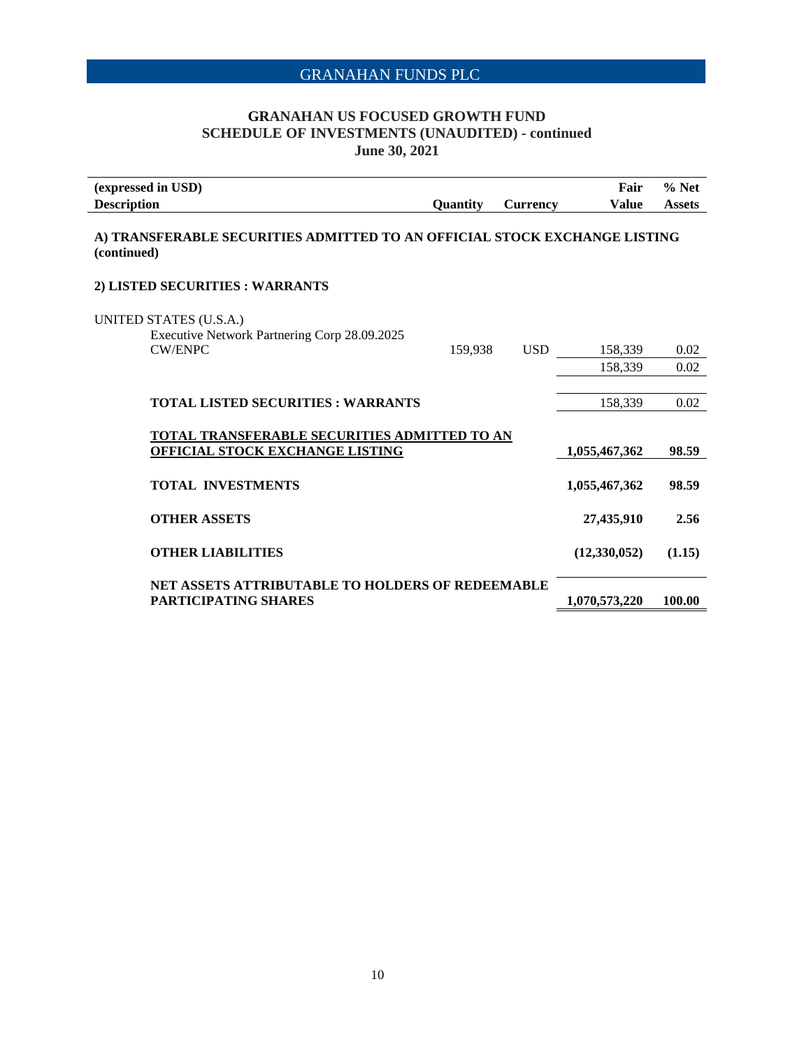GRANAHAN FUNDS PLC

## GRANAHAN US FOCUSED GROWTH FUND
## SCHEDULE OF INVESTMENTS (UNAUDITED) - continued
## June 30, 2021

| (expressed in USD) Description | Quantity | Currency | Fair Value | % Net Assets |
|---|---|---|---|---|
| **A) TRANSFERABLE SECURITIES ADMITTED TO AN OFFICIAL STOCK EXCHANGE LISTING (continued)** | | | | |
| **2) LISTED SECURITIES : WARRANTS** | | | | |
| UNITED STATES (U.S.A.) | | | | |
| Executive Network Partnering Corp 28.09.2025 CW/ENPC | 159,938 | USD | 158,339 | 0.02 |
| | | | 158,339 | 0.02 |
| **TOTAL LISTED SECURITIES : WARRANTS** | | | 158,339 | 0.02 |
| **TOTAL TRANSFERABLE SECURITIES ADMITTED TO AN OFFICIAL STOCK EXCHANGE LISTING** | | | **1,055,467,362** | **98.59** |
| **TOTAL INVESTMENTS** | | | **1,055,467,362** | **98.59** |
| **OTHER ASSETS** | | | **27,435,910** | **2.56** |
| **OTHER LIABILITIES** | | | **(12,330,052)** | **(1.15)** |
| **NET ASSETS ATTRIBUTABLE TO HOLDERS OF REDEEMABLE PARTICIPATING SHARES** | | | **1,070,573,220** | **100.00** |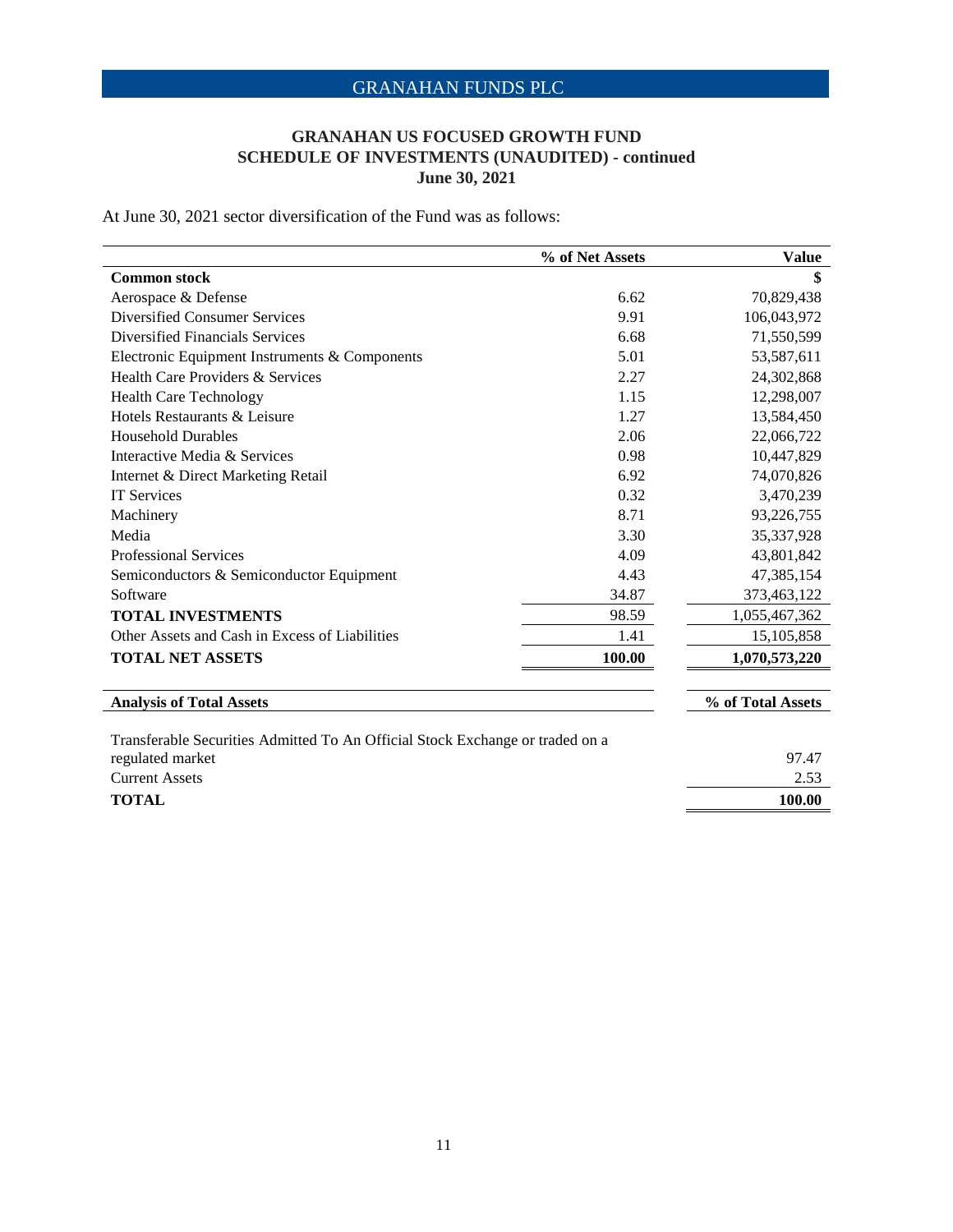## GRANAHAN US FOCUSED GROWTH FUND
## SCHEDULE OF INVESTMENTS (UNAUDITED) - continued
## June 30, 2021

At June 30, 2021 sector diversification of the Fund was as follows:

| | % of Net Assets | Value |
|---|---|---|
| **Common stock** | | **$** |
| Aerospace & Defense | 6.62 | 70,829,438 |
| Diversified Consumer Services | 9.91 | 106,043,972 |
| Diversified Financials Services | 6.68 | 71,550,599 |
| Electronic Equipment Instruments & Components | 5.01 | 53,587,611 |
| Health Care Providers & Services | 2.27 | 24,302,868 |
| Health Care Technology | 1.15 | 12,298,007 |
| Hotels Restaurants & Leisure | 1.27 | 13,584,450 |
| Household Durables | 2.06 | 22,066,722 |
| Interactive Media & Services | 0.98 | 10,447,829 |
| Internet & Direct Marketing Retail | 6.92 | 74,070,826 |
| IT Services | 0.32 | 3,470,239 |
| Machinery | 8.71 | 93,226,755 |
| Media | 3.30 | 35,337,928 |
| Professional Services | 4.09 | 43,801,842 |
| Semiconductors & Semiconductor Equipment | 4.43 | 47,385,154 |
| Software | 34.87 | 373,463,122 |
| **TOTAL INVESTMENTS** | 98.59 | 1,055,467,362 |
| Other Assets and Cash in Excess of Liabilities | 1.41 | 15,105,858 |
| **TOTAL NET ASSETS** | **100.00** | **1,070,573,220** |

| **Analysis of Total Assets** | **% of Total Assets** |
|---|---|
| Transferable Securities Admitted To An Official Stock Exchange or traded on a regulated market | 97.47 |
| Current Assets | 2.53 |
| **TOTAL** | **100.00** |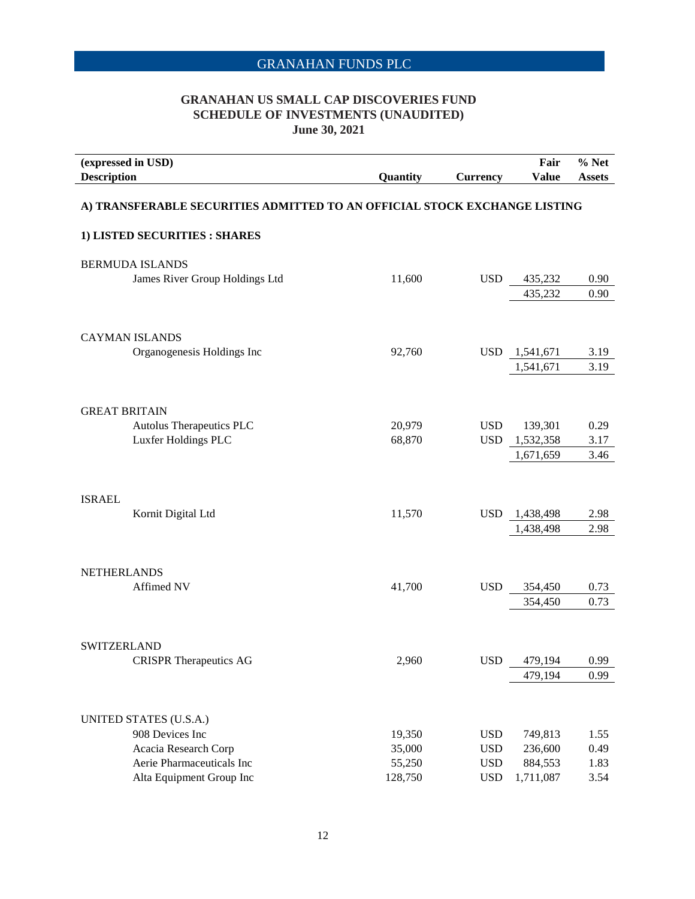GRANAHAN FUNDS PLC

**GRANAHAN US SMALL CAP DISCOVERIES FUND**
**SCHEDULE OF INVESTMENTS (UNAUDITED)**
**June 30, 2021**

| (expressed in USD) Description | Quantity | Currency | Fair Value | % Net Assets |
|---|---|---|---|---|
| **A) TRANSFERABLE SECURITIES ADMITTED TO AN OFFICIAL STOCK EXCHANGE LISTING** | | | | |
| **1) LISTED SECURITIES : SHARES** | | | | |
| BERMUDA ISLANDS | | | | |
| James River Group Holdings Ltd | 11,600 | USD | 435,232 | 0.90 |
| | | | 435,232 | 0.90 |
| CAYMAN ISLANDS | | | | |
| Organogenesis Holdings Inc | 92,760 | USD | 1,541,671 | 3.19 |
| | | | 1,541,671 | 3.19 |
| GREAT BRITAIN | | | | |
| Autolus Therapeutics PLC | 20,979 | USD | 139,301 | 0.29 |
| Luxfer Holdings PLC | 68,870 | USD | 1,532,358 | 3.17 |
| | | | 1,671,659 | 3.46 |
| ISRAEL | | | | |
| Kornit Digital Ltd | 11,570 | USD | 1,438,498 | 2.98 |
| | | | 1,438,498 | 2.98 |
| NETHERLANDS | | | | |
| Affimed NV | 41,700 | USD | 354,450 | 0.73 |
| | | | 354,450 | 0.73 |
| SWITZERLAND | | | | |
| CRISPR Therapeutics AG | 2,960 | USD | 479,194 | 0.99 |
| | | | 479,194 | 0.99 |
| UNITED STATES (U.S.A.) | | | | |
| 908 Devices Inc | 19,350 | USD | 749,813 | 1.55 |
| Acacia Research Corp | 35,000 | USD | 236,600 | 0.49 |
| Aerie Pharmaceuticals Inc | 55,250 | USD | 884,553 | 1.83 |
| Alta Equipment Group Inc | 128,750 | USD | 1,711,087 | 3.54 |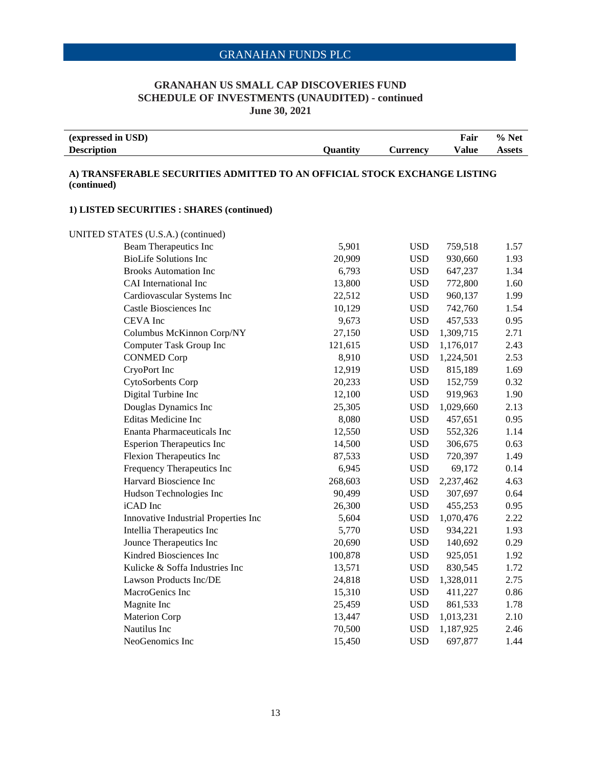## GRANAHAN US SMALL CAP DISCOVERIES FUND
## SCHEDULE OF INVESTMENTS (UNAUDITED) - continued
## June 30, 2021

| (expressed in USD) Description | Quantity | Currency | Fair Value | % Net Assets |
|---|---|---|---|---|
| **A) TRANSFERABLE SECURITIES ADMITTED TO AN OFFICIAL STOCK EXCHANGE LISTING (continued)** | | | | |
| **1) LISTED SECURITIES : SHARES (continued)** | | | | |
| UNITED STATES (U.S.A.) (continued) | | | | |
| Beam Therapeutics Inc | 5,901 | USD | 759,518 | 1.57 |
| BioLife Solutions Inc | 20,909 | USD | 930,660 | 1.93 |
| Brooks Automation Inc | 6,793 | USD | 647,237 | 1.34 |
| CAI International Inc | 13,800 | USD | 772,800 | 1.60 |
| Cardiovascular Systems Inc | 22,512 | USD | 960,137 | 1.99 |
| Castle Biosciences Inc | 10,129 | USD | 742,760 | 1.54 |
| CEVA Inc | 9,673 | USD | 457,533 | 0.95 |
| Columbus McKinnon Corp/NY | 27,150 | USD | 1,309,715 | 2.71 |
| Computer Task Group Inc | 121,615 | USD | 1,176,017 | 2.43 |
| CONMED Corp | 8,910 | USD | 1,224,501 | 2.53 |
| CryoPort Inc | 12,919 | USD | 815,189 | 1.69 |
| CytoSorbents Corp | 20,233 | USD | 152,759 | 0.32 |
| Digital Turbine Inc | 12,100 | USD | 919,963 | 1.90 |
| Douglas Dynamics Inc | 25,305 | USD | 1,029,660 | 2.13 |
| Editas Medicine Inc | 8,080 | USD | 457,651 | 0.95 |
| Enanta Pharmaceuticals Inc | 12,550 | USD | 552,326 | 1.14 |
| Esperion Therapeutics Inc | 14,500 | USD | 306,675 | 0.63 |
| Flexion Therapeutics Inc | 87,533 | USD | 720,397 | 1.49 |
| Frequency Therapeutics Inc | 6,945 | USD | 69,172 | 0.14 |
| Harvard Bioscience Inc | 268,603 | USD | 2,237,462 | 4.63 |
| Hudson Technologies Inc | 90,499 | USD | 307,697 | 0.64 |
| iCAD Inc | 26,300 | USD | 455,253 | 0.95 |
| Innovative Industrial Properties Inc | 5,604 | USD | 1,070,476 | 2.22 |
| Intellia Therapeutics Inc | 5,770 | USD | 934,221 | 1.93 |
| Jounce Therapeutics Inc | 20,690 | USD | 140,692 | 0.29 |
| Kindred Biosciences Inc | 100,878 | USD | 925,051 | 1.92 |
| Kulicke & Soffa Industries Inc | 13,571 | USD | 830,545 | 1.72 |
| Lawson Products Inc/DE | 24,818 | USD | 1,328,011 | 2.75 |
| MacroGenics Inc | 15,310 | USD | 411,227 | 0.86 |
| Magnite Inc | 25,459 | USD | 861,533 | 1.78 |
| Materion Corp | 13,447 | USD | 1,013,231 | 2.10 |
| Nautilus Inc | 70,500 | USD | 1,187,925 | 2.46 |
| NeoGenomics Inc | 15,450 | USD | 697,877 | 1.44 |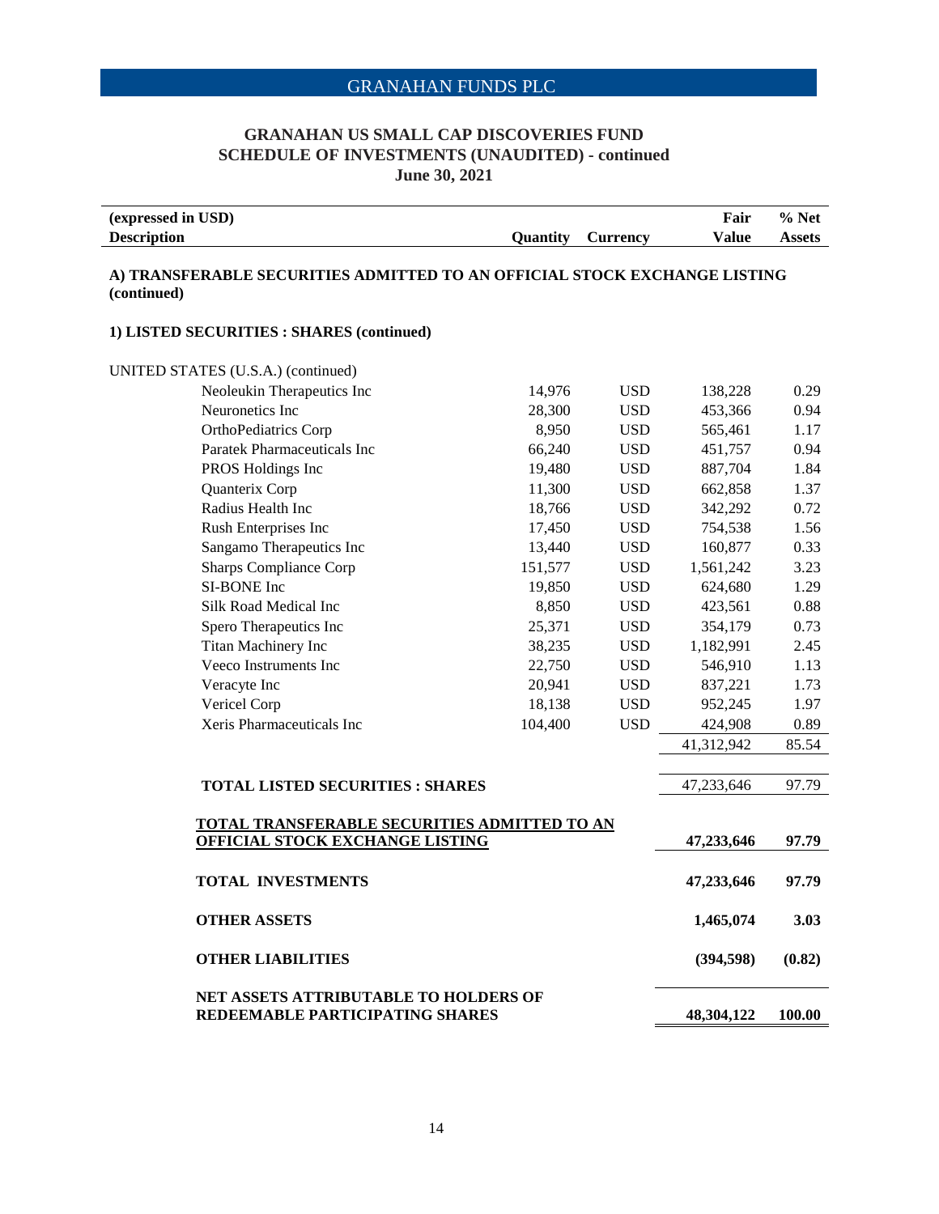# GRANAHAN FUNDS PLC

## GRANAHAN US SMALL CAP DISCOVERIES FUND
## SCHEDULE OF INVESTMENTS (UNAUDITED) - continued
## June 30, 2021

| (expressed in USD)<br>Description | Quantity | Currency | Fair Value | % Net Assets |
|---|---|---|---|---|
| **A) TRANSFERABLE SECURITIES ADMITTED TO AN OFFICIAL STOCK EXCHANGE LISTING (continued)** | | | | |
| **1) LISTED SECURITIES : SHARES (continued)** | | | | |
| UNITED STATES (U.S.A.) (continued) | | | | |
| Neoleukin Therapeutics Inc | 14,976 | USD | 138,228 | 0.29 |
| Neuronetics Inc | 28,300 | USD | 453,366 | 0.94 |
| OrthoPediatrics Corp | 8,950 | USD | 565,461 | 1.17 |
| Paratek Pharmaceuticals Inc | 66,240 | USD | 451,757 | 0.94 |
| PROS Holdings Inc | 19,480 | USD | 887,704 | 1.84 |
| Quanterix Corp | 11,300 | USD | 662,858 | 1.37 |
| Radius Health Inc | 18,766 | USD | 342,292 | 0.72 |
| Rush Enterprises Inc | 17,450 | USD | 754,538 | 1.56 |
| Sangamo Therapeutics Inc | 13,440 | USD | 160,877 | 0.33 |
| Sharps Compliance Corp | 151,577 | USD | 1,561,242 | 3.23 |
| SI-BONE Inc | 19,850 | USD | 624,680 | 1.29 |
| Silk Road Medical Inc | 8,850 | USD | 423,561 | 0.88 |
| Spero Therapeutics Inc | 25,371 | USD | 354,179 | 0.73 |
| Titan Machinery Inc | 38,235 | USD | 1,182,991 | 2.45 |
| Veeco Instruments Inc | 22,750 | USD | 546,910 | 1.13 |
| Veracyte Inc | 20,941 | USD | 837,221 | 1.73 |
| Vericel Corp | 18,138 | USD | 952,245 | 1.97 |
| Xeris Pharmaceuticals Inc | 104,400 | USD | 424,908 | 0.89 |
| | | | 41,312,942 | 85.54 |
| **TOTAL LISTED SECURITIES : SHARES** | | | 47,233,646 | 97.79 |
| **TOTAL TRANSFERABLE SECURITIES ADMITTED TO AN OFFICIAL STOCK EXCHANGE LISTING** | | | **47,233,646** | **97.79** |
| **TOTAL INVESTMENTS** | | | **47,233,646** | **97.79** |
| **OTHER ASSETS** | | | **1,465,074** | **3.03** |
| **OTHER LIABILITIES** | | | **(394,598)** | **(0.82)** |
| **NET ASSETS ATTRIBUTABLE TO HOLDERS OF REDEEMABLE PARTICIPATING SHARES** | | | **48,304,122** | **100.00** |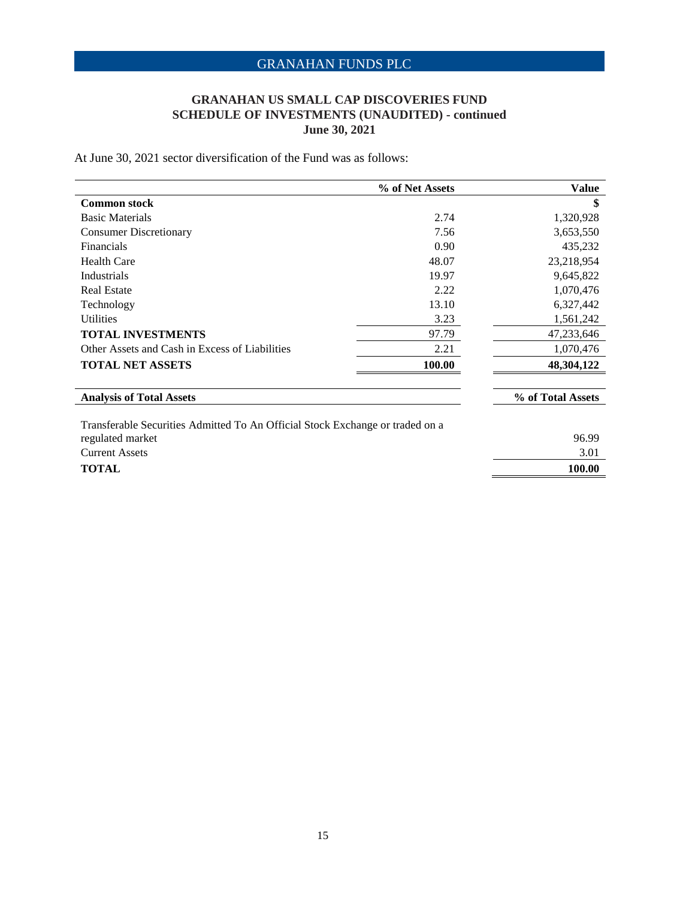GRANAHAN FUNDS PLC

## GRANAHAN US SMALL CAP DISCOVERIES FUND
## SCHEDULE OF INVESTMENTS (UNAUDITED) - continued
## June 30, 2021

At June 30, 2021 sector diversification of the Fund was as follows:

| | % of Net Assets | Value |
|---|---|---|
| **Common stock** | | **$** |
| Basic Materials | 2.74 | 1,320,928 |
| Consumer Discretionary | 7.56 | 3,653,550 |
| Financials | 0.90 | 435,232 |
| Health Care | 48.07 | 23,218,954 |
| Industrials | 19.97 | 9,645,822 |
| Real Estate | 2.22 | 1,070,476 |
| Technology | 13.10 | 6,327,442 |
| Utilities | 3.23 | 1,561,242 |
| **TOTAL INVESTMENTS** | 97.79 | 47,233,646 |
| Other Assets and Cash in Excess of Liabilities | 2.21 | 1,070,476 |
| **TOTAL NET ASSETS** | **100.00** | **48,304,122** |

| Analysis of Total Assets | % of Total Assets |
|---|---|
| Transferable Securities Admitted To An Official Stock Exchange or traded on a regulated market | 96.99 |
| Current Assets | 3.01 |
| **TOTAL** | **100.00** |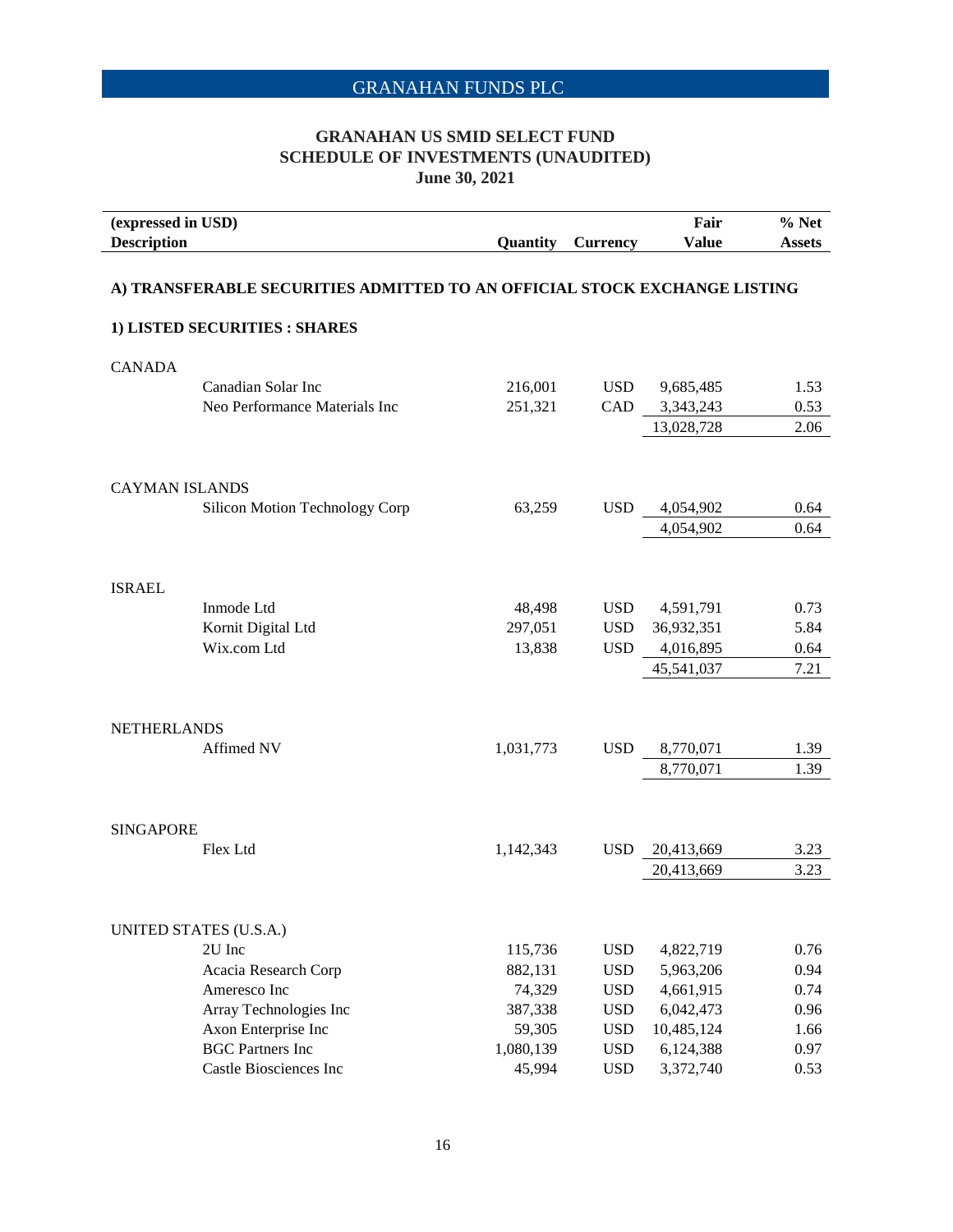GRANAHAN FUNDS PLC

## GRANAHAN US SMID SELECT FUND
## SCHEDULE OF INVESTMENTS (UNAUDITED)
## June 30, 2021

| (expressed in USD) Description | Quantity | Currency | Fair Value | % Net Assets |
|---|---|---|---|---|
| **A) TRANSFERABLE SECURITIES ADMITTED TO AN OFFICIAL STOCK EXCHANGE LISTING** | | | | |
| **1) LISTED SECURITIES : SHARES** | | | | |
| CANADA | | | | |
| Canadian Solar Inc | 216,001 | USD | 9,685,485 | 1.53 |
| Neo Performance Materials Inc | 251,321 | CAD | 3,343,243 | 0.53 |
| | | | 13,028,728 | 2.06 |
| CAYMAN ISLANDS | | | | |
| Silicon Motion Technology Corp | 63,259 | USD | 4,054,902 | 0.64 |
| | | | 4,054,902 | 0.64 |
| ISRAEL | | | | |
| Inmode Ltd | 48,498 | USD | 4,591,791 | 0.73 |
| Kornit Digital Ltd | 297,051 | USD | 36,932,351 | 5.84 |
| Wix.com Ltd | 13,838 | USD | 4,016,895 | 0.64 |
| | | | 45,541,037 | 7.21 |
| NETHERLANDS | | | | |
| Affimed NV | 1,031,773 | USD | 8,770,071 | 1.39 |
| | | | 8,770,071 | 1.39 |
| SINGAPORE | | | | |
| Flex Ltd | 1,142,343 | USD | 20,413,669 | 3.23 |
| | | | 20,413,669 | 3.23 |
| UNITED STATES (U.S.A.) | | | | |
| 2U Inc | 115,736 | USD | 4,822,719 | 0.76 |
| Acacia Research Corp | 882,131 | USD | 5,963,206 | 0.94 |
| Ameresco Inc | 74,329 | USD | 4,661,915 | 0.74 |
| Array Technologies Inc | 387,338 | USD | 6,042,473 | 0.96 |
| Axon Enterprise Inc | 59,305 | USD | 10,485,124 | 1.66 |
| BGC Partners Inc | 1,080,139 | USD | 6,124,388 | 0.97 |
| Castle Biosciences Inc | 45,994 | USD | 3,372,740 | 0.53 |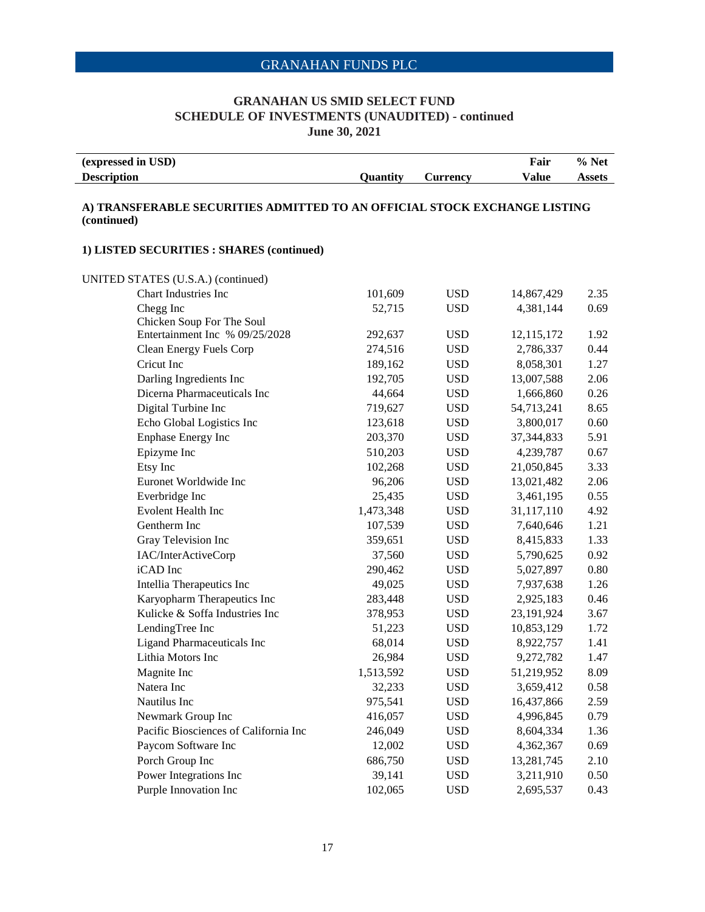# GRANAHAN FUNDS PLC

## GRANAHAN US SMID SELECT FUND
## SCHEDULE OF INVESTMENTS (UNAUDITED) - continued
## June 30, 2021

| (expressed in USD)<br>Description | Quantity | Currency | Fair<br>Value | % Net<br>Assets |
|---|---|---|---|---|
| **A) TRANSFERABLE SECURITIES ADMITTED TO AN OFFICIAL STOCK EXCHANGE LISTING (continued)** | | | | |
| **1) LISTED SECURITIES : SHARES (continued)** | | | | |
| UNITED STATES (U.S.A.) (continued) | | | | |
| Chart Industries Inc | 101,609 | USD | 14,867,429 | 2.35 |
| Chegg Inc | 52,715 | USD | 4,381,144 | 0.69 |
| Chicken Soup For The Soul Entertainment Inc % 09/25/2028 | 292,637 | USD | 12,115,172 | 1.92 |
| Clean Energy Fuels Corp | 274,516 | USD | 2,786,337 | 0.44 |
| Cricut Inc | 189,162 | USD | 8,058,301 | 1.27 |
| Darling Ingredients Inc | 192,705 | USD | 13,007,588 | 2.06 |
| Dicerna Pharmaceuticals Inc | 44,664 | USD | 1,666,860 | 0.26 |
| Digital Turbine Inc | 719,627 | USD | 54,713,241 | 8.65 |
| Echo Global Logistics Inc | 123,618 | USD | 3,800,017 | 0.60 |
| Enphase Energy Inc | 203,370 | USD | 37,344,833 | 5.91 |
| Epizyme Inc | 510,203 | USD | 4,239,787 | 0.67 |
| Etsy Inc | 102,268 | USD | 21,050,845 | 3.33 |
| Euronet Worldwide Inc | 96,206 | USD | 13,021,482 | 2.06 |
| Everbridge Inc | 25,435 | USD | 3,461,195 | 0.55 |
| Evolent Health Inc | 1,473,348 | USD | 31,117,110 | 4.92 |
| Gentherm Inc | 107,539 | USD | 7,640,646 | 1.21 |
| Gray Television Inc | 359,651 | USD | 8,415,833 | 1.33 |
| IAC/InterActiveCorp | 37,560 | USD | 5,790,625 | 0.92 |
| iCAD Inc | 290,462 | USD | 5,027,897 | 0.80 |
| Intellia Therapeutics Inc | 49,025 | USD | 7,937,638 | 1.26 |
| Karyopharm Therapeutics Inc | 283,448 | USD | 2,925,183 | 0.46 |
| Kulicke & Soffa Industries Inc | 378,953 | USD | 23,191,924 | 3.67 |
| LendingTree Inc | 51,223 | USD | 10,853,129 | 1.72 |
| Ligand Pharmaceuticals Inc | 68,014 | USD | 8,922,757 | 1.41 |
| Lithia Motors Inc | 26,984 | USD | 9,272,782 | 1.47 |
| Magnite Inc | 1,513,592 | USD | 51,219,952 | 8.09 |
| Natera Inc | 32,233 | USD | 3,659,412 | 0.58 |
| Nautilus Inc | 975,541 | USD | 16,437,866 | 2.59 |
| Newmark Group Inc | 416,057 | USD | 4,996,845 | 0.79 |
| Pacific Biosciences of California Inc | 246,049 | USD | 8,604,334 | 1.36 |
| Paycom Software Inc | 12,002 | USD | 4,362,367 | 0.69 |
| Porch Group Inc | 686,750 | USD | 13,281,745 | 2.10 |
| Power Integrations Inc | 39,141 | USD | 3,211,910 | 0.50 |
| Purple Innovation Inc | 102,065 | USD | 2,695,537 | 0.43 |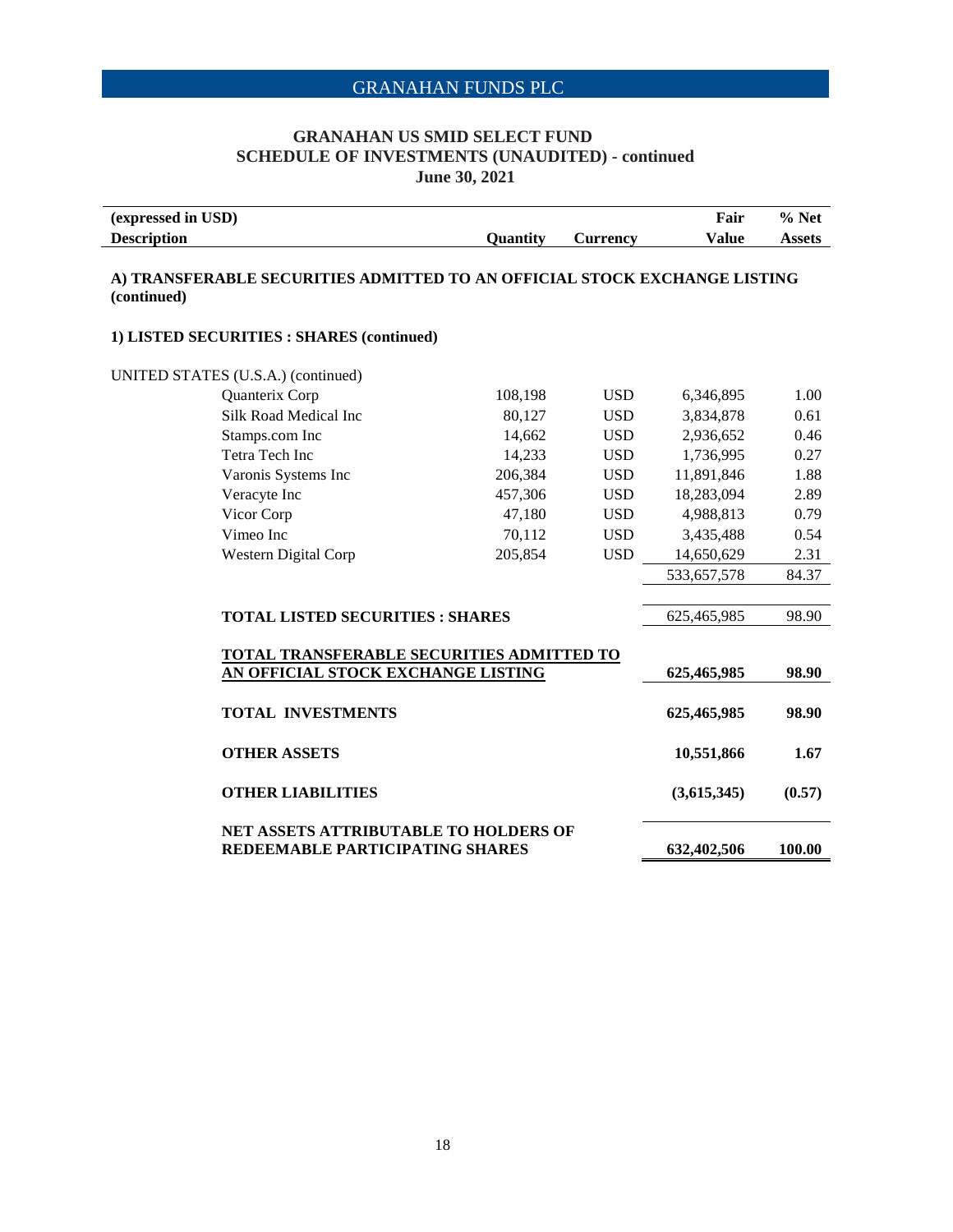GRANAHAN FUNDS PLC

## GRANAHAN US SMID SELECT FUND
## SCHEDULE OF INVESTMENTS (UNAUDITED) - continued
## June 30, 2021

| (expressed in USD) Description | Quantity | Currency | Fair Value | % Net Assets |
|---|---|---|---|---|
| **A) TRANSFERABLE SECURITIES ADMITTED TO AN OFFICIAL STOCK EXCHANGE LISTING (continued)** | | | | |
| **1) LISTED SECURITIES : SHARES (continued)** | | | | |
| UNITED STATES (U.S.A.) (continued) | | | | |
| Quanterix Corp | 108,198 | USD | 6,346,895 | 1.00 |
| Silk Road Medical Inc | 80,127 | USD | 3,834,878 | 0.61 |
| Stamps.com Inc | 14,662 | USD | 2,936,652 | 0.46 |
| Tetra Tech Inc | 14,233 | USD | 1,736,995 | 0.27 |
| Varonis Systems Inc | 206,384 | USD | 11,891,846 | 1.88 |
| Veracyte Inc | 457,306 | USD | 18,283,094 | 2.89 |
| Vicor Corp | 47,180 | USD | 4,988,813 | 0.79 |
| Vimeo Inc | 70,112 | USD | 3,435,488 | 0.54 |
| Western Digital Corp | 205,854 | USD | 14,650,629 | 2.31 |
| | | | 533,657,578 | 84.37 |
| **TOTAL LISTED SECURITIES : SHARES** | | | 625,465,985 | 98.90 |
| **TOTAL TRANSFERABLE SECURITIES ADMITTED TO AN OFFICIAL STOCK EXCHANGE LISTING** | | | **625,465,985** | **98.90** |
| **TOTAL INVESTMENTS** | | | **625,465,985** | **98.90** |
| **OTHER ASSETS** | | | **10,551,866** | **1.67** |
| **OTHER LIABILITIES** | | | **(3,615,345)** | **(0.57)** |
| **NET ASSETS ATTRIBUTABLE TO HOLDERS OF REDEEMABLE PARTICIPATING SHARES** | | | **632,402,506** | **100.00** |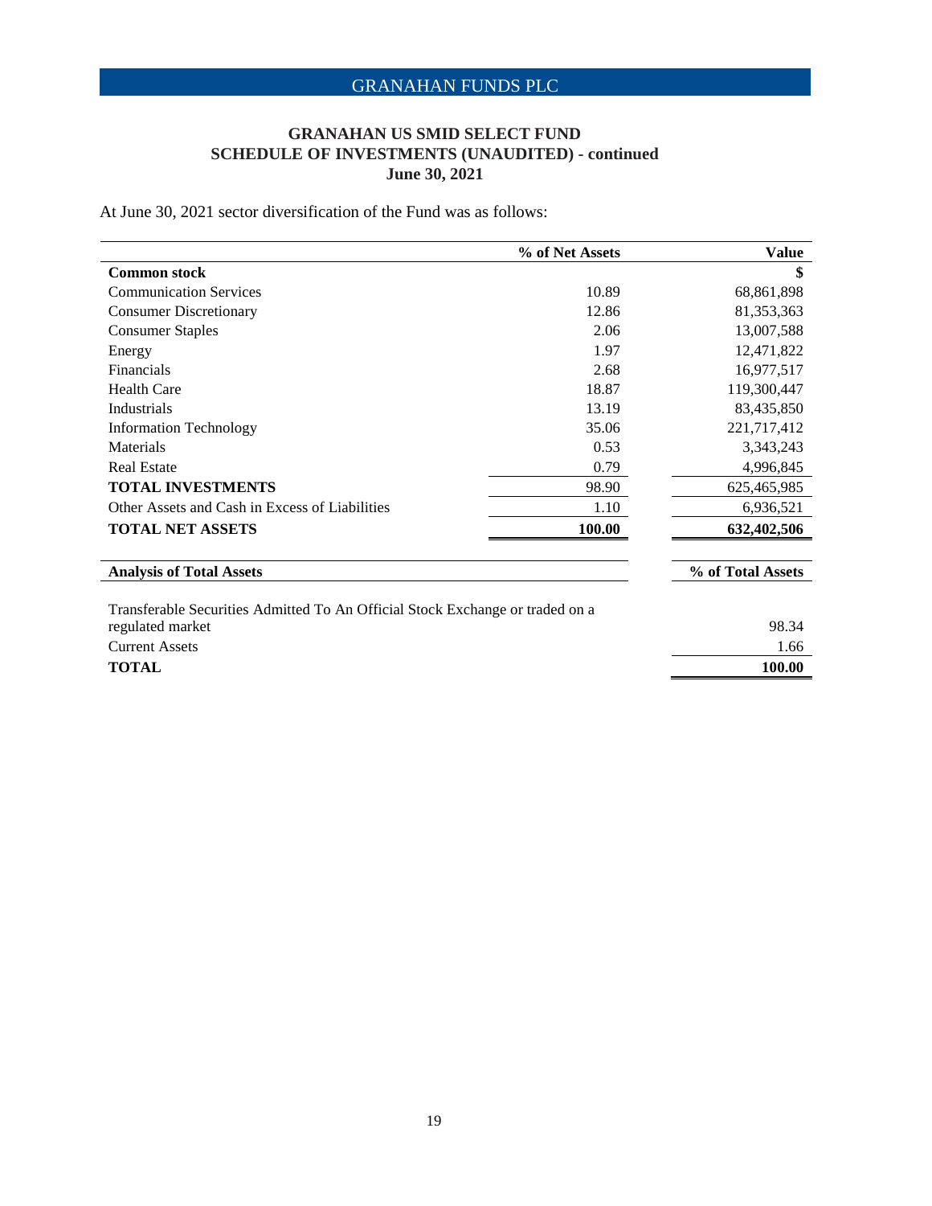# GRANAHAN US SMID SELECT FUND
## SCHEDULE OF INVESTMENTS (UNAUDITED) - continued
### June 30, 2021

At June 30, 2021 sector diversification of the Fund was as follows:

| | % of Net Assets | Value |
|---|---|---|
| **Common stock** | | **$** |
| Communication Services | 10.89 | 68,861,898 |
| Consumer Discretionary | 12.86 | 81,353,363 |
| Consumer Staples | 2.06 | 13,007,588 |
| Energy | 1.97 | 12,471,822 |
| Financials | 2.68 | 16,977,517 |
| Health Care | 18.87 | 119,300,447 |
| Industrials | 13.19 | 83,435,850 |
| Information Technology | 35.06 | 221,717,412 |
| Materials | 0.53 | 3,343,243 |
| Real Estate | 0.79 | 4,996,845 |
| **TOTAL INVESTMENTS** | 98.90 | 625,465,985 |
| Other Assets and Cash in Excess of Liabilities | 1.10 | 6,936,521 |
| **TOTAL NET ASSETS** | **100.00** | **632,402,506** |

| **Analysis of Total Assets** | **% of Total Assets** |
|---|---|
| Transferable Securities Admitted To An Official Stock Exchange or traded on a regulated market | 98.34 |
| Current Assets | 1.66 |
| **TOTAL** | **100.00** |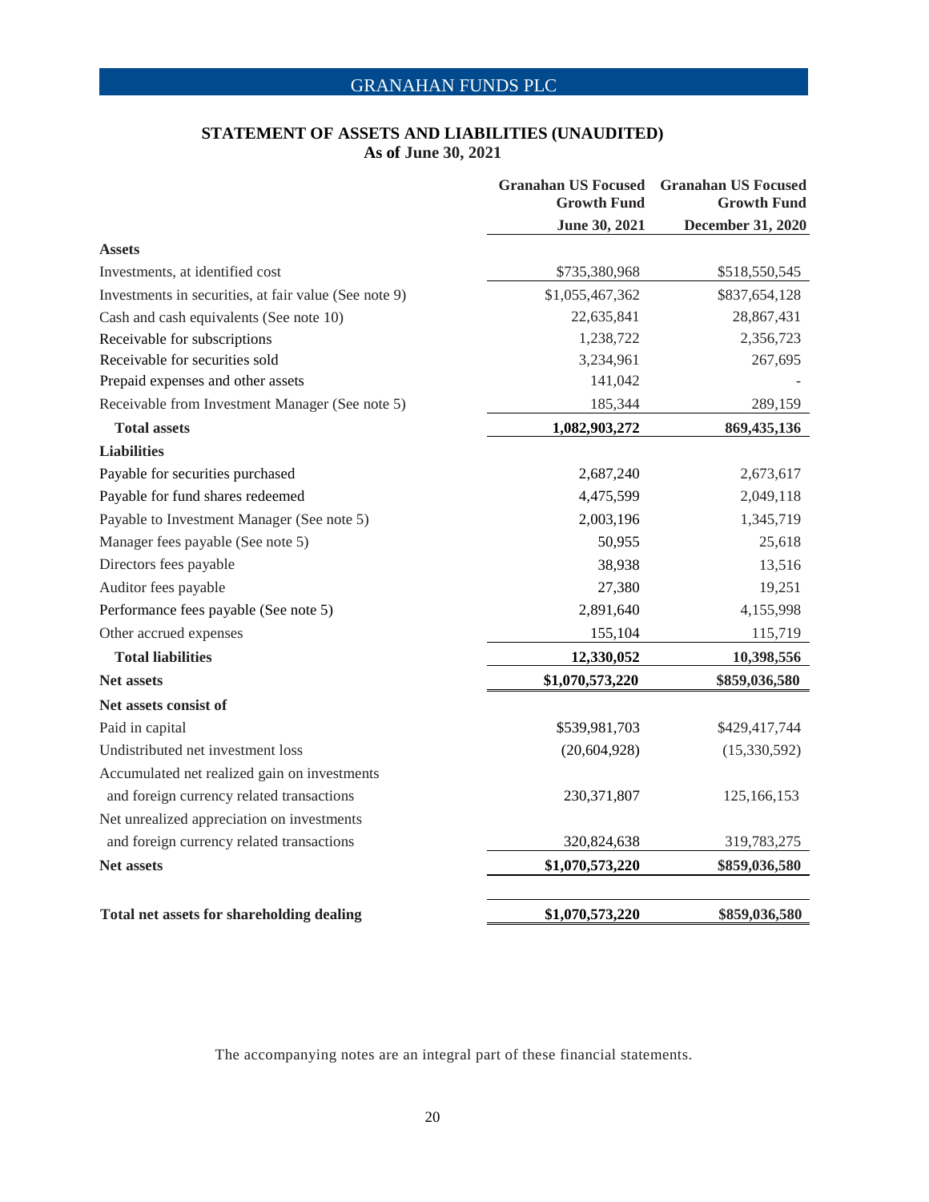# GRANAHAN FUNDS PLC

## STATEMENT OF ASSETS AND LIABILITIES (UNAUDITED)

**As of June 30, 2021**

| | Granahan US Focused Growth Fund | Granahan US Focused Growth Fund |
|---|---|---|
| | June 30, 2021 | December 31, 2020 |
| **Assets** | | |
| Investments, at identified cost | $735,380,968 | $518,550,545 |
| Investments in securities, at fair value (See note 9) | $1,055,467,362 | $837,654,128 |
| Cash and cash equivalents (See note 10) | 22,635,841 | 28,867,431 |
| Receivable for subscriptions | 1,238,722 | 2,356,723 |
| Receivable for securities sold | 3,234,961 | 267,695 |
| Prepaid expenses and other assets | 141,042 | - |
| Receivable from Investment Manager (See note 5) | 185,344 | 289,159 |
| **Total assets** | **1,082,903,272** | **869,435,136** |
| **Liabilities** | | |
| Payable for securities purchased | 2,687,240 | 2,673,617 |
| Payable for fund shares redeemed | 4,475,599 | 2,049,118 |
| Payable to Investment Manager (See note 5) | 2,003,196 | 1,345,719 |
| Manager fees payable (See note 5) | 50,955 | 25,618 |
| Directors fees payable | 38,938 | 13,516 |
| Auditor fees payable | 27,380 | 19,251 |
| Performance fees payable (See note 5) | 2,891,640 | 4,155,998 |
| Other accrued expenses | 155,104 | 115,719 |
| **Total liabilities** | **12,330,052** | **10,398,556** |
| **Net assets** | **$1,070,573,220** | **$859,036,580** |
| **Net assets consist of** | | |
| Paid in capital | $539,981,703 | $429,417,744 |
| Undistributed net investment loss | (20,604,928) | (15,330,592) |
| Accumulated net realized gain on investments and foreign currency related transactions | 230,371,807 | 125,166,153 |
| Net unrealized appreciation on investments and foreign currency related transactions | 320,824,638 | 319,783,275 |
| **Net assets** | **$1,070,573,220** | **$859,036,580** |
| **Total net assets for shareholding dealing** | **$1,070,573,220** | **$859,036,580** |

The accompanying notes are an integral part of these financial statements.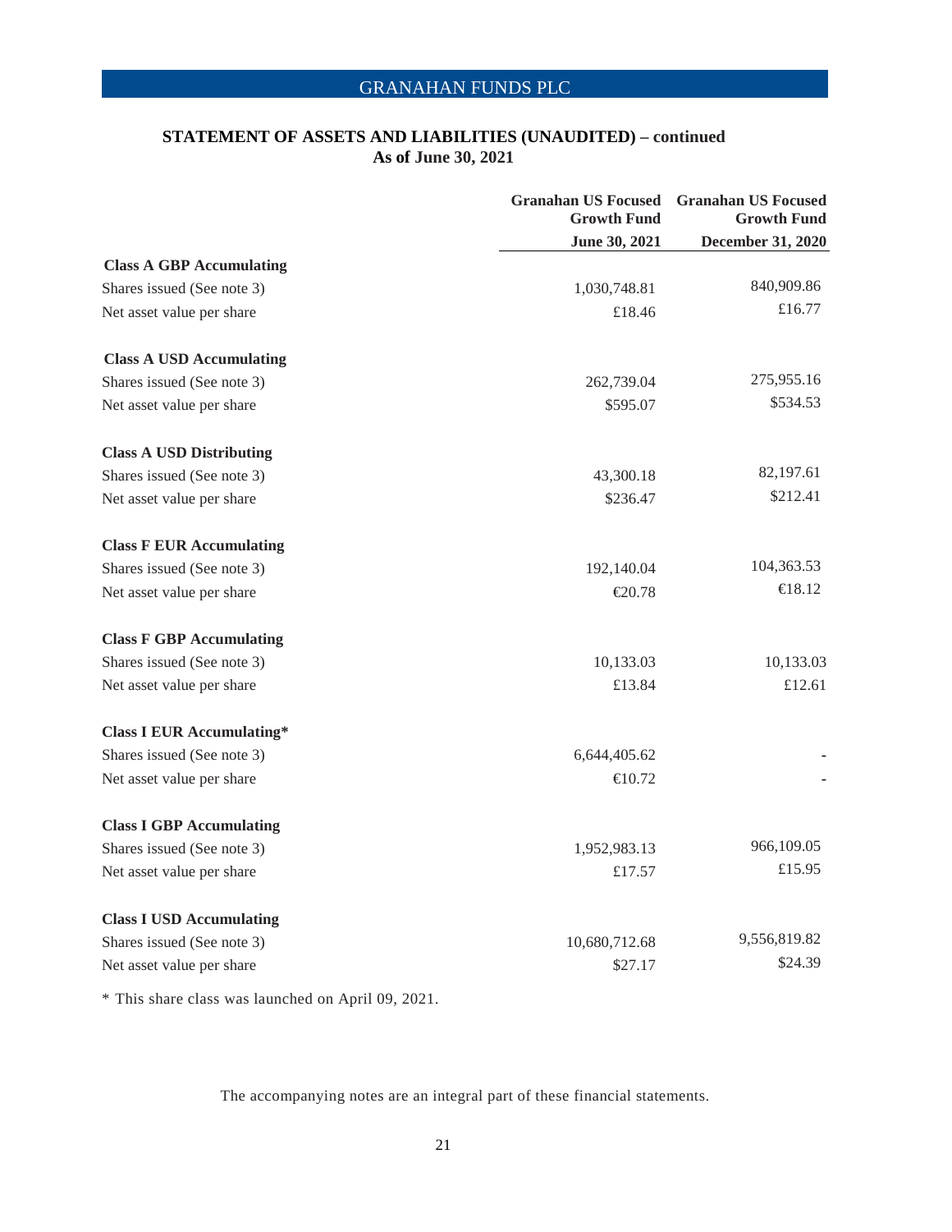# GRANAHAN FUNDS PLC

## STATEMENT OF ASSETS AND LIABILITIES (UNAUDITED) – continued
### As of June 30, 2021

| | Granahan US Focused Growth Fund | Granahan US Focused Growth Fund |
|---|---|---|
| | June 30, 2021 | December 31, 2020 |
| **Class A GBP Accumulating** | | |
| Shares issued (See note 3) | 1,030,748.81 | 840,909.86 |
| Net asset value per share | £18.46 | £16.77 |
| **Class A USD Accumulating** | | |
| Shares issued (See note 3) | 262,739.04 | 275,955.16 |
| Net asset value per share | $595.07 | $534.53 |
| **Class A USD Distributing** | | |
| Shares issued (See note 3) | 43,300.18 | 82,197.61 |
| Net asset value per share | $236.47 | $212.41 |
| **Class F EUR Accumulating** | | |
| Shares issued (See note 3) | 192,140.04 | 104,363.53 |
| Net asset value per share | €20.78 | €18.12 |
| **Class F GBP Accumulating** | | |
| Shares issued (See note 3) | 10,133.03 | 10,133.03 |
| Net asset value per share | £13.84 | £12.61 |
| **Class I EUR Accumulating*** | | |
| Shares issued (See note 3) | 6,644,405.62 | - |
| Net asset value per share | €10.72 | - |
| **Class I GBP Accumulating** | | |
| Shares issued (See note 3) | 1,952,983.13 | 966,109.05 |
| Net asset value per share | £17.57 | £15.95 |
| **Class I USD Accumulating** | | |
| Shares issued (See note 3) | 10,680,712.68 | 9,556,819.82 |
| Net asset value per share | $27.17 | $24.39 |

* This share class was launched on April 09, 2021.

The accompanying notes are an integral part of these financial statements.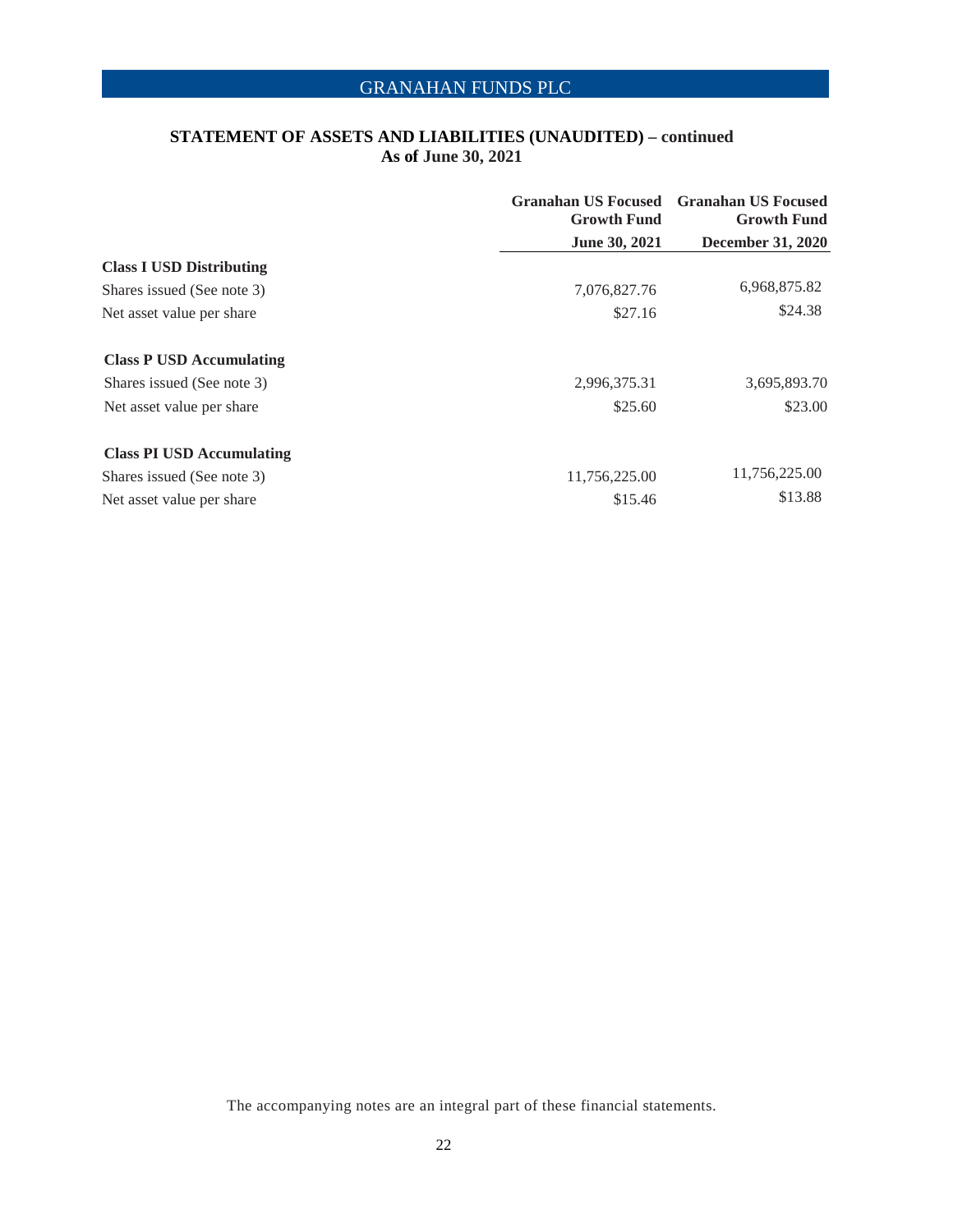## STATEMENT OF ASSETS AND LIABILITIES (UNAUDITED) – continued
### As of June 30, 2021

| | Granahan US Focused Growth Fund | Granahan US Focused Growth Fund |
|---|---|---|
| | June 30, 2021 | December 31, 2020 |
| **Class I USD Distributing** | | |
| Shares issued (See note 3) | 7,076,827.76 | 6,968,875.82 |
| Net asset value per share | $27.16 | $24.38 |
| **Class P USD Accumulating** | | |
| Shares issued (See note 3) | 2,996,375.31 | 3,695,893.70 |
| Net asset value per share | $25.60 | $23.00 |
| **Class PI USD Accumulating** | | |
| Shares issued (See note 3) | 11,756,225.00 | 11,756,225.00 |
| Net asset value per share | $15.46 | $13.88 |

The accompanying notes are an integral part of these financial statements.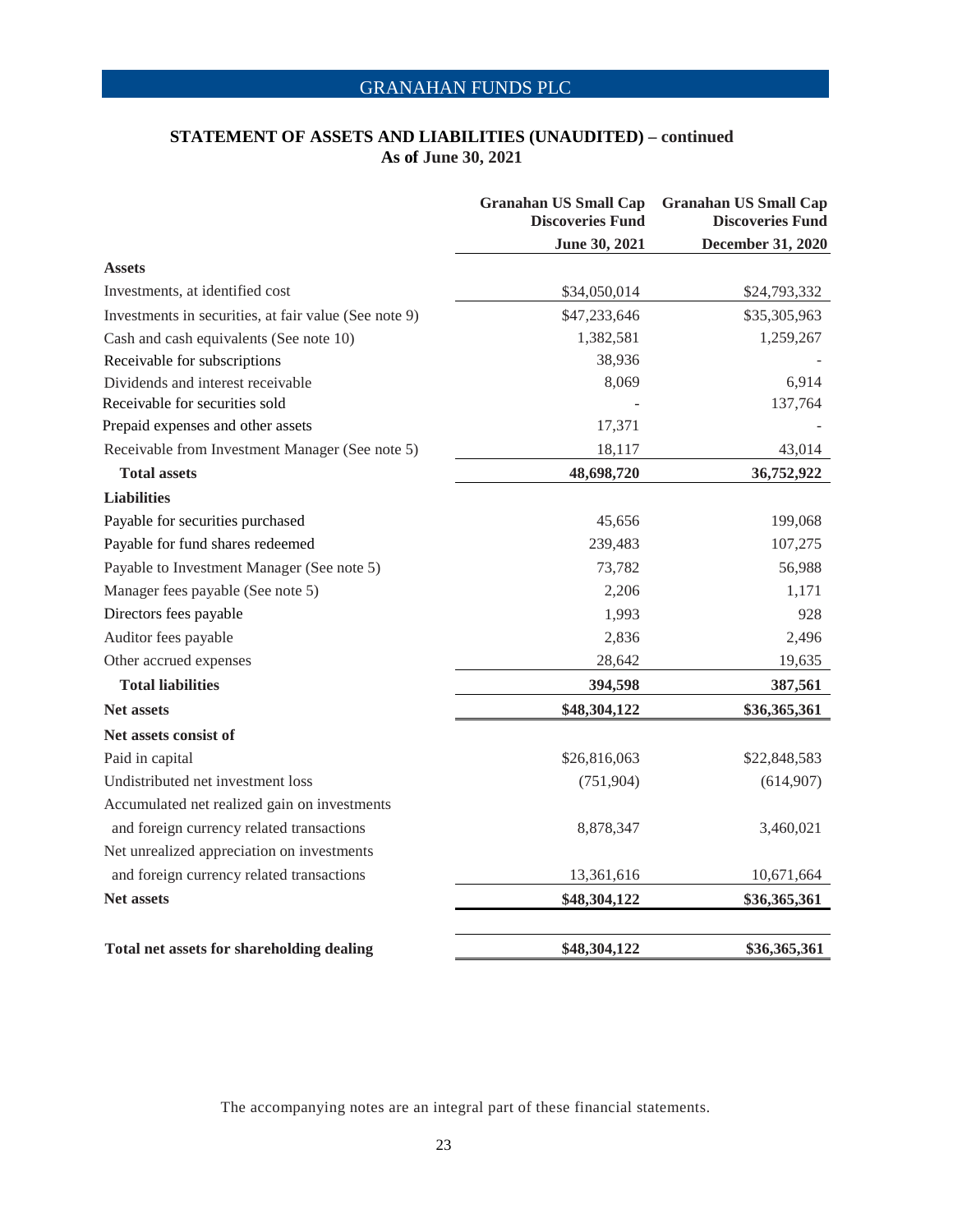## STATEMENT OF ASSETS AND LIABILITIES (UNAUDITED) – continued
### As of June 30, 2021

| | Granahan US Small Cap Discoveries Fund | Granahan US Small Cap Discoveries Fund |
|---|---|---|
| | **June 30, 2021** | **December 31, 2020** |
| **Assets** | | |
| Investments, at identified cost | $34,050,014 | $24,793,332 |
| Investments in securities, at fair value (See note 9) | $47,233,646 | $35,305,963 |
| Cash and cash equivalents (See note 10) | 1,382,581 | 1,259,267 |
| Receivable for subscriptions | 38,936 | - |
| Dividends and interest receivable | 8,069 | 6,914 |
| Receivable for securities sold | - | 137,764 |
| Prepaid expenses and other assets | 17,371 | - |
| Receivable from Investment Manager (See note 5) | 18,117 | 43,014 |
| **Total assets** | **48,698,720** | **36,752,922** |
| **Liabilities** | | |
| Payable for securities purchased | 45,656 | 199,068 |
| Payable for fund shares redeemed | 239,483 | 107,275 |
| Payable to Investment Manager (See note 5) | 73,782 | 56,988 |
| Manager fees payable (See note 5) | 2,206 | 1,171 |
| Directors fees payable | 1,993 | 928 |
| Auditor fees payable | 2,836 | 2,496 |
| Other accrued expenses | 28,642 | 19,635 |
| **Total liabilities** | **394,598** | **387,561** |
| **Net assets** | **$48,304,122** | **$36,365,361** |
| **Net assets consist of** | | |
| Paid in capital | $26,816,063 | $22,848,583 |
| Undistributed net investment loss | (751,904) | (614,907) |
| Accumulated net realized gain on investments and foreign currency related transactions | 8,878,347 | 3,460,021 |
| Net unrealized appreciation on investments and foreign currency related transactions | 13,361,616 | 10,671,664 |
| **Net assets** | **$48,304,122** | **$36,365,361** |
| | | |
| **Total net assets for shareholding dealing** | **$48,304,122** | **$36,365,361** |

The accompanying notes are an integral part of these financial statements.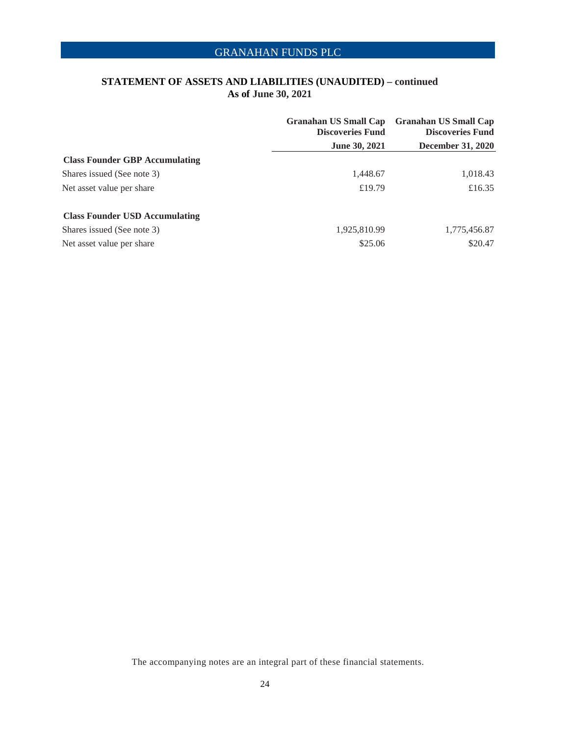## STATEMENT OF ASSETS AND LIABILITIES (UNAUDITED) – continued
### As of June 30, 2021

| | Granahan US Small Cap Discoveries Fund | Granahan US Small Cap Discoveries Fund |
|---|---|---|
| | June 30, 2021 | December 31, 2020 |
| **Class Founder GBP Accumulating** | | |
| Shares issued (See note 3) | 1,448.67 | 1,018.43 |
| Net asset value per share | £19.79 | £16.35 |
| **Class Founder USD Accumulating** | | |
| Shares issued (See note 3) | 1,925,810.99 | 1,775,456.87 |
| Net asset value per share | $25.06 | $20.47 |

The accompanying notes are an integral part of these financial statements.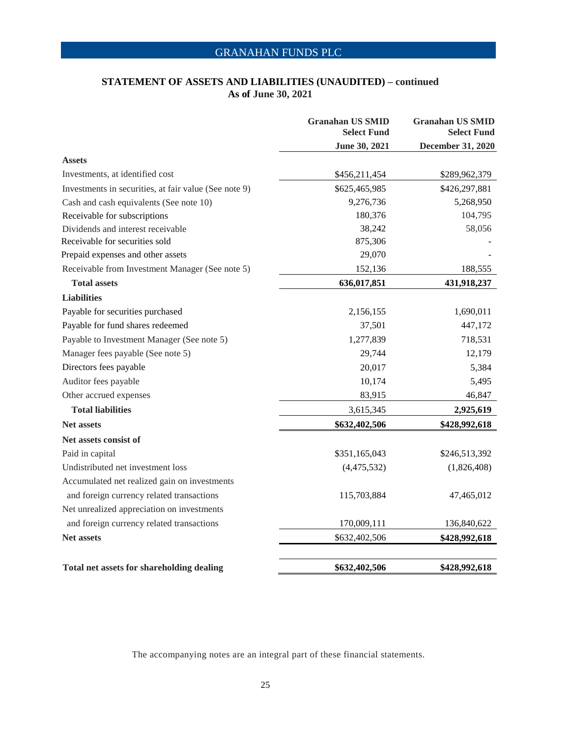# GRANAHAN FUNDS PLC

## STATEMENT OF ASSETS AND LIABILITIES (UNAUDITED) – continued
### As of June 30, 2021

| | Granahan US SMID Select Fund June 30, 2021 | Granahan US SMID Select Fund December 31, 2020 |
|---|---|---|
| **Assets** | | |
| Investments, at identified cost | $456,211,454 | $289,962,379 |
| Investments in securities, at fair value (See note 9) | $625,465,985 | $426,297,881 |
| Cash and cash equivalents (See note 10) | 9,276,736 | 5,268,950 |
| Receivable for subscriptions | 180,376 | 104,795 |
| Dividends and interest receivable | 38,242 | 58,056 |
| Receivable for securities sold | 875,306 | - |
| Prepaid expenses and other assets | 29,070 | - |
| Receivable from Investment Manager (See note 5) | 152,136 | 188,555 |
| **Total assets** | **636,017,851** | **431,918,237** |
| **Liabilities** | | |
| Payable for securities purchased | 2,156,155 | 1,690,011 |
| Payable for fund shares redeemed | 37,501 | 447,172 |
| Payable to Investment Manager (See note 5) | 1,277,839 | 718,531 |
| Manager fees payable (See note 5) | 29,744 | 12,179 |
| Directors fees payable | 20,017 | 5,384 |
| Auditor fees payable | 10,174 | 5,495 |
| Other accrued expenses | 83,915 | 46,847 |
| **Total liabilities** | 3,615,345 | **2,925,619** |
| **Net assets** | **$632,402,506** | **$428,992,618** |
| **Net assets consist of** | | |
| Paid in capital | $351,165,043 | $246,513,392 |
| Undistributed net investment loss | (4,475,532) | (1,826,408) |
| Accumulated net realized gain on investments and foreign currency related transactions | 115,703,884 | 47,465,012 |
| Net unrealized appreciation on investments and foreign currency related transactions | 170,009,111 | 136,840,622 |
| **Net assets** | $632,402,506 | **$428,992,618** |
| | | |
| **Total net assets for shareholding dealing** | **$632,402,506** | **$428,992,618** |

The accompanying notes are an integral part of these financial statements.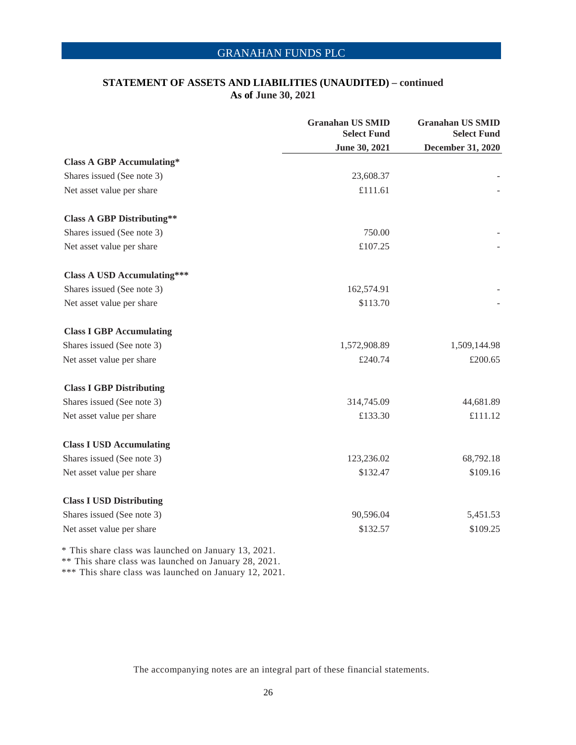## STATEMENT OF ASSETS AND LIABILITIES (UNAUDITED) – continued
### As of June 30, 2021

| | Granahan US SMID Select Fund June 30, 2021 | Granahan US SMID Select Fund December 31, 2020 |
|---|---|---|
| **Class A GBP Accumulating*** | | |
| Shares issued (See note 3) | 23,608.37 | - |
| Net asset value per share | £111.61 | - |
| **Class A GBP Distributing**** | | |
| Shares issued (See note 3) | 750.00 | - |
| Net asset value per share | £107.25 | - |
| **Class A USD Accumulating***** | | |
| Shares issued (See note 3) | 162,574.91 | - |
| Net asset value per share | $113.70 | - |
| **Class I GBP Accumulating** | | |
| Shares issued (See note 3) | 1,572,908.89 | 1,509,144.98 |
| Net asset value per share | £240.74 | £200.65 |
| **Class I GBP Distributing** | | |
| Shares issued (See note 3) | 314,745.09 | 44,681.89 |
| Net asset value per share | £133.30 | £111.12 |
| **Class I USD Accumulating** | | |
| Shares issued (See note 3) | 123,236.02 | 68,792.18 |
| Net asset value per share | $132.47 | $109.16 |
| **Class I USD Distributing** | | |
| Shares issued (See note 3) | 90,596.04 | 5,451.53 |
| Net asset value per share | $132.57 | $109.25 |

\* This share class was launched on January 13, 2021.
** This share class was launched on January 28, 2021.
*** This share class was launched on January 12, 2021.

The accompanying notes are an integral part of these financial statements.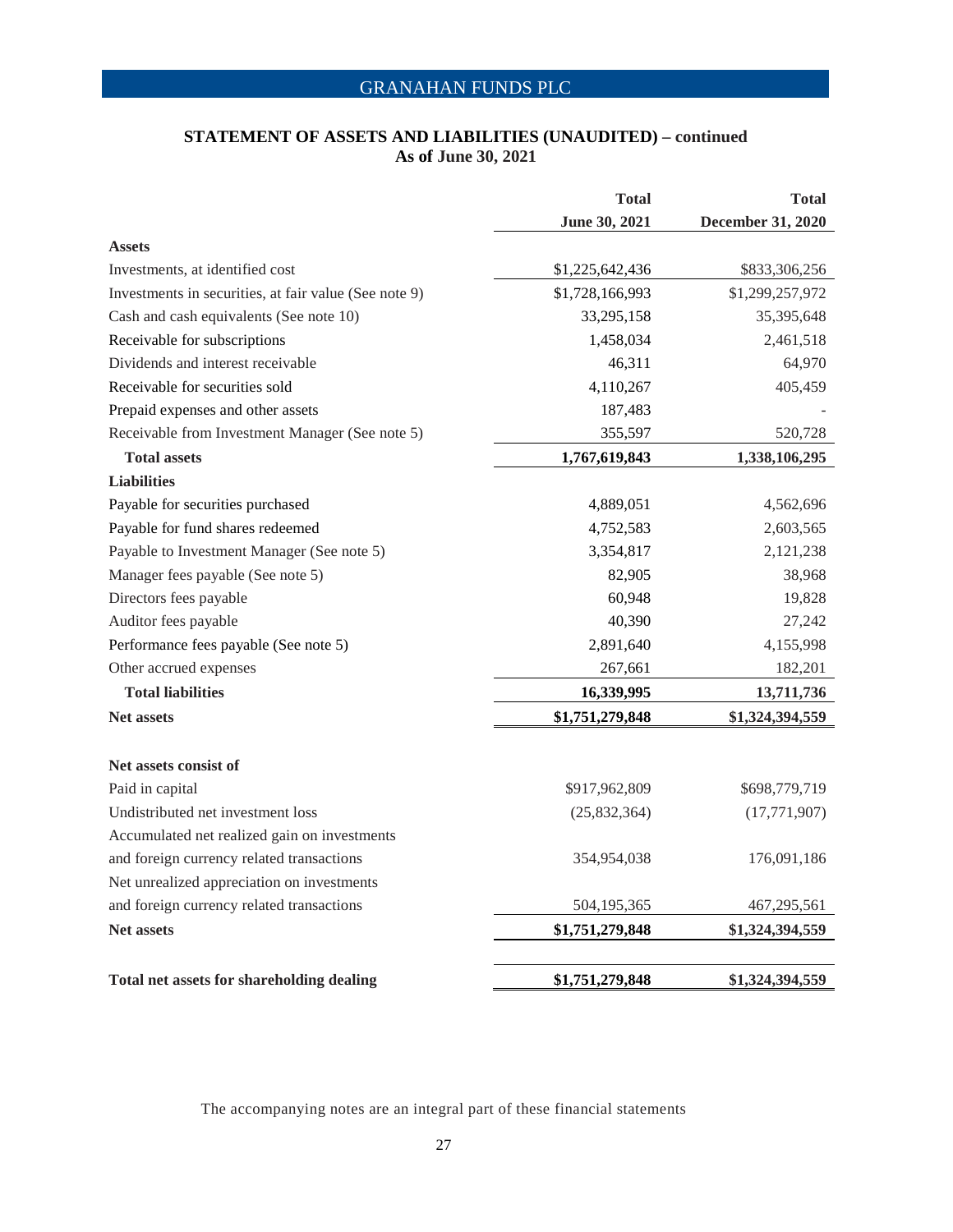## STATEMENT OF ASSETS AND LIABILITIES (UNAUDITED) – continued
### As of June 30, 2021

| | Total June 30, 2021 | Total December 31, 2020 |
|---|---|---|
| **Assets** | | |
| Investments, at identified cost | $1,225,642,436 | $833,306,256 |
| Investments in securities, at fair value (See note 9) | $1,728,166,993 | $1,299,257,972 |
| Cash and cash equivalents (See note 10) | 33,295,158 | 35,395,648 |
| Receivable for subscriptions | 1,458,034 | 2,461,518 |
| Dividends and interest receivable | 46,311 | 64,970 |
| Receivable for securities sold | 4,110,267 | 405,459 |
| Prepaid expenses and other assets | 187,483 | - |
| Receivable from Investment Manager (See note 5) | 355,597 | 520,728 |
| **Total assets** | **1,767,619,843** | **1,338,106,295** |
| **Liabilities** | | |
| Payable for securities purchased | 4,889,051 | 4,562,696 |
| Payable for fund shares redeemed | 4,752,583 | 2,603,565 |
| Payable to Investment Manager (See note 5) | 3,354,817 | 2,121,238 |
| Manager fees payable (See note 5) | 82,905 | 38,968 |
| Directors fees payable | 60,948 | 19,828 |
| Auditor fees payable | 40,390 | 27,242 |
| Performance fees payable (See note 5) | 2,891,640 | 4,155,998 |
| Other accrued expenses | 267,661 | 182,201 |
| **Total liabilities** | **16,339,995** | **13,711,736** |
| **Net assets** | **$1,751,279,848** | **$1,324,394,559** |
| | | |
| **Net assets consist of** | | |
| Paid in capital | $917,962,809 | $698,779,719 |
| Undistributed net investment loss | (25,832,364) | (17,771,907) |
| Accumulated net realized gain on investments and foreign currency related transactions | 354,954,038 | 176,091,186 |
| Net unrealized appreciation on investments and foreign currency related transactions | 504,195,365 | 467,295,561 |
| **Net assets** | **$1,751,279,848** | **$1,324,394,559** |
| | | |
| **Total net assets for shareholding dealing** | **$1,751,279,848** | **$1,324,394,559** |

The accompanying notes are an integral part of these financial statements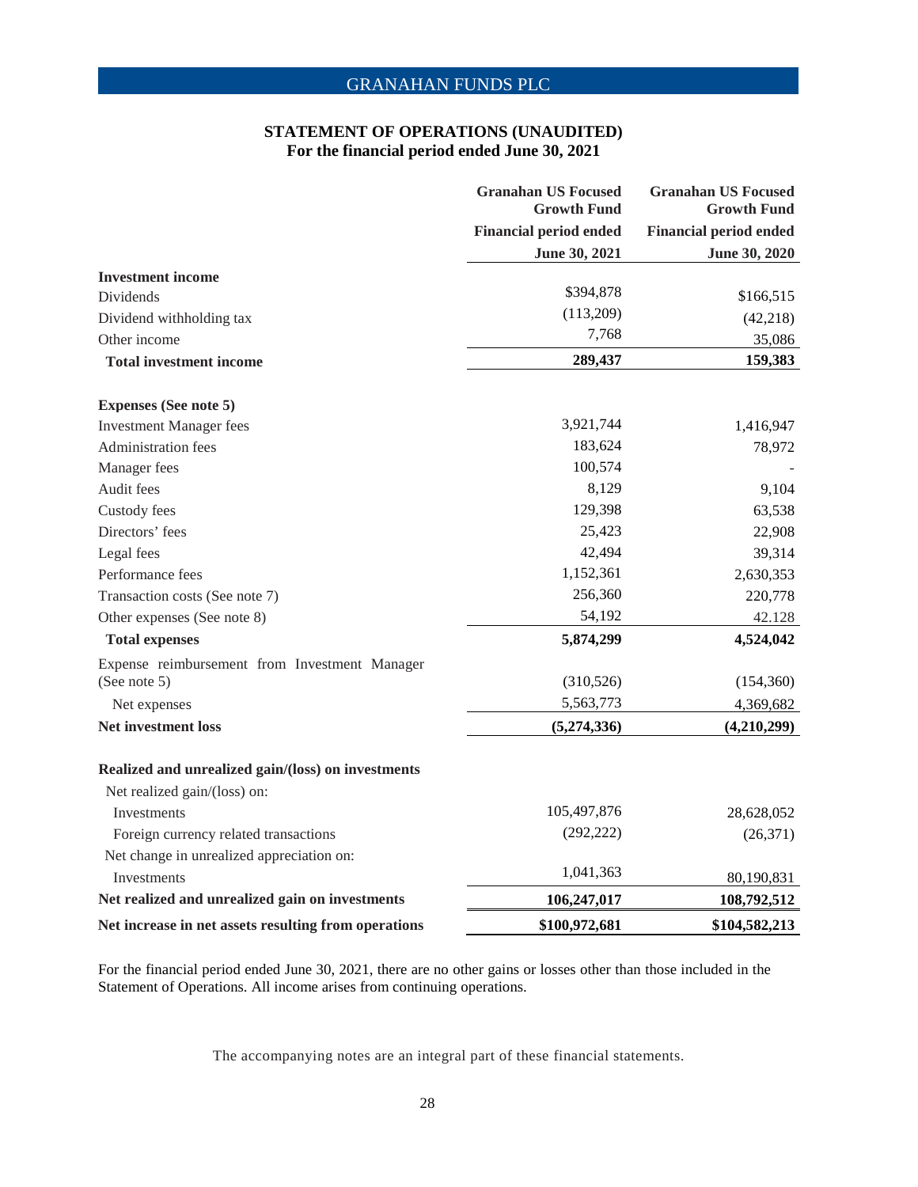GRANAHAN FUNDS PLC

## STATEMENT OF OPERATIONS (UNAUDITED)
### For the financial period ended June 30, 2021

| | Granahan US Focused Growth Fund | Granahan US Focused Growth Fund |
|---|---|---|
| | Financial period ended | Financial period ended |
| | June 30, 2021 | June 30, 2020 |
| **Investment income** | | |
| Dividends | $394,878 | $166,515 |
| Dividend withholding tax | (113,209) | (42,218) |
| Other income | 7,768 | 35,086 |
| **Total investment income** | **289,437** | **159,383** |
| | | |
| **Expenses (See note 5)** | | |
| Investment Manager fees | 3,921,744 | 1,416,947 |
| Administration fees | 183,624 | 78,972 |
| Manager fees | 100,574 | - |
| Audit fees | 8,129 | 9,104 |
| Custody fees | 129,398 | 63,538 |
| Directors' fees | 25,423 | 22,908 |
| Legal fees | 42,494 | 39,314 |
| Performance fees | 1,152,361 | 2,630,353 |
| Transaction costs (See note 7) | 256,360 | 220,778 |
| Other expenses (See note 8) | 54,192 | 42.128 |
| **Total expenses** | **5,874,299** | **4,524,042** |
| Expense reimbursement from Investment Manager (See note 5) | (310,526) | (154,360) |
| Net expenses | 5,563,773 | 4,369,682 |
| **Net investment loss** | **(5,274,336)** | **(4,210,299)** |
| | | |
| **Realized and unrealized gain/(loss) on investments** | | |
| Net realized gain/(loss) on: | | |
| Investments | 105,497,876 | 28,628,052 |
| Foreign currency related transactions | (292,222) | (26,371) |
| Net change in unrealized appreciation on: | | |
| Investments | 1,041,363 | 80,190,831 |
| **Net realized and unrealized gain on investments** | **106,247,017** | **108,792,512** |
| **Net increase in net assets resulting from operations** | **$100,972,681** | **$104,582,213** |

For the financial period ended June 30, 2021, there are no other gains or losses other than those included in the Statement of Operations. All income arises from continuing operations.

The accompanying notes are an integral part of these financial statements.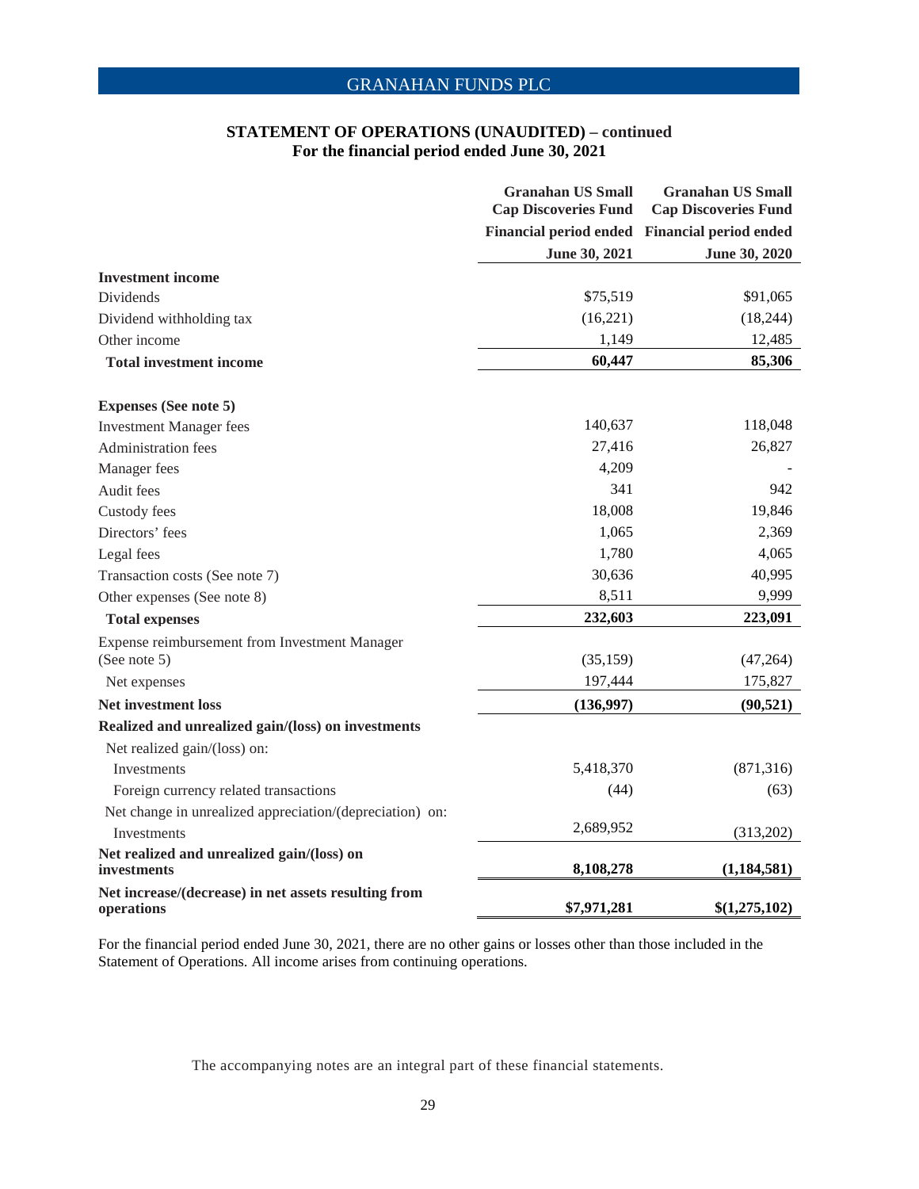## STATEMENT OF OPERATIONS (UNAUDITED) – continued
### For the financial period ended June 30, 2021

| | Granahan US Small Cap Discoveries Fund | Granahan US Small Cap Discoveries Fund |
|---|---|---|
| | Financial period ended June 30, 2021 | Financial period ended June 30, 2020 |
| **Investment income** | | |
| Dividends | $75,519 | $91,065 |
| Dividend withholding tax | (16,221) | (18,244) |
| Other income | 1,149 | 12,485 |
| **Total investment income** | **60,447** | **85,306** |
| | | |
| **Expenses (See note 5)** | | |
| Investment Manager fees | 140,637 | 118,048 |
| Administration fees | 27,416 | 26,827 |
| Manager fees | 4,209 | - |
| Audit fees | 341 | 942 |
| Custody fees | 18,008 | 19,846 |
| Directors' fees | 1,065 | 2,369 |
| Legal fees | 1,780 | 4,065 |
| Transaction costs (See note 7) | 30,636 | 40,995 |
| Other expenses (See note 8) | 8,511 | 9,999 |
| **Total expenses** | **232,603** | **223,091** |
| Expense reimbursement from Investment Manager (See note 5) | (35,159) | (47,264) |
| Net expenses | 197,444 | 175,827 |
| **Net investment loss** | **(136,997)** | **(90,521)** |
| **Realized and unrealized gain/(loss) on investments** | | |
| Net realized gain/(loss) on: | | |
| Investments | 5,418,370 | (871,316) |
| Foreign currency related transactions | (44) | (63) |
| Net change in unrealized appreciation/(depreciation) on: | | |
| Investments | 2,689,952 | (313,202) |
| **Net realized and unrealized gain/(loss) on investments** | **8,108,278** | **(1,184,581)** |
| **Net increase/(decrease) in net assets resulting from operations** | **$7,971,281** | **$(1,275,102)** |

For the financial period ended June 30, 2021, there are no other gains or losses other than those included in the Statement of Operations. All income arises from continuing operations.

The accompanying notes are an integral part of these financial statements.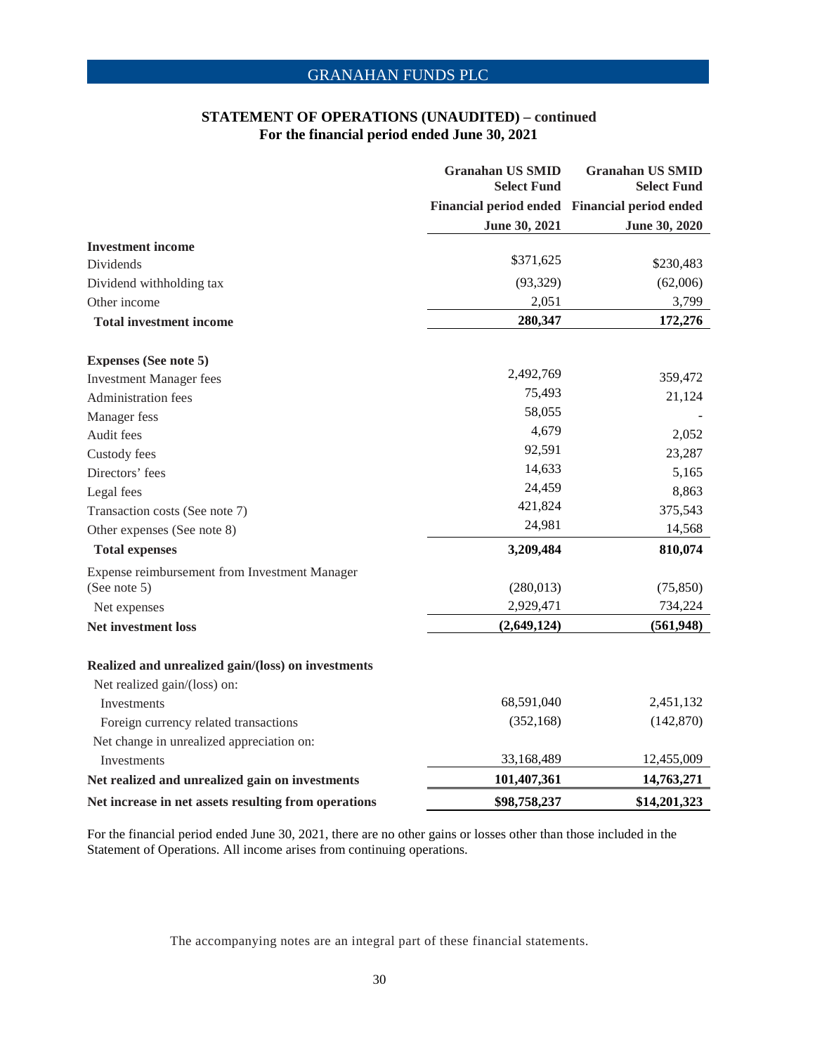## STATEMENT OF OPERATIONS (UNAUDITED) – continued
### For the financial period ended June 30, 2021

| | Granahan US SMID Select Fund | Granahan US SMID Select Fund |
|---|---|---|
| | Financial period ended | Financial period ended |
| | June 30, 2021 | June 30, 2020 |
| **Investment income** | | |
| Dividends | $371,625 | $230,483 |
| Dividend withholding tax | (93,329) | (62,006) |
| Other income | 2,051 | 3,799 |
| **Total investment income** | **280,347** | **172,276** |
| | | |
| **Expenses (See note 5)** | | |
| Investment Manager fees | 2,492,769 | 359,472 |
| Administration fees | 75,493 | 21,124 |
| Manager fess | 58,055 | - |
| Audit fees | 4,679 | 2,052 |
| Custody fees | 92,591 | 23,287 |
| Directors' fees | 14,633 | 5,165 |
| Legal fees | 24,459 | 8,863 |
| Transaction costs (See note 7) | 421,824 | 375,543 |
| Other expenses (See note 8) | 24,981 | 14,568 |
| **Total expenses** | **3,209,484** | **810,074** |
| Expense reimbursement from Investment Manager (See note 5) | (280,013) | (75,850) |
| Net expenses | 2,929,471 | 734,224 |
| **Net investment loss** | **(2,649,124)** | **(561,948)** |
| | | |
| **Realized and unrealized gain/(loss) on investments** | | |
| Net realized gain/(loss) on: | | |
| Investments | 68,591,040 | 2,451,132 |
| Foreign currency related transactions | (352,168) | (142,870) |
| Net change in unrealized appreciation on: | | |
| Investments | 33,168,489 | 12,455,009 |
| **Net realized and unrealized gain on investments** | **101,407,361** | **14,763,271** |
| **Net increase in net assets resulting from operations** | **$98,758,237** | **$14,201,323** |

For the financial period ended June 30, 2021, there are no other gains or losses other than those included in the Statement of Operations. All income arises from continuing operations.

The accompanying notes are an integral part of these financial statements.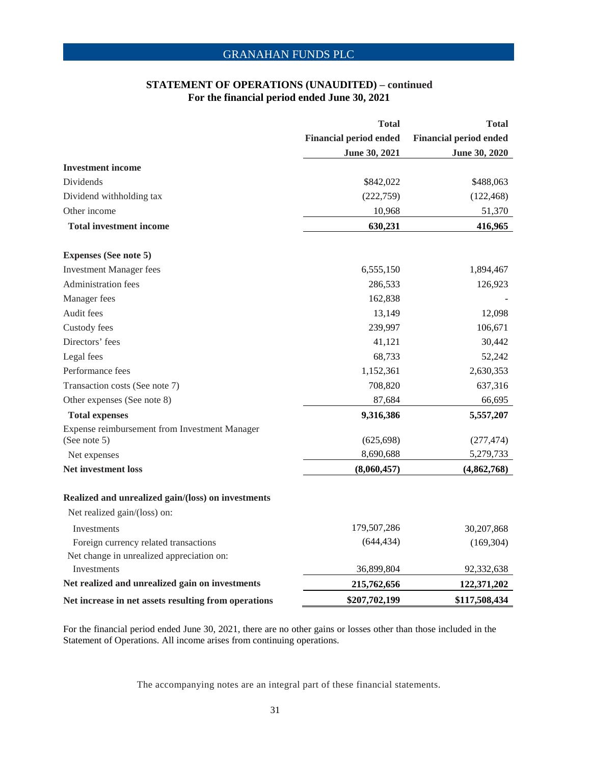## STATEMENT OF OPERATIONS (UNAUDITED) – continued
### For the financial period ended June 30, 2021

| | Total Financial period ended June 30, 2021 | Total Financial period ended June 30, 2020 |
|---|---|---|
| **Investment income** | | |
| Dividends | $842,022 | $488,063 |
| Dividend withholding tax | (222,759) | (122,468) |
| Other income | 10,968 | 51,370 |
| **Total investment income** | **630,231** | **416,965** |
| | | |
| **Expenses (See note 5)** | | |
| Investment Manager fees | 6,555,150 | 1,894,467 |
| Administration fees | 286,533 | 126,923 |
| Manager fees | 162,838 | - |
| Audit fees | 13,149 | 12,098 |
| Custody fees | 239,997 | 106,671 |
| Directors' fees | 41,121 | 30,442 |
| Legal fees | 68,733 | 52,242 |
| Performance fees | 1,152,361 | 2,630,353 |
| Transaction costs (See note 7) | 708,820 | 637,316 |
| Other expenses (See note 8) | 87,684 | 66,695 |
| **Total expenses** | **9,316,386** | **5,557,207** |
| Expense reimbursement from Investment Manager (See note 5) | (625,698) | (277,474) |
| Net expenses | 8,690,688 | 5,279,733 |
| **Net investment loss** | **(8,060,457)** | **(4,862,768)** |
| | | |
| **Realized and unrealized gain/(loss) on investments** | | |
| Net realized gain/(loss) on: | | |
| Investments | 179,507,286 | 30,207,868 |
| Foreign currency related transactions | (644,434) | (169,304) |
| Net change in unrealized appreciation on: | | |
| Investments | 36,899,804 | 92,332,638 |
| **Net realized and unrealized gain on investments** | **215,762,656** | **122,371,202** |
| **Net increase in net assets resulting from operations** | **$207,702,199** | **$117,508,434** |

For the financial period ended June 30, 2021, there are no other gains or losses other than those included in the Statement of Operations. All income arises from continuing operations.

The accompanying notes are an integral part of these financial statements.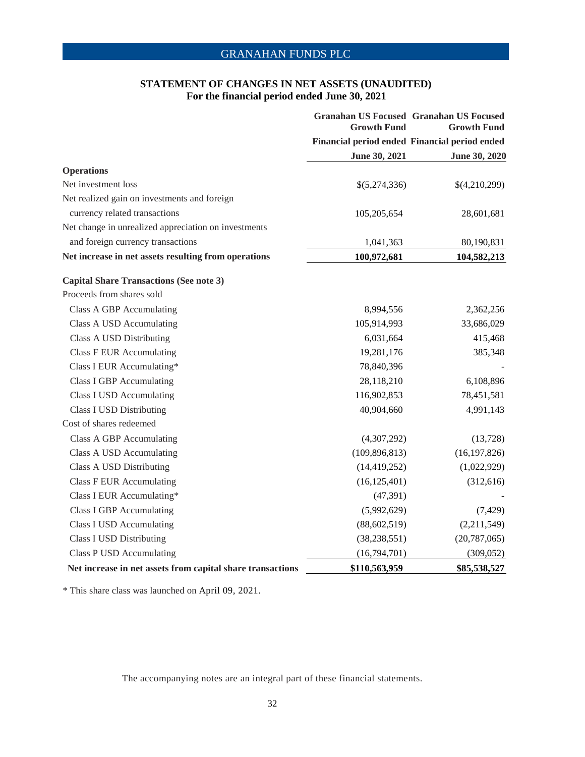GRANAHAN FUNDS PLC

## STATEMENT OF CHANGES IN NET ASSETS (UNAUDITED)
### For the financial period ended June 30, 2021

| | Granahan US Focused Growth Fund | Granahan US Focused Growth Fund |
|---|---|---|
| | Financial period ended | Financial period ended |
| | June 30, 2021 | June 30, 2020 |
| **Operations** | | |
| Net investment loss | $(5,274,336) | $(4,210,299) |
| Net realized gain on investments and foreign currency related transactions | 105,205,654 | 28,601,681 |
| Net change in unrealized appreciation on investments and foreign currency transactions | 1,041,363 | 80,190,831 |
| **Net increase in net assets resulting from operations** | **100,972,681** | **104,582,213** |
| **Capital Share Transactions (See note 3)** | | |
| Proceeds from shares sold | | |
| Class A GBP Accumulating | 8,994,556 | 2,362,256 |
| Class A USD Accumulating | 105,914,993 | 33,686,029 |
| Class A USD Distributing | 6,031,664 | 415,468 |
| Class F EUR Accumulating | 19,281,176 | 385,348 |
| Class I EUR Accumulating* | 78,840,396 | - |
| Class I GBP Accumulating | 28,118,210 | 6,108,896 |
| Class I USD Accumulating | 116,902,853 | 78,451,581 |
| Class I USD Distributing | 40,904,660 | 4,991,143 |
| Cost of shares redeemed | | |
| Class A GBP Accumulating | (4,307,292) | (13,728) |
| Class A USD Accumulating | (109,896,813) | (16,197,826) |
| Class A USD Distributing | (14,419,252) | (1,022,929) |
| Class F EUR Accumulating | (16,125,401) | (312,616) |
| Class I EUR Accumulating* | (47,391) | - |
| Class I GBP Accumulating | (5,992,629) | (7,429) |
| Class I USD Accumulating | (88,602,519) | (2,211,549) |
| Class I USD Distributing | (38,238,551) | (20,787,065) |
| Class P USD Accumulating | (16,794,701) | (309,052) |
| **Net increase in net assets from capital share transactions** | **$110,563,959** | **$85,538,527** |

\* This share class was launched on April 09, 2021.

The accompanying notes are an integral part of these financial statements.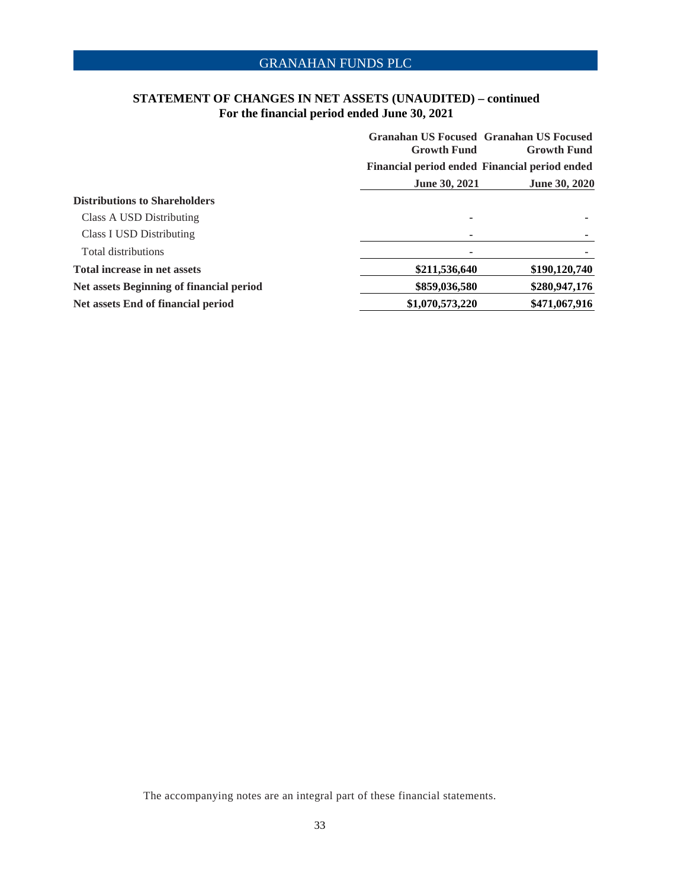## STATEMENT OF CHANGES IN NET ASSETS (UNAUDITED) – continued
### For the financial period ended June 30, 2021

| | Granahan US Focused Growth Fund | Granahan US Focused Growth Fund |
|---|---|---|
| | Financial period ended | Financial period ended |
| | June 30, 2021 | June 30, 2020 |
| **Distributions to Shareholders** | | |
| Class A USD Distributing | - | - |
| Class I USD Distributing | - | - |
| Total distributions | - | - |
| **Total increase in net assets** | **$211,536,640** | **$190,120,740** |
| **Net assets Beginning of financial period** | **$859,036,580** | **$280,947,176** |
| **Net assets End of financial period** | **$1,070,573,220** | **$471,067,916** |

The accompanying notes are an integral part of these financial statements.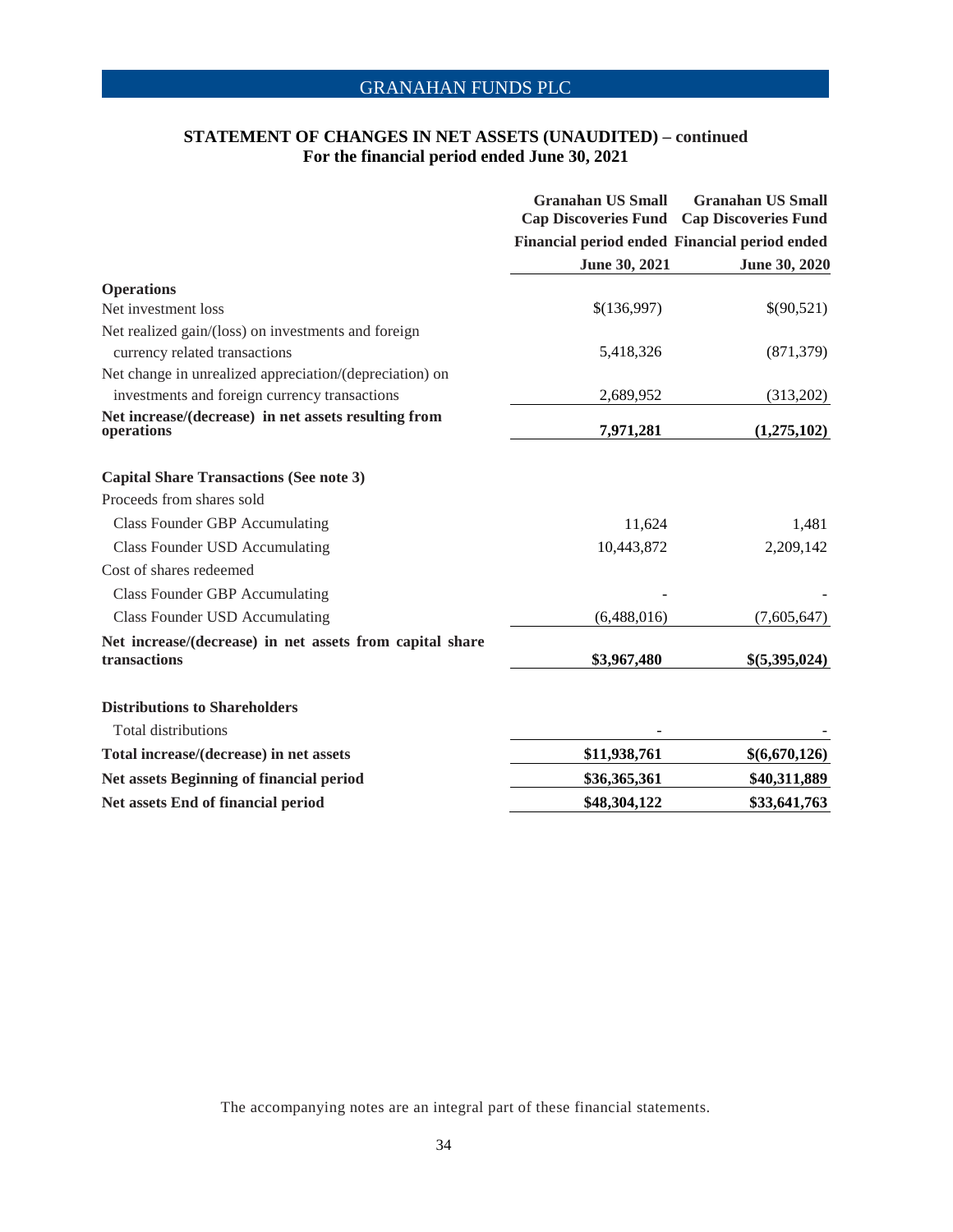# STATEMENT OF CHANGES IN NET ASSETS (UNAUDITED) – continued

## For the financial period ended June 30, 2021

| | Granahan US Small Cap Discoveries Fund | Granahan US Small Cap Discoveries Fund |
|---|---|---|
| | Financial period ended | Financial period ended |
| | June 30, 2021 | June 30, 2020 |
| **Operations** | | |
| Net investment loss | $(136,997) | $(90,521) |
| Net realized gain/(loss) on investments and foreign currency related transactions | 5,418,326 | (871,379) |
| Net change in unrealized appreciation/(depreciation) on investments and foreign currency transactions | 2,689,952 | (313,202) |
| **Net increase/(decrease) in net assets resulting from operations** | **7,971,281** | **(1,275,102)** |
| | | |
| **Capital Share Transactions (See note 3)** | | |
| Proceeds from shares sold | | |
| Class Founder GBP Accumulating | 11,624 | 1,481 |
| Class Founder USD Accumulating | 10,443,872 | 2,209,142 |
| Cost of shares redeemed | | |
| Class Founder GBP Accumulating | - | - |
| Class Founder USD Accumulating | (6,488,016) | (7,605,647) |
| **Net increase/(decrease) in net assets from capital share transactions** | **$3,967,480** | **$(5,395,024)** |
| | | |
| **Distributions to Shareholders** | | |
| Total distributions | - | - |
| **Total increase/(decrease) in net assets** | **$11,938,761** | **$(6,670,126)** |
| **Net assets Beginning of financial period** | **$36,365,361** | **$40,311,889** |
| **Net assets End of financial period** | **$48,304,122** | **$33,641,763** |

The accompanying notes are an integral part of these financial statements.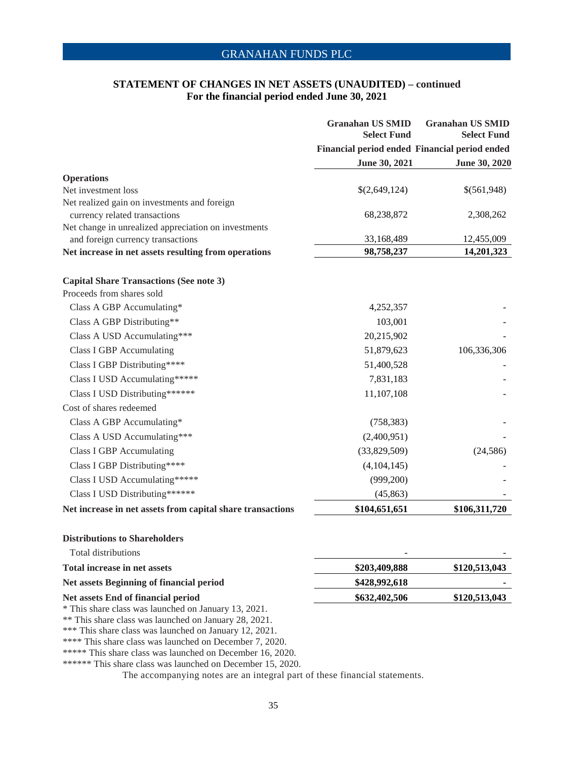# STATEMENT OF CHANGES IN NET ASSETS (UNAUDITED) – continued
## For the financial period ended June 30, 2021

| | Granahan US SMID Select Fund | Granahan US SMID Select Fund |
|---|---|---|
| | Financial period ended | Financial period ended |
| | June 30, 2021 | June 30, 2020 |
| **Operations** | | |
| Net investment loss | $(2,649,124) | $(561,948) |
| Net realized gain on investments and foreign currency related transactions | 68,238,872 | 2,308,262 |
| Net change in unrealized appreciation on investments and foreign currency transactions | 33,168,489 | 12,455,009 |
| **Net increase in net assets resulting from operations** | **98,758,237** | **14,201,323** |
| | | |
| **Capital Share Transactions (See note 3)** | | |
| Proceeds from shares sold | | |
| Class A GBP Accumulating* | 4,252,357 | - |
| Class A GBP Distributing** | 103,001 | - |
| Class A USD Accumulating*** | 20,215,902 | - |
| Class I GBP Accumulating | 51,879,623 | 106,336,306 |
| Class I GBP Distributing**** | 51,400,528 | - |
| Class I USD Accumulating***** | 7,831,183 | - |
| Class I USD Distributing****** | 11,107,108 | - |
| Cost of shares redeemed | | |
| Class A GBP Accumulating* | (758,383) | - |
| Class A USD Accumulating*** | (2,400,951) | - |
| Class I GBP Accumulating | (33,829,509) | (24,586) |
| Class I GBP Distributing**** | (4,104,145) | - |
| Class I USD Accumulating***** | (999,200) | - |
| Class I USD Distributing****** | (45,863) | - |
| **Net increase in net assets from capital share transactions** | **$104,651,651** | **$106,311,720** |
| | | |
| **Distributions to Shareholders** | | |
| Total distributions | - | - |
| **Total increase in net assets** | **$203,409,888** | **$120,513,043** |
| **Net assets Beginning of financial period** | **$428,992,618** | **-** |
| **Net assets End of financial period** | **$632,402,506** | **$120,513,043** |

* This share class was launched on January 13, 2021.
** This share class was launched on January 28, 2021.
*** This share class was launched on January 12, 2021.
**** This share class was launched on December 7, 2020.
***** This share class was launched on December 16, 2020.
****** This share class was launched on December 15, 2020.

The accompanying notes are an integral part of these financial statements.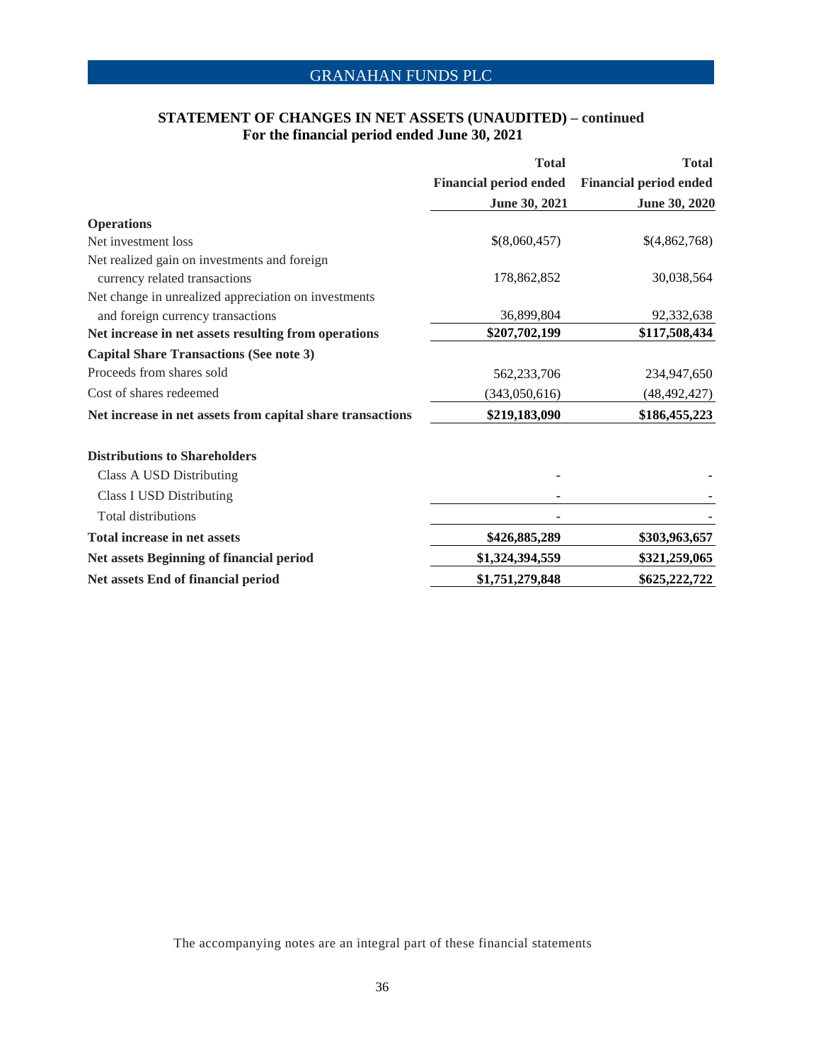## STATEMENT OF CHANGES IN NET ASSETS (UNAUDITED) – continued
### For the financial period ended June 30, 2021

| | Total Financial period ended June 30, 2021 | Total Financial period ended June 30, 2020 |
|---|---|---|
| **Operations** | | |
| Net investment loss | $(8,060,457) | $(4,862,768) |
| Net realized gain on investments and foreign currency related transactions | 178,862,852 | 30,038,564 |
| Net change in unrealized appreciation on investments and foreign currency transactions | 36,899,804 | 92,332,638 |
| **Net increase in net assets resulting from operations** | **$207,702,199** | **$117,508,434** |
| **Capital Share Transactions (See note 3)** | | |
| Proceeds from shares sold | 562,233,706 | 234,947,650 |
| Cost of shares redeemed | (343,050,616) | (48,492,427) |
| **Net increase in net assets from capital share transactions** | **$219,183,090** | **$186,455,223** |
| **Distributions to Shareholders** | | |
| Class A USD Distributing | - | - |
| Class I USD Distributing | - | - |
| Total distributions | - | - |
| **Total increase in net assets** | **$426,885,289** | **$303,963,657** |
| **Net assets Beginning of financial period** | **$1,324,394,559** | **$321,259,065** |
| **Net assets End of financial period** | **$1,751,279,848** | **$625,222,722** |

The accompanying notes are an integral part of these financial statements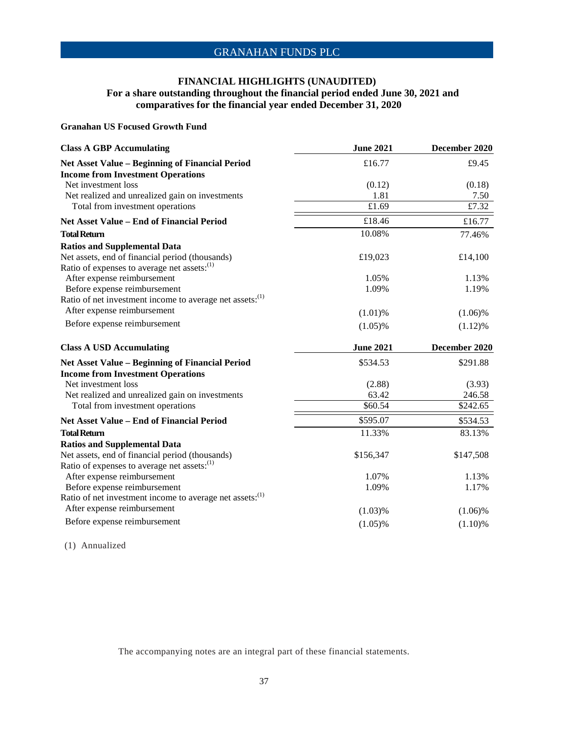## FINANCIAL HIGHLIGHTS (UNAUDITED)

### For a share outstanding throughout the financial period ended June 30, 2021 and comparatives for the financial year ended December 31, 2020

**Granahan US Focused Growth Fund**

| **Class A GBP Accumulating** | **June 2021** | **December 2020** |
|---|---|---|
| **Net Asset Value – Beginning of Financial Period** | £16.77 | £9.45 |
| **Income from Investment Operations** | | |
| Net investment loss | (0.12) | (0.18) |
| Net realized and unrealized gain on investments | 1.81 | 7.50 |
| Total from investment operations | £1.69 | £7.32 |
| **Net Asset Value – End of Financial Period** | £18.46 | £16.77 |
| **Total Return** | 10.08% | 77.46% |
| **Ratios and Supplemental Data** | | |
| Net assets, end of financial period (thousands) | £19,023 | £14,100 |
| Ratio of expenses to average net assets:(1) | | |
| After expense reimbursement | 1.05% | 1.13% |
| Before expense reimbursement | 1.09% | 1.19% |
| Ratio of net investment income to average net assets:(1) | | |
| After expense reimbursement | (1.01)% | (1.06)% |
| Before expense reimbursement | (1.05)% | (1.12)% |

| **Class A USD Accumulating** | **June 2021** | **December 2020** |
|---|---|---|
| **Net Asset Value – Beginning of Financial Period** | $534.53 | $291.88 |
| **Income from Investment Operations** | | |
| Net investment loss | (2.88) | (3.93) |
| Net realized and unrealized gain on investments | 63.42 | 246.58 |
| Total from investment operations | $60.54 | $242.65 |
| **Net Asset Value – End of Financial Period** | $595.07 | $534.53 |
| **Total Return** | 11.33% | 83.13% |
| **Ratios and Supplemental Data** | | |
| Net assets, end of financial period (thousands) | $156,347 | $147,508 |
| Ratio of expenses to average net assets:(1) | | |
| After expense reimbursement | 1.07% | 1.13% |
| Before expense reimbursement | 1.09% | 1.17% |
| Ratio of net investment income to average net assets:(1) | | |
| After expense reimbursement | (1.03)% | (1.06)% |
| Before expense reimbursement | (1.05)% | (1.10)% |

(1) Annualized

The accompanying notes are an integral part of these financial statements.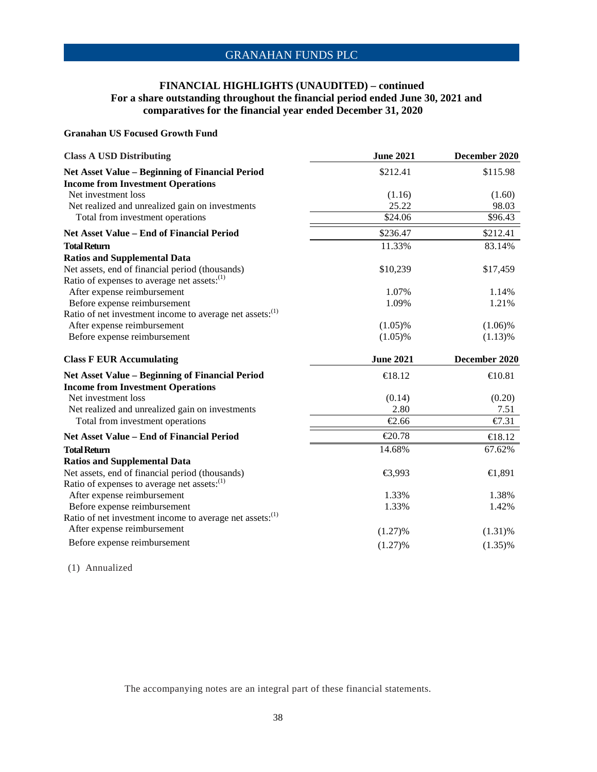## FINANCIAL HIGHLIGHTS (UNAUDITED) – continued
### For a share outstanding throughout the financial period ended June 30, 2021 and comparatives for the financial year ended December 31, 2020

**Granahan US Focused Growth Fund**

| **Class A USD Distributing** | **June 2021** | **December 2020** |
|---|---|---|
| **Net Asset Value – Beginning of Financial Period** | $212.41 | $115.98 |
| **Income from Investment Operations** | | |
| Net investment loss | (1.16) | (1.60) |
| Net realized and unrealized gain on investments | 25.22 | 98.03 |
| Total from investment operations | $24.06 | $96.43 |
| **Net Asset Value – End of Financial Period** | $236.47 | $212.41 |
| **Total Return** | 11.33% | 83.14% |
| **Ratios and Supplemental Data** | | |
| Net assets, end of financial period (thousands) | $10,239 | $17,459 |
| Ratio of expenses to average net assets:(1) | | |
| After expense reimbursement | 1.07% | 1.14% |
| Before expense reimbursement | 1.09% | 1.21% |
| Ratio of net investment income to average net assets:(1) | | |
| After expense reimbursement | (1.05)% | (1.06)% |
| Before expense reimbursement | (1.05)% | (1.13)% |

| **Class F EUR Accumulating** | **June 2021** | **December 2020** |
|---|---|---|
| **Net Asset Value – Beginning of Financial Period** | €18.12 | €10.81 |
| **Income from Investment Operations** | | |
| Net investment loss | (0.14) | (0.20) |
| Net realized and unrealized gain on investments | 2.80 | 7.51 |
| Total from investment operations | €2.66 | €7.31 |
| **Net Asset Value – End of Financial Period** | €20.78 | €18.12 |
| **Total Return** | 14.68% | 67.62% |
| **Ratios and Supplemental Data** | | |
| Net assets, end of financial period (thousands) | €3,993 | €1,891 |
| Ratio of expenses to average net assets:(1) | | |
| After expense reimbursement | 1.33% | 1.38% |
| Before expense reimbursement | 1.33% | 1.42% |
| Ratio of net investment income to average net assets:(1) | | |
| After expense reimbursement | (1.27)% | (1.31)% |
| Before expense reimbursement | (1.27)% | (1.35)% |

(1) Annualized

The accompanying notes are an integral part of these financial statements.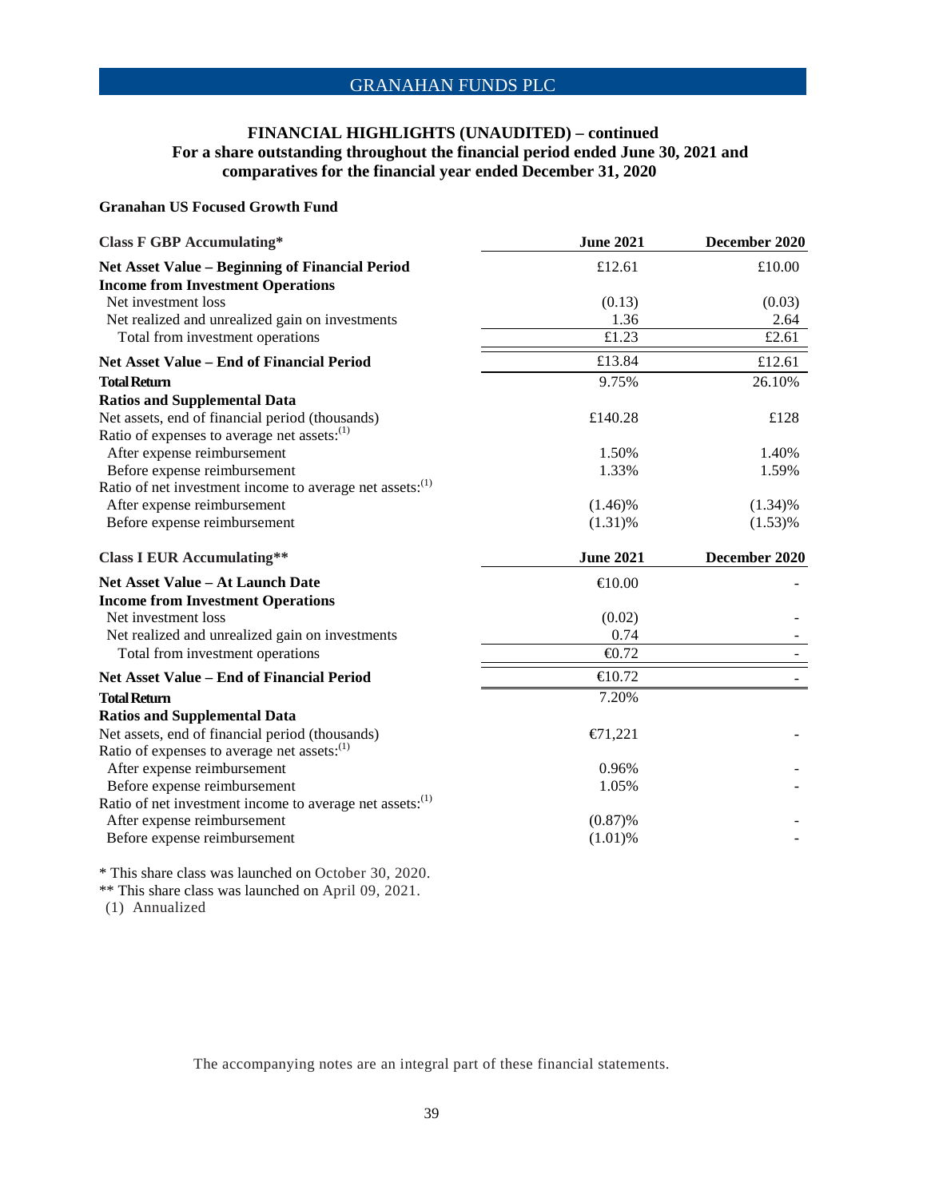## FINANCIAL HIGHLIGHTS (UNAUDITED) – continued
### For a share outstanding throughout the financial period ended June 30, 2021 and comparatives for the financial year ended December 31, 2020

**Granahan US Focused Growth Fund**

| **Class F GBP Accumulating*** | **June 2021** | **December 2020** |
|---|---|---|
| **Net Asset Value – Beginning of Financial Period** | £12.61 | £10.00 |
| **Income from Investment Operations** | | |
| Net investment loss | (0.13) | (0.03) |
| Net realized and unrealized gain on investments | 1.36 | 2.64 |
| Total from investment operations | £1.23 | £2.61 |
| **Net Asset Value – End of Financial Period** | £13.84 | £12.61 |
| **Total Return** | 9.75% | 26.10% |
| **Ratios and Supplemental Data** | | |
| Net assets, end of financial period (thousands) | £140.28 | £128 |
| Ratio of expenses to average net assets:(1) | | |
| After expense reimbursement | 1.50% | 1.40% |
| Before expense reimbursement | 1.33% | 1.59% |
| Ratio of net investment income to average net assets:(1) | | |
| After expense reimbursement | (1.46)% | (1.34)% |
| Before expense reimbursement | (1.31)% | (1.53)% |

| **Class I EUR Accumulating**** | **June 2021** | **December 2020** |
|---|---|---|
| **Net Asset Value – At Launch Date** | €10.00 | - |
| **Income from Investment Operations** | | |
| Net investment loss | (0.02) | - |
| Net realized and unrealized gain on investments | 0.74 | - |
| Total from investment operations | €0.72 | - |
| **Net Asset Value – End of Financial Period** | €10.72 | - |
| **Total Return** | 7.20% | |
| **Ratios and Supplemental Data** | | |
| Net assets, end of financial period (thousands) | €71,221 | - |
| Ratio of expenses to average net assets:(1) | | |
| After expense reimbursement | 0.96% | - |
| Before expense reimbursement | 1.05% | - |
| Ratio of net investment income to average net assets:(1) | | |
| After expense reimbursement | (0.87)% | - |
| Before expense reimbursement | (1.01)% | - |

\* This share class was launched on October 30, 2020.

\*\* This share class was launched on April 09, 2021.

(1) Annualized

The accompanying notes are an integral part of these financial statements.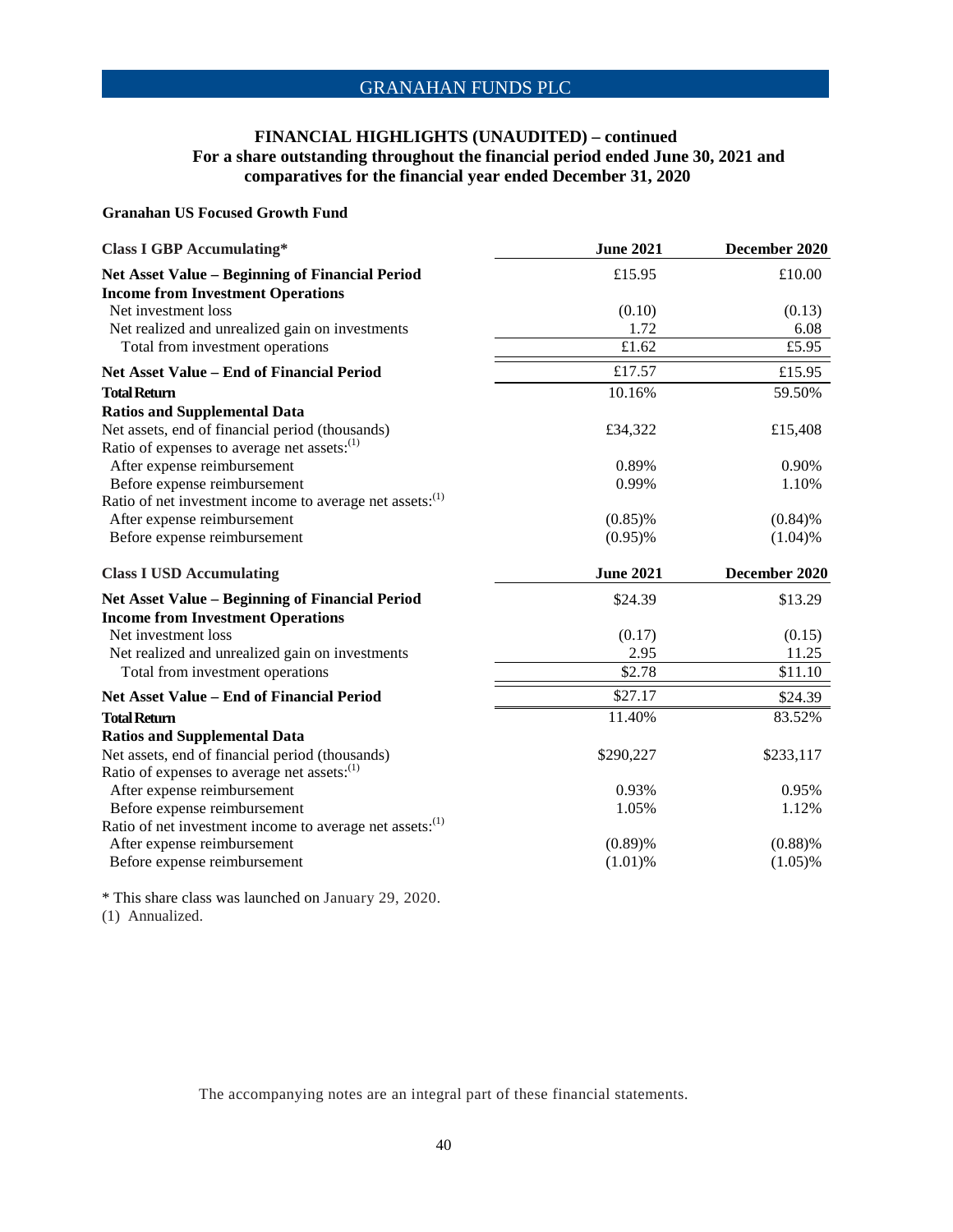## FINANCIAL HIGHLIGHTS (UNAUDITED) – continued
## For a share outstanding throughout the financial period ended June 30, 2021 and comparatives for the financial year ended December 31, 2020

### Granahan US Focused Growth Fund

| **Class I GBP Accumulating*** | **June 2021** | **December 2020** |
|---|---|---|
| **Net Asset Value – Beginning of Financial Period** | £15.95 | £10.00 |
| **Income from Investment Operations** | | |
| Net investment loss | (0.10) | (0.13) |
| Net realized and unrealized gain on investments | 1.72 | 6.08 |
| Total from investment operations | £1.62 | £5.95 |
| **Net Asset Value – End of Financial Period** | £17.57 | £15.95 |
| **Total Return** | 10.16% | 59.50% |
| **Ratios and Supplemental Data** | | |
| Net assets, end of financial period (thousands) | £34,322 | £15,408 |
| Ratio of expenses to average net assets:(1) | | |
| After expense reimbursement | 0.89% | 0.90% |
| Before expense reimbursement | 0.99% | 1.10% |
| Ratio of net investment income to average net assets:(1) | | |
| After expense reimbursement | (0.85)% | (0.84)% |
| Before expense reimbursement | (0.95)% | (1.04)% |

| **Class I USD Accumulating** | **June 2021** | **December 2020** |
|---|---|---|
| **Net Asset Value – Beginning of Financial Period** | \$24.39 | \$13.29 |
| **Income from Investment Operations** | | |
| Net investment loss | (0.17) | (0.15) |
| Net realized and unrealized gain on investments | 2.95 | 11.25 |
| Total from investment operations | \$2.78 | \$11.10 |
| **Net Asset Value – End of Financial Period** | \$27.17 | \$24.39 |
| **Total Return** | 11.40% | 83.52% |
| **Ratios and Supplemental Data** | | |
| Net assets, end of financial period (thousands) | \$290,227 | \$233,117 |
| Ratio of expenses to average net assets:(1) | | |
| After expense reimbursement | 0.93% | 0.95% |
| Before expense reimbursement | 1.05% | 1.12% |
| Ratio of net investment income to average net assets:(1) | | |
| After expense reimbursement | (0.89)% | (0.88)% |
| Before expense reimbursement | (1.01)% | (1.05)% |

\* This share class was launched on January 29, 2020.

(1) Annualized.

The accompanying notes are an integral part of these financial statements.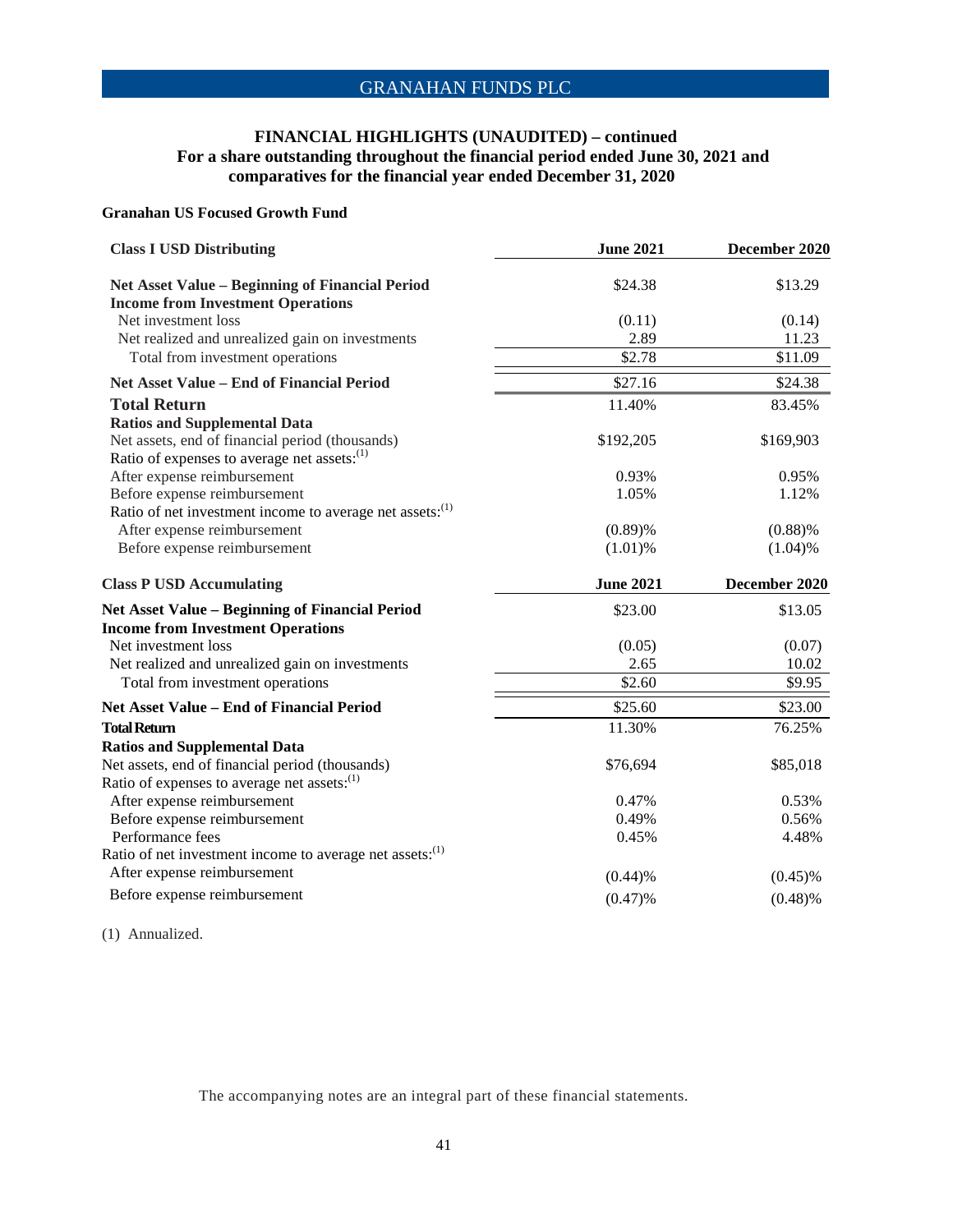# FINANCIAL HIGHLIGHTS (UNAUDITED) – continued
## For a share outstanding throughout the financial period ended June 30, 2021 and comparatives for the financial year ended December 31, 2020

**Granahan US Focused Growth Fund**

| Class I USD Distributing | June 2021 | December 2020 |
|---|---|---|
| **Net Asset Value – Beginning of Financial Period** | $24.38 | $13.29 |
| **Income from Investment Operations** | | |
| Net investment loss | (0.11) | (0.14) |
| Net realized and unrealized gain on investments | 2.89 | 11.23 |
| Total from investment operations | $2.78 | $11.09 |
| **Net Asset Value – End of Financial Period** | $27.16 | $24.38 |
| **Total Return** | 11.40% | 83.45% |
| **Ratios and Supplemental Data** | | |
| Net assets, end of financial period (thousands) | $192,205 | $169,903 |
| Ratio of expenses to average net assets:(1) | | |
| After expense reimbursement | 0.93% | 0.95% |
| Before expense reimbursement | 1.05% | 1.12% |
| Ratio of net investment income to average net assets:(1) | | |
| After expense reimbursement | (0.89)% | (0.88)% |
| Before expense reimbursement | (1.01)% | (1.04)% |

| Class P USD Accumulating | June 2021 | December 2020 |
|---|---|---|
| **Net Asset Value – Beginning of Financial Period** | $23.00 | $13.05 |
| **Income from Investment Operations** | | |
| Net investment loss | (0.05) | (0.07) |
| Net realized and unrealized gain on investments | 2.65 | 10.02 |
| Total from investment operations | $2.60 | $9.95 |
| **Net Asset Value – End of Financial Period** | $25.60 | $23.00 |
| **Total Return** | 11.30% | 76.25% |
| **Ratios and Supplemental Data** | | |
| Net assets, end of financial period (thousands) | $76,694 | $85,018 |
| Ratio of expenses to average net assets:(1) | | |
| After expense reimbursement | 0.47% | 0.53% |
| Before expense reimbursement | 0.49% | 0.56% |
| Performance fees | 0.45% | 4.48% |
| Ratio of net investment income to average net assets:(1) | | |
| After expense reimbursement | (0.44)% | (0.45)% |
| Before expense reimbursement | (0.47)% | (0.48)% |

(1) Annualized.

The accompanying notes are an integral part of these financial statements.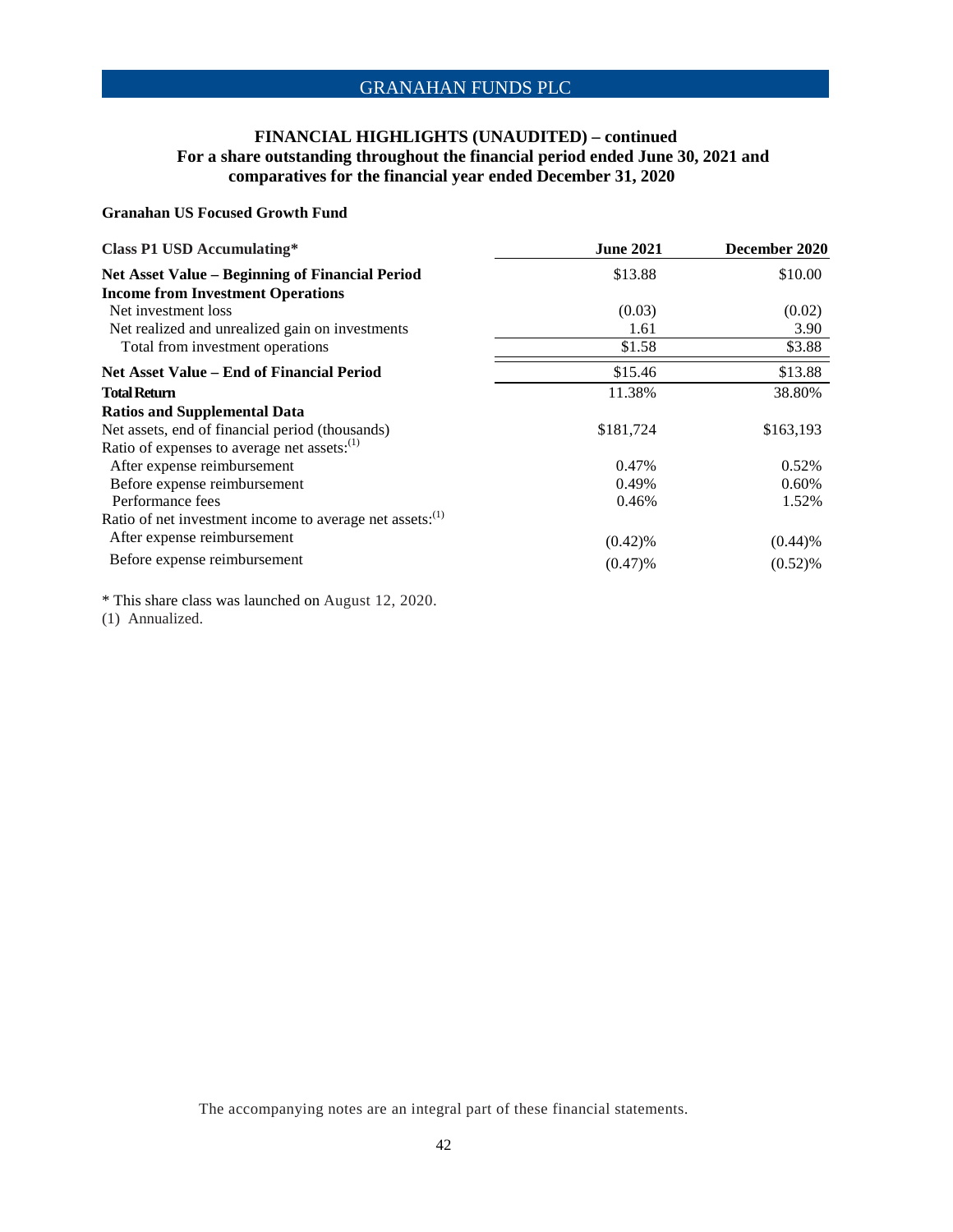# FINANCIAL HIGHLIGHTS (UNAUDITED) – continued
## For a share outstanding throughout the financial period ended June 30, 2021 and comparatives for the financial year ended December 31, 2020

### Granahan US Focused Growth Fund

| Class P1 USD Accumulating* | June 2021 | December 2020 |
|---|---|---|
| **Net Asset Value – Beginning of Financial Period** | $13.88 | $10.00 |
| **Income from Investment Operations** | | |
| Net investment loss | (0.03) | (0.02) |
| Net realized and unrealized gain on investments | 1.61 | 3.90 |
| Total from investment operations | $1.58 | $3.88 |
| **Net Asset Value – End of Financial Period** | $15.46 | $13.88 |
| **Total Return** | 11.38% | 38.80% |
| **Ratios and Supplemental Data** | | |
| Net assets, end of financial period (thousands) | $181,724 | $163,193 |
| Ratio of expenses to average net assets:(1) | | |
| After expense reimbursement | 0.47% | 0.52% |
| Before expense reimbursement | 0.49% | 0.60% |
| Performance fees | 0.46% | 1.52% |
| Ratio of net investment income to average net assets:(1) | | |
| After expense reimbursement | (0.42)% | (0.44)% |
| Before expense reimbursement | (0.47)% | (0.52)% |

* This share class was launched on August 12, 2020.

(1) Annualized.

The accompanying notes are an integral part of these financial statements.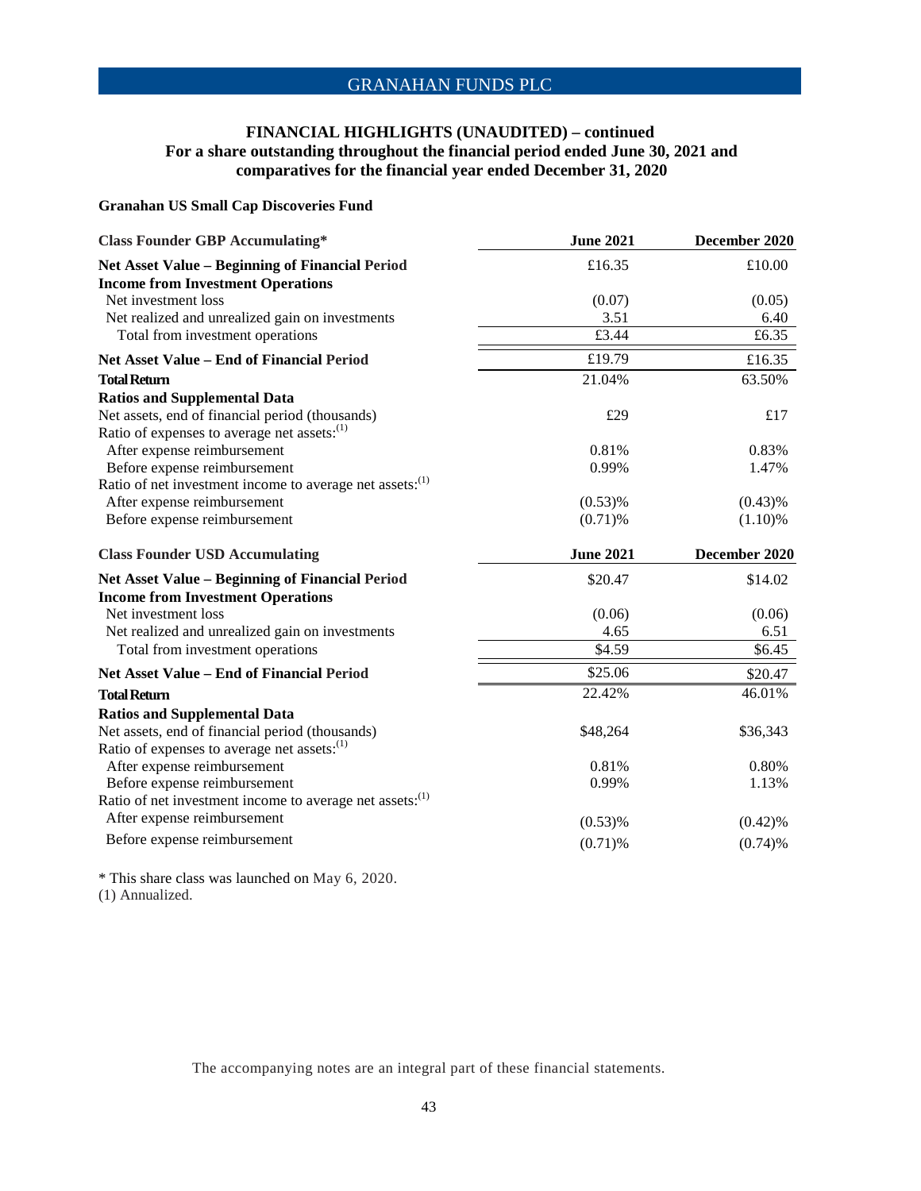# FINANCIAL HIGHLIGHTS (UNAUDITED) – continued
## For a share outstanding throughout the financial period ended June 30, 2021 and comparatives for the financial year ended December 31, 2020

### Granahan US Small Cap Discoveries Fund

| Class Founder GBP Accumulating* | June 2021 | December 2020 |
|---|---|---|
| **Net Asset Value – Beginning of Financial Period** | £16.35 | £10.00 |
| **Income from Investment Operations** | | |
| Net investment loss | (0.07) | (0.05) |
| Net realized and unrealized gain on investments | 3.51 | 6.40 |
| Total from investment operations | £3.44 | £6.35 |
| **Net Asset Value – End of Financial Period** | £19.79 | £16.35 |
| **Total Return** | 21.04% | 63.50% |
| **Ratios and Supplemental Data** | | |
| Net assets, end of financial period (thousands) | £29 | £17 |
| Ratio of expenses to average net assets:(1) | | |
| After expense reimbursement | 0.81% | 0.83% |
| Before expense reimbursement | 0.99% | 1.47% |
| Ratio of net investment income to average net assets:(1) | | |
| After expense reimbursement | (0.53)% | (0.43)% |
| Before expense reimbursement | (0.71)% | (1.10)% |

| Class Founder USD Accumulating | June 2021 | December 2020 |
|---|---|---|
| **Net Asset Value – Beginning of Financial Period** | $20.47 | $14.02 |
| **Income from Investment Operations** | | |
| Net investment loss | (0.06) | (0.06) |
| Net realized and unrealized gain on investments | 4.65 | 6.51 |
| Total from investment operations | $4.59 | $6.45 |
| **Net Asset Value – End of Financial Period** | $25.06 | $20.47 |
| **Total Return** | 22.42% | 46.01% |
| **Ratios and Supplemental Data** | | |
| Net assets, end of financial period (thousands) | $48,264 | $36,343 |
| Ratio of expenses to average net assets:(1) | | |
| After expense reimbursement | 0.81% | 0.80% |
| Before expense reimbursement | 0.99% | 1.13% |
| Ratio of net investment income to average net assets:(1) | | |
| After expense reimbursement | (0.53)% | (0.42)% |
| Before expense reimbursement | (0.71)% | (0.74)% |

* This share class was launched on May 6, 2020.
(1) Annualized.

The accompanying notes are an integral part of these financial statements.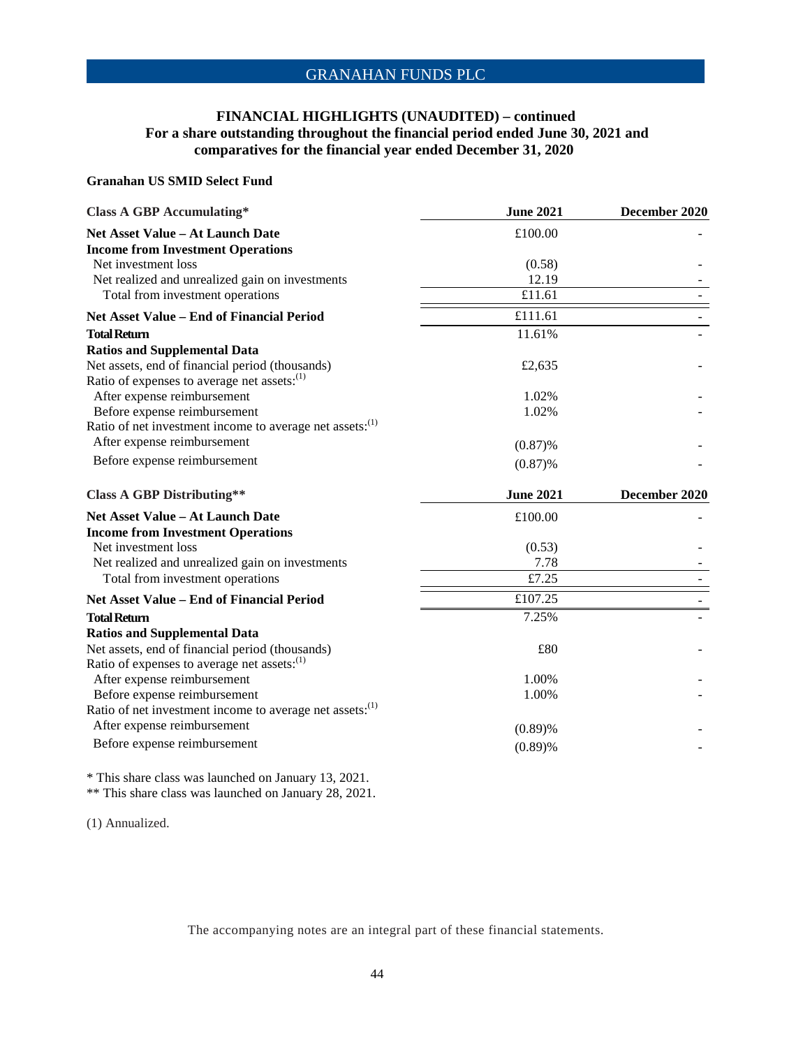## FINANCIAL HIGHLIGHTS (UNAUDITED) – continued
### For a share outstanding throughout the financial period ended June 30, 2021 and comparatives for the financial year ended December 31, 2020

**Granahan US SMID Select Fund**

| **Class A GBP Accumulating*** | **June 2021** | **December 2020** |
|---|---|---|
| **Net Asset Value – At Launch Date** | £100.00 | - |
| **Income from Investment Operations** | | |
| Net investment loss | (0.58) | - |
| Net realized and unrealized gain on investments | 12.19 | - |
| Total from investment operations | £11.61 | - |
| **Net Asset Value – End of Financial Period** | £111.61 | - |
| **Total Return** | 11.61% | - |
| **Ratios and Supplemental Data** | | |
| Net assets, end of financial period (thousands) | £2,635 | - |
| Ratio of expenses to average net assets:(1) | | |
| After expense reimbursement | 1.02% | - |
| Before expense reimbursement | 1.02% | - |
| Ratio of net investment income to average net assets:(1) | | |
| After expense reimbursement | (0.87)% | - |
| Before expense reimbursement | (0.87)% | - |

| **Class A GBP Distributing**** | **June 2021** | **December 2020** |
|---|---|---|
| **Net Asset Value – At Launch Date** | £100.00 | - |
| **Income from Investment Operations** | | |
| Net investment loss | (0.53) | - |
| Net realized and unrealized gain on investments | 7.78 | - |
| Total from investment operations | £7.25 | - |
| **Net Asset Value – End of Financial Period** | £107.25 | - |
| **Total Return** | 7.25% | - |
| **Ratios and Supplemental Data** | | |
| Net assets, end of financial period (thousands) | £80 | - |
| Ratio of expenses to average net assets:(1) | | |
| After expense reimbursement | 1.00% | - |
| Before expense reimbursement | 1.00% | - |
| Ratio of net investment income to average net assets:(1) | | |
| After expense reimbursement | (0.89)% | - |
| Before expense reimbursement | (0.89)% | - |

* This share class was launched on January 13, 2021.
** This share class was launched on January 28, 2021.

(1) Annualized.

The accompanying notes are an integral part of these financial statements.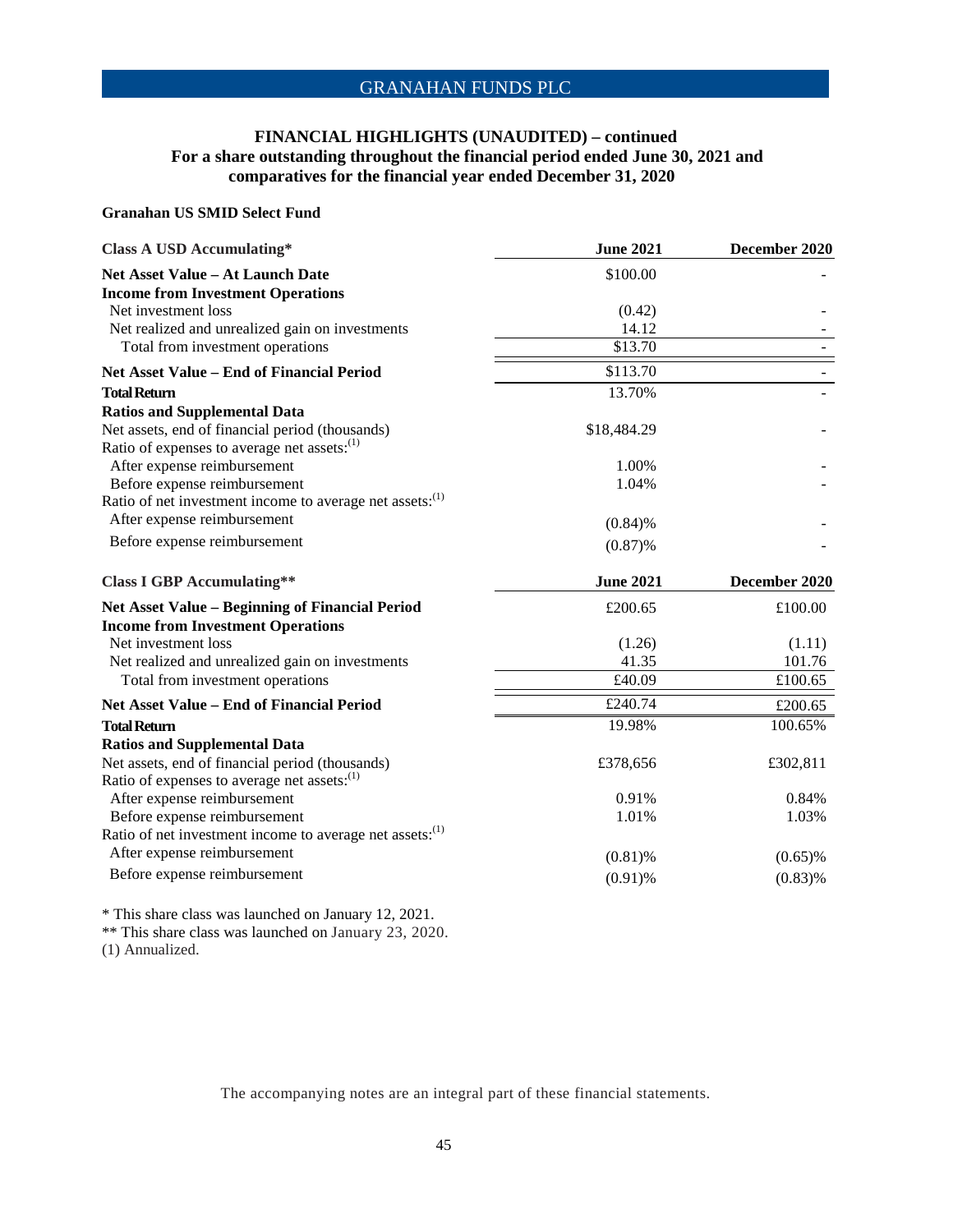## FINANCIAL HIGHLIGHTS (UNAUDITED) – continued
## For a share outstanding throughout the financial period ended June 30, 2021 and comparatives for the financial year ended December 31, 2020

**Granahan US SMID Select Fund**

| **Class A USD Accumulating*** | **June 2021** | **December 2020** |
|---|---|---|
| **Net Asset Value – At Launch Date** | $100.00 | - |
| **Income from Investment Operations** | | |
| Net investment loss | (0.42) | - |
| Net realized and unrealized gain on investments | 14.12 | - |
| Total from investment operations | $13.70 | - |
| **Net Asset Value – End of Financial Period** | $113.70 | - |
| **Total Return** | 13.70% | - |
| **Ratios and Supplemental Data** | | |
| Net assets, end of financial period (thousands) | $18,484.29 | - |
| Ratio of expenses to average net assets:(1) | | |
| After expense reimbursement | 1.00% | - |
| Before expense reimbursement | 1.04% | - |
| Ratio of net investment income to average net assets:(1) | | |
| After expense reimbursement | (0.84)% | - |
| Before expense reimbursement | (0.87)% | - |

| **Class I GBP Accumulating**** | **June 2021** | **December 2020** |
|---|---|---|
| **Net Asset Value – Beginning of Financial Period** | £200.65 | £100.00 |
| **Income from Investment Operations** | | |
| Net investment loss | (1.26) | (1.11) |
| Net realized and unrealized gain on investments | 41.35 | 101.76 |
| Total from investment operations | £40.09 | £100.65 |
| **Net Asset Value – End of Financial Period** | £240.74 | £200.65 |
| **Total Return** | 19.98% | 100.65% |
| **Ratios and Supplemental Data** | | |
| Net assets, end of financial period (thousands) | £378,656 | £302,811 |
| Ratio of expenses to average net assets:(1) | | |
| After expense reimbursement | 0.91% | 0.84% |
| Before expense reimbursement | 1.01% | 1.03% |
| Ratio of net investment income to average net assets:(1) | | |
| After expense reimbursement | (0.81)% | (0.65)% |
| Before expense reimbursement | (0.91)% | (0.83)% |

* This share class was launched on January 12, 2021.
** This share class was launched on January 23, 2020.
(1) Annualized.

The accompanying notes are an integral part of these financial statements.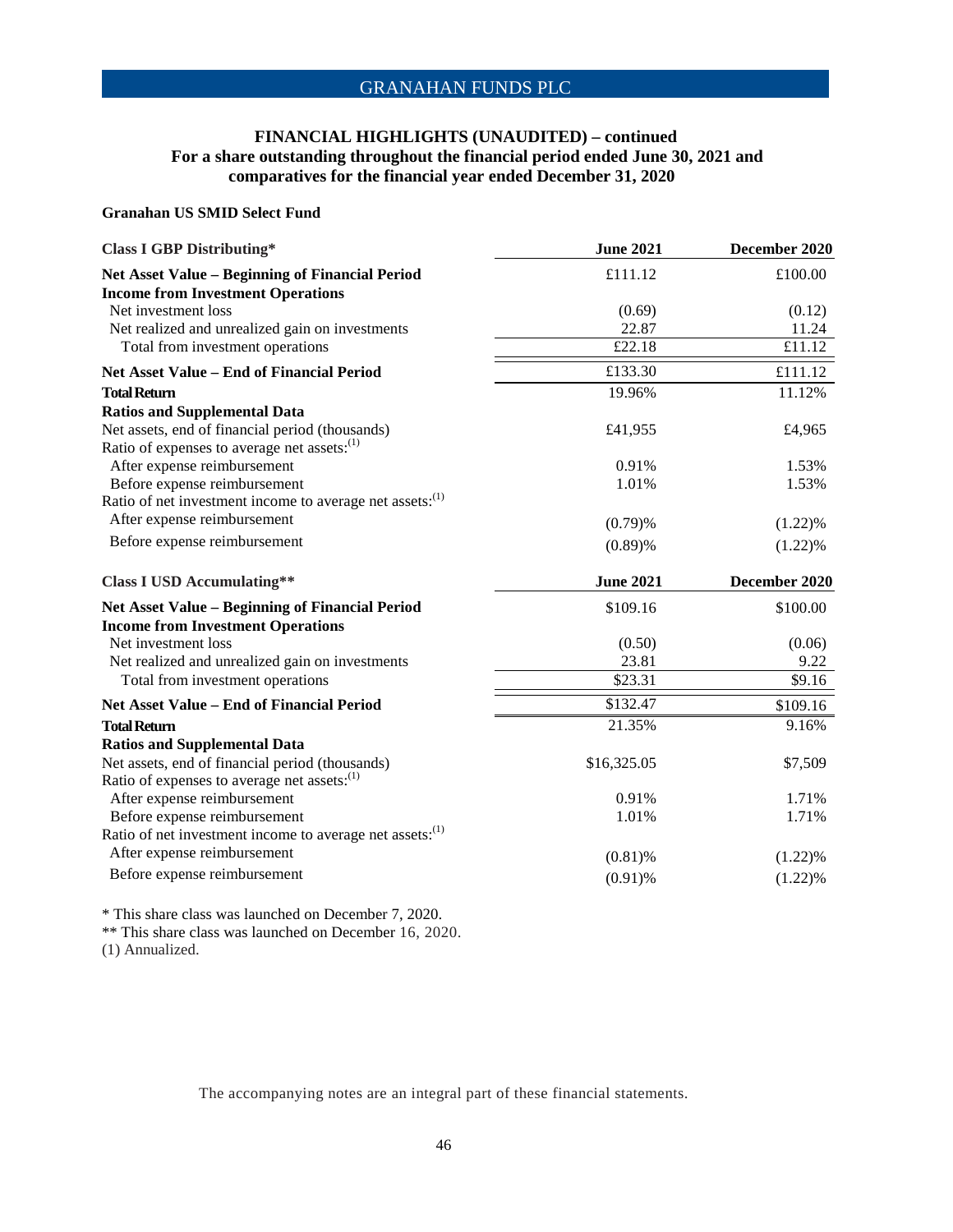## FINANCIAL HIGHLIGHTS (UNAUDITED) – continued
### For a share outstanding throughout the financial period ended June 30, 2021 and comparatives for the financial year ended December 31, 2020

**Granahan US SMID Select Fund**

| Class I GBP Distributing* | June 2021 | December 2020 |
|---|---|---|
| **Net Asset Value – Beginning of Financial Period** | £111.12 | £100.00 |
| **Income from Investment Operations** | | |
| Net investment loss | (0.69) | (0.12) |
| Net realized and unrealized gain on investments | 22.87 | 11.24 |
| Total from investment operations | £22.18 | £11.12 |
| **Net Asset Value – End of Financial Period** | £133.30 | £111.12 |
| **Total Return** | 19.96% | 11.12% |
| **Ratios and Supplemental Data** | | |
| Net assets, end of financial period (thousands) | £41,955 | £4,965 |
| Ratio of expenses to average net assets:(1) | | |
| After expense reimbursement | 0.91% | 1.53% |
| Before expense reimbursement | 1.01% | 1.53% |
| Ratio of net investment income to average net assets:(1) | | |
| After expense reimbursement | (0.79)% | (1.22)% |
| Before expense reimbursement | (0.89)% | (1.22)% |

| Class I USD Accumulating** | June 2021 | December 2020 |
|---|---|---|
| **Net Asset Value – Beginning of Financial Period** | $109.16 | $100.00 |
| **Income from Investment Operations** | | |
| Net investment loss | (0.50) | (0.06) |
| Net realized and unrealized gain on investments | 23.81 | 9.22 |
| Total from investment operations | $23.31 | $9.16 |
| **Net Asset Value – End of Financial Period** | $132.47 | $109.16 |
| **Total Return** | 21.35% | 9.16% |
| **Ratios and Supplemental Data** | | |
| Net assets, end of financial period (thousands) | $16,325.05 | $7,509 |
| Ratio of expenses to average net assets:(1) | | |
| After expense reimbursement | 0.91% | 1.71% |
| Before expense reimbursement | 1.01% | 1.71% |
| Ratio of net investment income to average net assets:(1) | | |
| After expense reimbursement | (0.81)% | (1.22)% |
| Before expense reimbursement | (0.91)% | (1.22)% |

* This share class was launched on December 7, 2020.

** This share class was launched on December 16, 2020.

(1) Annualized.

The accompanying notes are an integral part of these financial statements.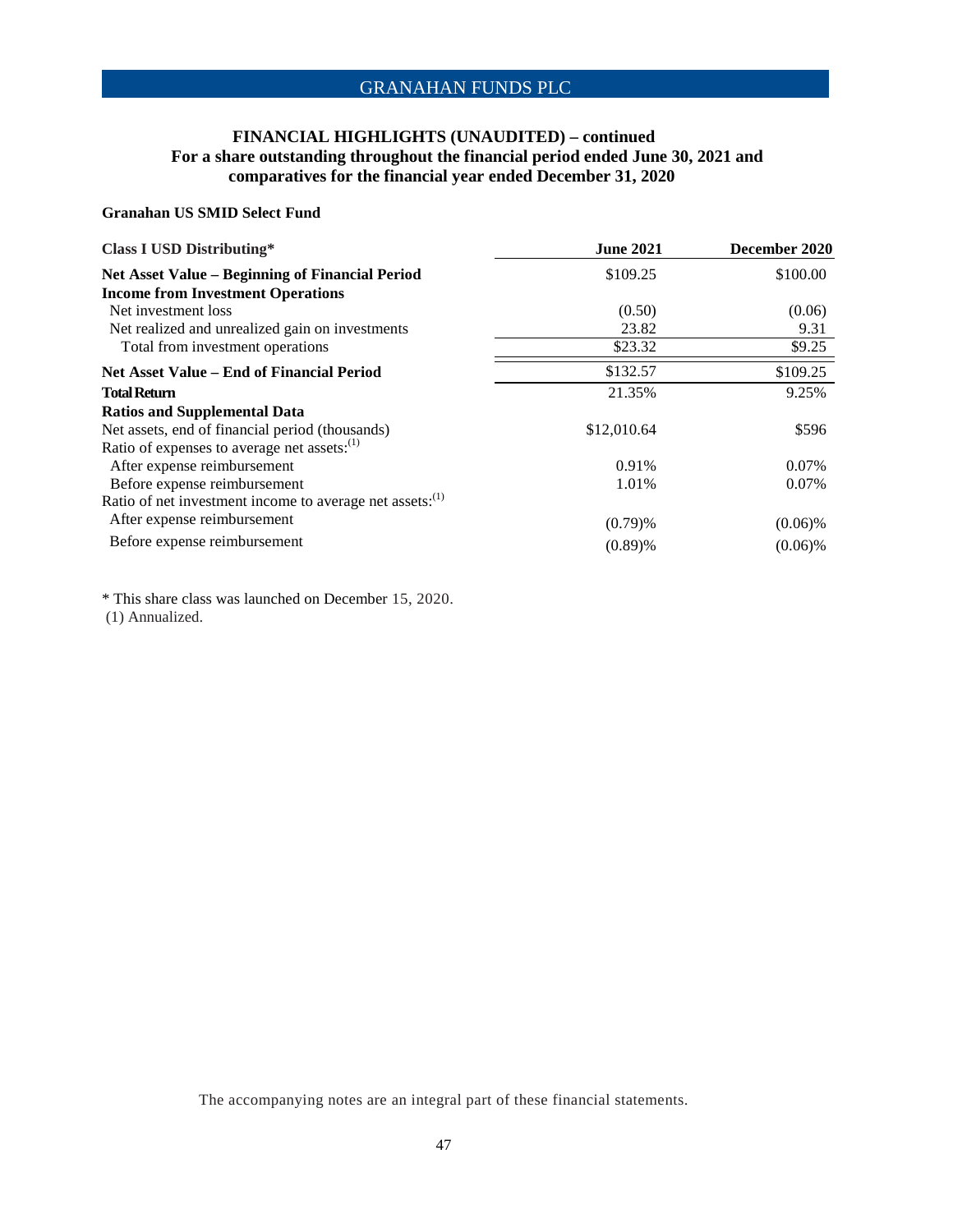# GRANAHAN FUNDS PLC

## FINANCIAL HIGHLIGHTS (UNAUDITED) – continued
### For a share outstanding throughout the financial period ended June 30, 2021 and comparatives for the financial year ended December 31, 2020

**Granahan US SMID Select Fund**

| **Class I USD Distributing*** | **June 2021** | **December 2020** |
|---|---|---|
| **Net Asset Value – Beginning of Financial Period** | $109.25 | $100.00 |
| **Income from Investment Operations** | | |
| Net investment loss | (0.50) | (0.06) |
| Net realized and unrealized gain on investments | 23.82 | 9.31 |
| Total from investment operations | $23.32 | $9.25 |
| **Net Asset Value – End of Financial Period** | $132.57 | $109.25 |
| **Total Return** | 21.35% | 9.25% |
| **Ratios and Supplemental Data** | | |
| Net assets, end of financial period (thousands) | $12,010.64 | $596 |
| Ratio of expenses to average net assets:(1) | | |
| After expense reimbursement | 0.91% | 0.07% |
| Before expense reimbursement | 1.01% | 0.07% |
| Ratio of net investment income to average net assets:(1) | | |
| After expense reimbursement | (0.79)% | (0.06)% |
| Before expense reimbursement | (0.89)% | (0.06)% |

* This share class was launched on December 15, 2020.
(1) Annualized.

The accompanying notes are an integral part of these financial statements.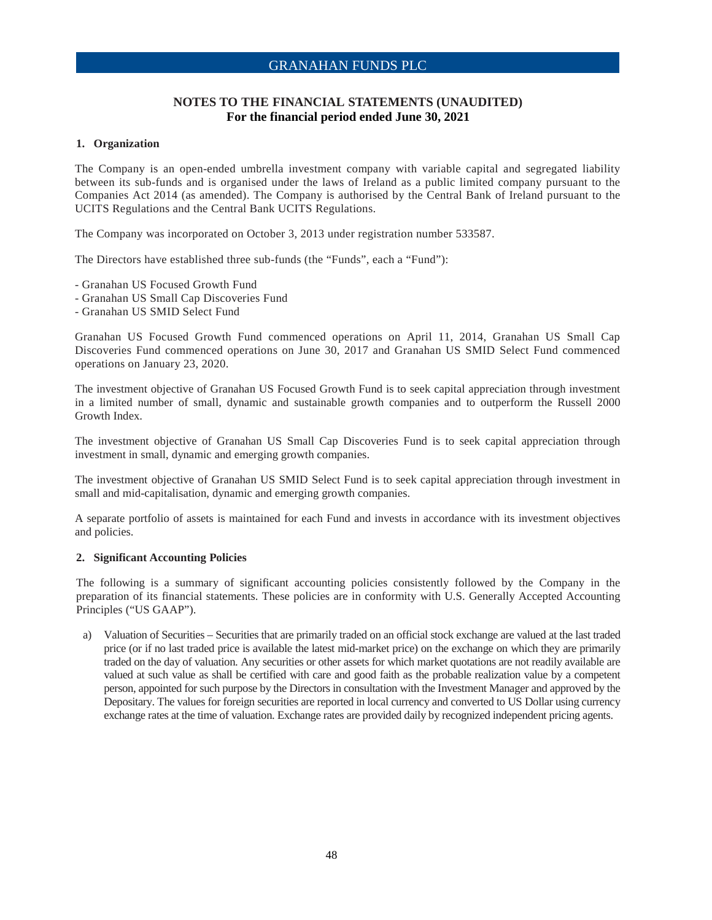## NOTES TO THE FINANCIAL STATEMENTS (UNAUDITED)
### For the financial period ended June 30, 2021

**1. Organization**

The Company is an open-ended umbrella investment company with variable capital and segregated liability between its sub-funds and is organised under the laws of Ireland as a public limited company pursuant to the Companies Act 2014 (as amended). The Company is authorised by the Central Bank of Ireland pursuant to the UCITS Regulations and the Central Bank UCITS Regulations.

The Company was incorporated on October 3, 2013 under registration number 533587.

The Directors have established three sub-funds (the "Funds", each a "Fund"):

- Granahan US Focused Growth Fund
- Granahan US Small Cap Discoveries Fund
- Granahan US SMID Select Fund

Granahan US Focused Growth Fund commenced operations on April 11, 2014, Granahan US Small Cap Discoveries Fund commenced operations on June 30, 2017 and Granahan US SMID Select Fund commenced operations on January 23, 2020.

The investment objective of Granahan US Focused Growth Fund is to seek capital appreciation through investment in a limited number of small, dynamic and sustainable growth companies and to outperform the Russell 2000 Growth Index.

The investment objective of Granahan US Small Cap Discoveries Fund is to seek capital appreciation through investment in small, dynamic and emerging growth companies.

The investment objective of Granahan US SMID Select Fund is to seek capital appreciation through investment in small and mid-capitalisation, dynamic and emerging growth companies.

A separate portfolio of assets is maintained for each Fund and invests in accordance with its investment objectives and policies.

**2. Significant Accounting Policies**

The following is a summary of significant accounting policies consistently followed by the Company in the preparation of its financial statements. These policies are in conformity with U.S. Generally Accepted Accounting Principles ("US GAAP").

a) Valuation of Securities – Securities that are primarily traded on an official stock exchange are valued at the last traded price (or if no last traded price is available the latest mid-market price) on the exchange on which they are primarily traded on the day of valuation. Any securities or other assets for which market quotations are not readily available are valued at such value as shall be certified with care and good faith as the probable realization value by a competent person, appointed for such purpose by the Directors in consultation with the Investment Manager and approved by the Depositary. The values for foreign securities are reported in local currency and converted to US Dollar using currency exchange rates at the time of valuation. Exchange rates are provided daily by recognized independent pricing agents.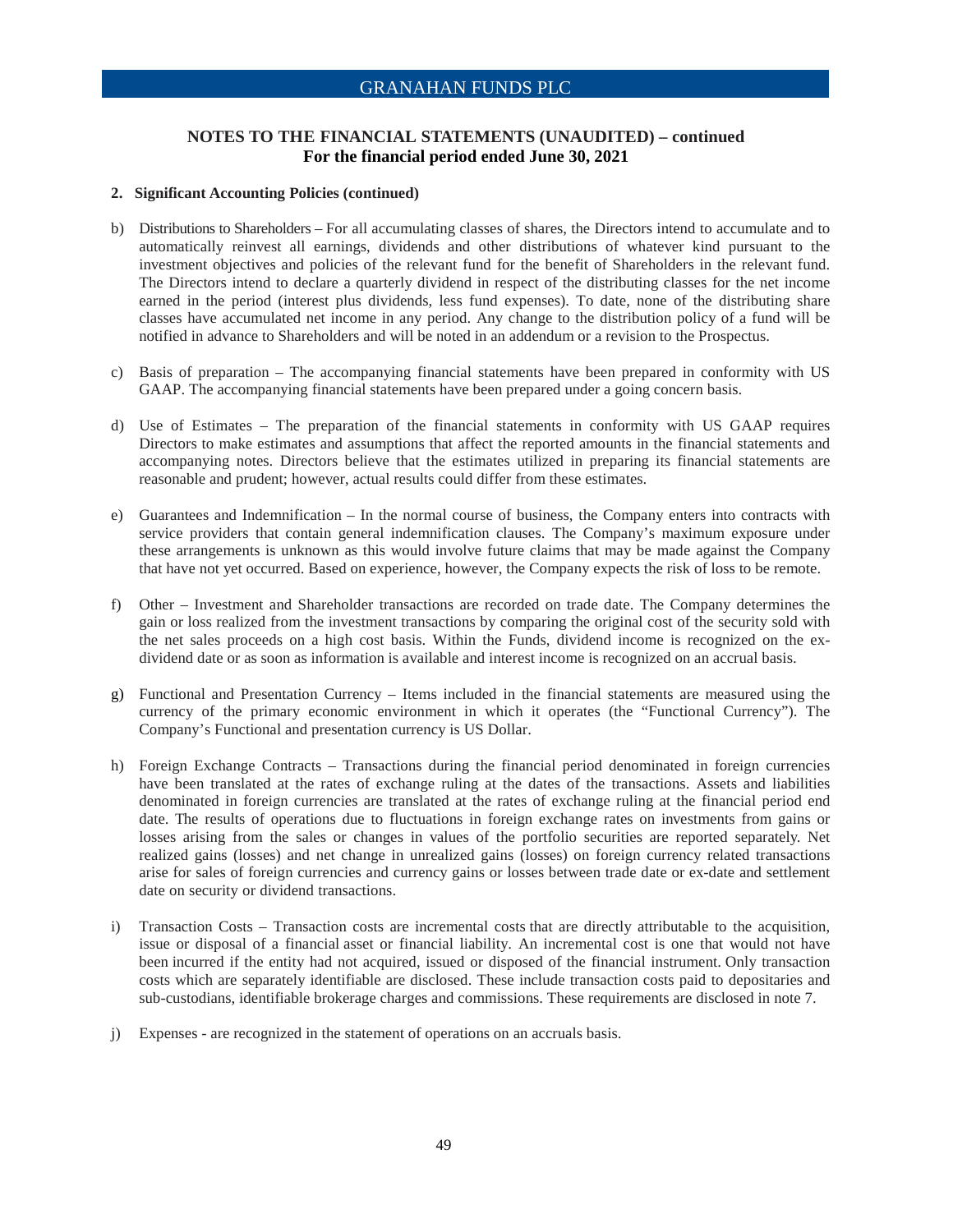## NOTES TO THE FINANCIAL STATEMENTS (UNAUDITED) – continued
**For the financial period ended June 30, 2021**

**2. Significant Accounting Policies (continued)**

b) Distributions to Shareholders – For all accumulating classes of shares, the Directors intend to accumulate and to automatically reinvest all earnings, dividends and other distributions of whatever kind pursuant to the investment objectives and policies of the relevant fund for the benefit of Shareholders in the relevant fund. The Directors intend to declare a quarterly dividend in respect of the distributing classes for the net income earned in the period (interest plus dividends, less fund expenses). To date, none of the distributing share classes have accumulated net income in any period. Any change to the distribution policy of a fund will be notified in advance to Shareholders and will be noted in an addendum or a revision to the Prospectus.

c) Basis of preparation – The accompanying financial statements have been prepared in conformity with US GAAP. The accompanying financial statements have been prepared under a going concern basis.

d) Use of Estimates – The preparation of the financial statements in conformity with US GAAP requires Directors to make estimates and assumptions that affect the reported amounts in the financial statements and accompanying notes. Directors believe that the estimates utilized in preparing its financial statements are reasonable and prudent; however, actual results could differ from these estimates.

e) Guarantees and Indemnification – In the normal course of business, the Company enters into contracts with service providers that contain general indemnification clauses. The Company's maximum exposure under these arrangements is unknown as this would involve future claims that may be made against the Company that have not yet occurred. Based on experience, however, the Company expects the risk of loss to be remote.

f) Other – Investment and Shareholder transactions are recorded on trade date. The Company determines the gain or loss realized from the investment transactions by comparing the original cost of the security sold with the net sales proceeds on a high cost basis. Within the Funds, dividend income is recognized on the ex-dividend date or as soon as information is available and interest income is recognized on an accrual basis.

g) Functional and Presentation Currency – Items included in the financial statements are measured using the currency of the primary economic environment in which it operates (the "Functional Currency"). The Company's Functional and presentation currency is US Dollar.

h) Foreign Exchange Contracts – Transactions during the financial period denominated in foreign currencies have been translated at the rates of exchange ruling at the dates of the transactions. Assets and liabilities denominated in foreign currencies are translated at the rates of exchange ruling at the financial period end date. The results of operations due to fluctuations in foreign exchange rates on investments from gains or losses arising from the sales or changes in values of the portfolio securities are reported separately. Net realized gains (losses) and net change in unrealized gains (losses) on foreign currency related transactions arise for sales of foreign currencies and currency gains or losses between trade date or ex-date and settlement date on security or dividend transactions.

i) Transaction Costs – Transaction costs are incremental costs that are directly attributable to the acquisition, issue or disposal of a financial asset or financial liability. An incremental cost is one that would not have been incurred if the entity had not acquired, issued or disposed of the financial instrument. Only transaction costs which are separately identifiable are disclosed. These include transaction costs paid to depositaries and sub-custodians, identifiable brokerage charges and commissions. These requirements are disclosed in note 7.

j) Expenses - are recognized in the statement of operations on an accruals basis.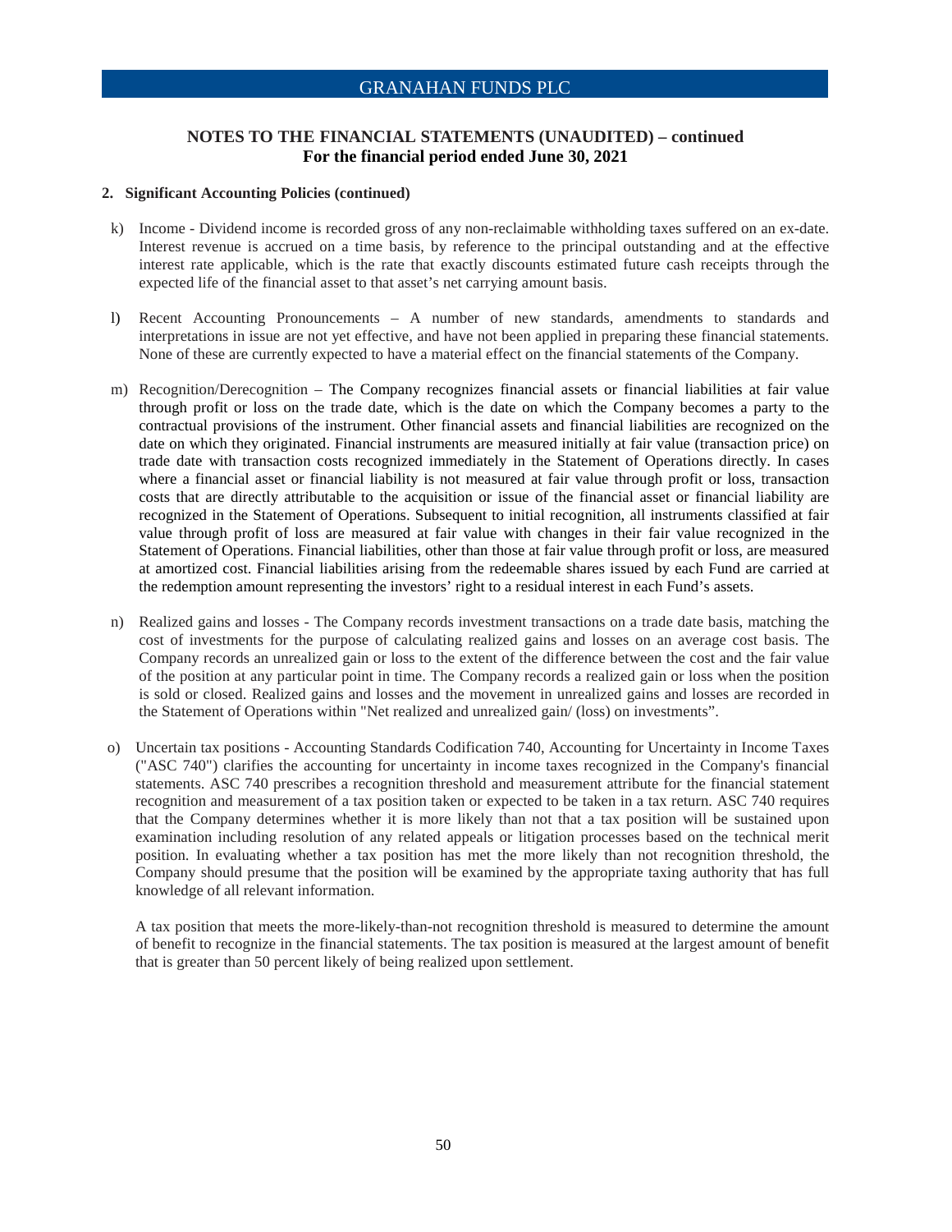## NOTES TO THE FINANCIAL STATEMENTS (UNAUDITED) – continued
## For the financial period ended June 30, 2021

### 2. Significant Accounting Policies (continued)

k) Income - Dividend income is recorded gross of any non-reclaimable withholding taxes suffered on an ex-date. Interest revenue is accrued on a time basis, by reference to the principal outstanding and at the effective interest rate applicable, which is the rate that exactly discounts estimated future cash receipts through the expected life of the financial asset to that asset's net carrying amount basis.

l) Recent Accounting Pronouncements – A number of new standards, amendments to standards and interpretations in issue are not yet effective, and have not been applied in preparing these financial statements. None of these are currently expected to have a material effect on the financial statements of the Company.

m) Recognition/Derecognition – The Company recognizes financial assets or financial liabilities at fair value through profit or loss on the trade date, which is the date on which the Company becomes a party to the contractual provisions of the instrument. Other financial assets and financial liabilities are recognized on the date on which they originated. Financial instruments are measured initially at fair value (transaction price) on trade date with transaction costs recognized immediately in the Statement of Operations directly. In cases where a financial asset or financial liability is not measured at fair value through profit or loss, transaction costs that are directly attributable to the acquisition or issue of the financial asset or financial liability are recognized in the Statement of Operations. Subsequent to initial recognition, all instruments classified at fair value through profit of loss are measured at fair value with changes in their fair value recognized in the Statement of Operations. Financial liabilities, other than those at fair value through profit or loss, are measured at amortized cost. Financial liabilities arising from the redeemable shares issued by each Fund are carried at the redemption amount representing the investors' right to a residual interest in each Fund's assets.

n) Realized gains and losses - The Company records investment transactions on a trade date basis, matching the cost of investments for the purpose of calculating realized gains and losses on an average cost basis. The Company records an unrealized gain or loss to the extent of the difference between the cost and the fair value of the position at any particular point in time. The Company records a realized gain or loss when the position is sold or closed. Realized gains and losses and the movement in unrealized gains and losses are recorded in the Statement of Operations within "Net realized and unrealized gain/ (loss) on investments".

o) Uncertain tax positions - Accounting Standards Codification 740, Accounting for Uncertainty in Income Taxes ("ASC 740") clarifies the accounting for uncertainty in income taxes recognized in the Company's financial statements. ASC 740 prescribes a recognition threshold and measurement attribute for the financial statement recognition and measurement of a tax position taken or expected to be taken in a tax return. ASC 740 requires that the Company determines whether it is more likely than not that a tax position will be sustained upon examination including resolution of any related appeals or litigation processes based on the technical merit position. In evaluating whether a tax position has met the more likely than not recognition threshold, the Company should presume that the position will be examined by the appropriate taxing authority that has full knowledge of all relevant information.

   A tax position that meets the more-likely-than-not recognition threshold is measured to determine the amount of benefit to recognize in the financial statements. The tax position is measured at the largest amount of benefit that is greater than 50 percent likely of being realized upon settlement.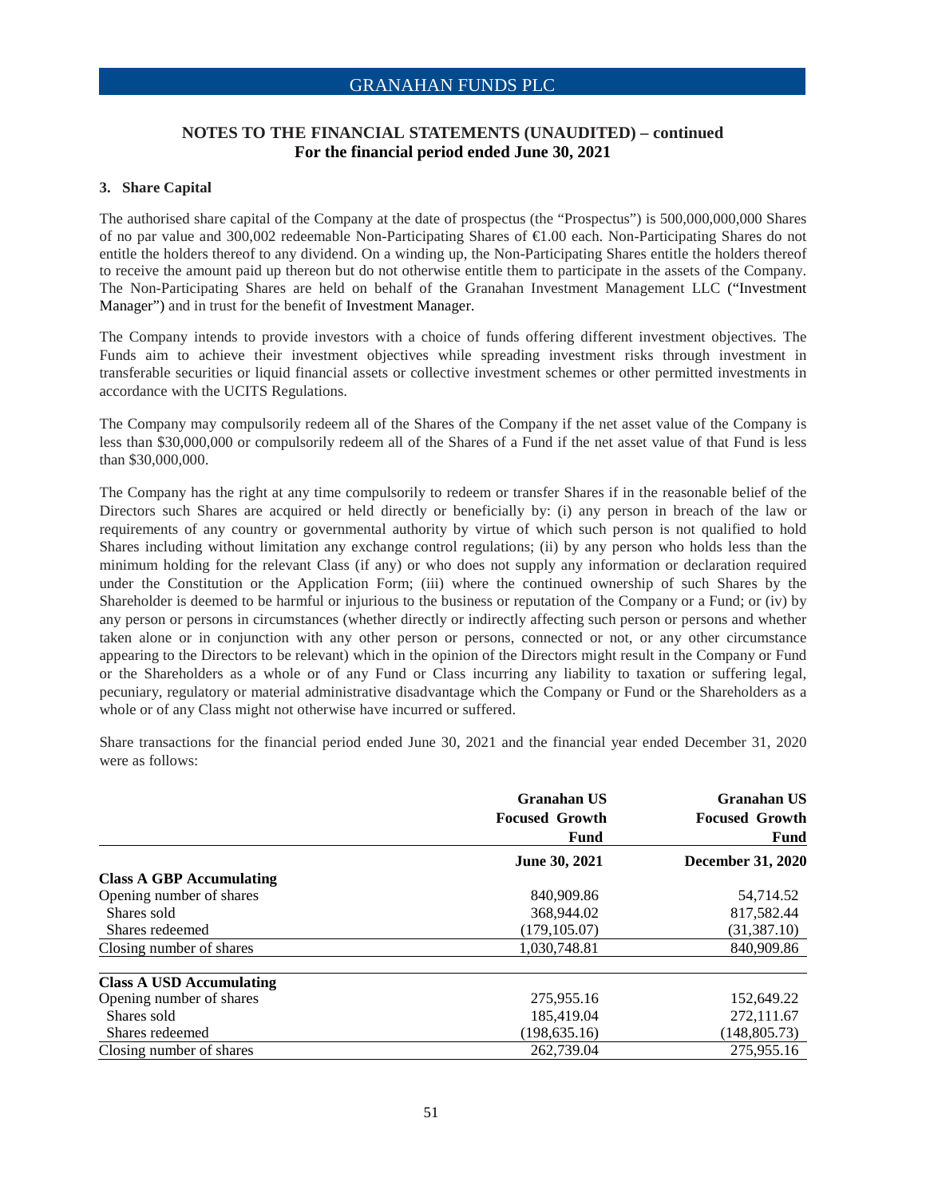## NOTES TO THE FINANCIAL STATEMENTS (UNAUDITED) – continued
**For the financial period ended June 30, 2021**

### 3. Share Capital

The authorised share capital of the Company at the date of prospectus (the "Prospectus") is 500,000,000,000 Shares of no par value and 300,002 redeemable Non-Participating Shares of €1.00 each. Non-Participating Shares do not entitle the holders thereof to any dividend. On a winding up, the Non-Participating Shares entitle the holders thereof to receive the amount paid up thereon but do not otherwise entitle them to participate in the assets of the Company. The Non-Participating Shares are held on behalf of the Granahan Investment Management LLC ("Investment Manager") and in trust for the benefit of Investment Manager.

The Company intends to provide investors with a choice of funds offering different investment objectives. The Funds aim to achieve their investment objectives while spreading investment risks through investment in transferable securities or liquid financial assets or collective investment schemes or other permitted investments in accordance with the UCITS Regulations.

The Company may compulsorily redeem all of the Shares of the Company if the net asset value of the Company is less than $30,000,000 or compulsorily redeem all of the Shares of a Fund if the net asset value of that Fund is less than $30,000,000.

The Company has the right at any time compulsorily to redeem or transfer Shares if in the reasonable belief of the Directors such Shares are acquired or held directly or beneficially by: (i) any person in breach of the law or requirements of any country or governmental authority by virtue of which such person is not qualified to hold Shares including without limitation any exchange control regulations; (ii) by any person who holds less than the minimum holding for the relevant Class (if any) or who does not supply any information or declaration required under the Constitution or the Application Form; (iii) where the continued ownership of such Shares by the Shareholder is deemed to be harmful or injurious to the business or reputation of the Company or a Fund; or (iv) by any person or persons in circumstances (whether directly or indirectly affecting such person or persons and whether taken alone or in conjunction with any other person or persons, connected or not, or any other circumstance appearing to the Directors to be relevant) which in the opinion of the Directors might result in the Company or Fund or the Shareholders as a whole or of any Fund or Class incurring any liability to taxation or suffering legal, pecuniary, regulatory or material administrative disadvantage which the Company or Fund or the Shareholders as a whole or of any Class might not otherwise have incurred or suffered.

Share transactions for the financial period ended June 30, 2021 and the financial year ended December 31, 2020 were as follows:

| | Granahan US Focused Growth Fund | Granahan US Focused Growth Fund |
|---|---|---|
| | June 30, 2021 | December 31, 2020 |
| **Class A GBP Accumulating** | | |
| Opening number of shares | 840,909.86 | 54,714.52 |
| Shares sold | 368,944.02 | 817,582.44 |
| Shares redeemed | (179,105.07) | (31,387.10) |
| Closing number of shares | 1,030,748.81 | 840,909.86 |
| **Class A USD Accumulating** | | |
| Opening number of shares | 275,955.16 | 152,649.22 |
| Shares sold | 185,419.04 | 272,111.67 |
| Shares redeemed | (198,635.16) | (148,805.73) |
| Closing number of shares | 262,739.04 | 275,955.16 |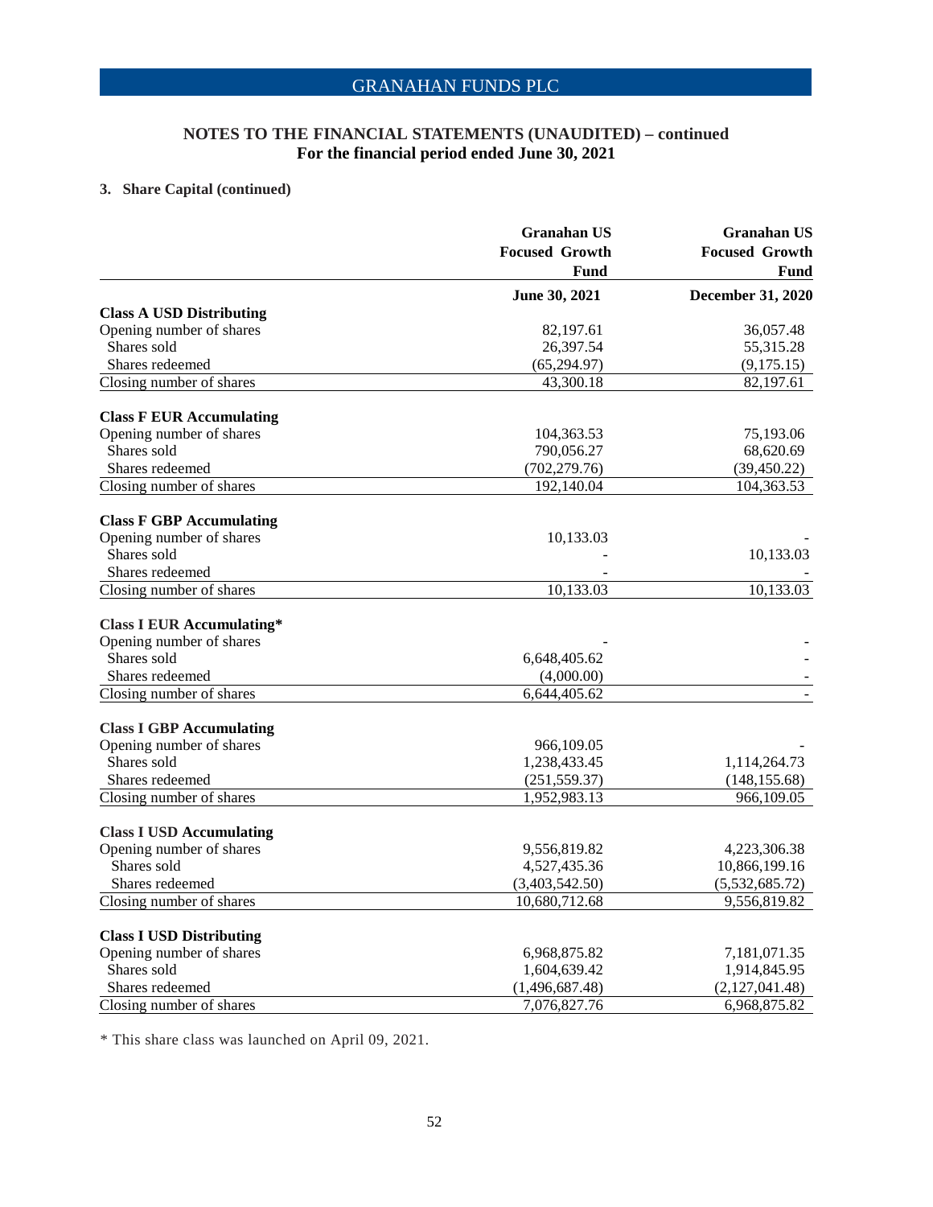## NOTES TO THE FINANCIAL STATEMENTS (UNAUDITED) – continued
**For the financial period ended June 30, 2021**

### 3. Share Capital (continued)

| | Granahan US Focused Growth Fund | Granahan US Focused Growth Fund |
|---|---|---|
| | **June 30, 2021** | **December 31, 2020** |
| **Class A USD Distributing** | | |
| Opening number of shares | 82,197.61 | 36,057.48 |
| Shares sold | 26,397.54 | 55,315.28 |
| Shares redeemed | (65,294.97) | (9,175.15) |
| Closing number of shares | 43,300.18 | 82,197.61 |
| **Class F EUR Accumulating** | | |
| Opening number of shares | 104,363.53 | 75,193.06 |
| Shares sold | 790,056.27 | 68,620.69 |
| Shares redeemed | (702,279.76) | (39,450.22) |
| Closing number of shares | 192,140.04 | 104,363.53 |
| **Class F GBP Accumulating** | | |
| Opening number of shares | 10,133.03 | - |
| Shares sold | - | 10,133.03 |
| Shares redeemed | - | - |
| Closing number of shares | 10,133.03 | 10,133.03 |
| **Class I EUR Accumulating*** | | |
| Opening number of shares | - | - |
| Shares sold | 6,648,405.62 | - |
| Shares redeemed | (4,000.00) | - |
| Closing number of shares | 6,644,405.62 | - |
| **Class I GBP Accumulating** | | |
| Opening number of shares | 966,109.05 | - |
| Shares sold | 1,238,433.45 | 1,114,264.73 |
| Shares redeemed | (251,559.37) | (148,155.68) |
| Closing number of shares | 1,952,983.13 | 966,109.05 |
| **Class I USD Accumulating** | | |
| Opening number of shares | 9,556,819.82 | 4,223,306.38 |
| Shares sold | 4,527,435.36 | 10,866,199.16 |
| Shares redeemed | (3,403,542.50) | (5,532,685.72) |
| Closing number of shares | 10,680,712.68 | 9,556,819.82 |
| **Class I USD Distributing** | | |
| Opening number of shares | 6,968,875.82 | 7,181,071.35 |
| Shares sold | 1,604,639.42 | 1,914,845.95 |
| Shares redeemed | (1,496,687.48) | (2,127,041.48) |
| Closing number of shares | 7,076,827.76 | 6,968,875.82 |

* This share class was launched on April 09, 2021.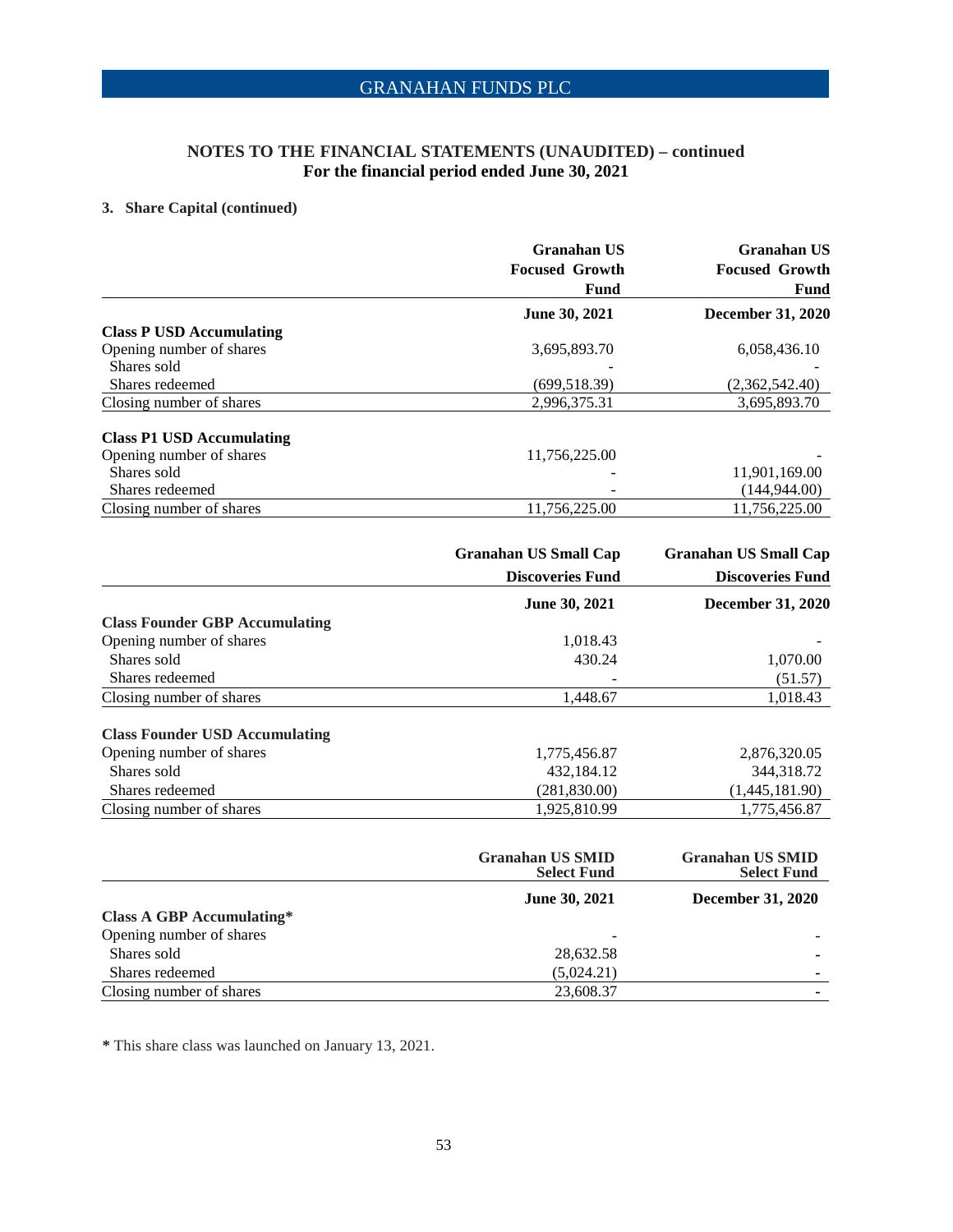## NOTES TO THE FINANCIAL STATEMENTS (UNAUDITED) – continued
**For the financial period ended June 30, 2021**

### 3. Share Capital (continued)

| | Granahan US Focused Growth Fund | Granahan US Focused Growth Fund |
|---|---|---|
| | **June 30, 2021** | **December 31, 2020** |
| **Class P USD Accumulating** | | |
| Opening number of shares | 3,695,893.70 | 6,058,436.10 |
| Shares sold | - | - |
| Shares redeemed | (699,518.39) | (2,362,542.40) |
| Closing number of shares | 2,996,375.31 | 3,695,893.70 |
| **Class P1 USD Accumulating** | | |
| Opening number of shares | 11,756,225.00 | - |
| Shares sold | - | 11,901,169.00 |
| Shares redeemed | - | (144,944.00) |
| Closing number of shares | 11,756,225.00 | 11,756,225.00 |

| | Granahan US Small Cap Discoveries Fund | Granahan US Small Cap Discoveries Fund |
|---|---|---|
| | **June 30, 2021** | **December 31, 2020** |
| **Class Founder GBP Accumulating** | | |
| Opening number of shares | 1,018.43 | - |
| Shares sold | 430.24 | 1,070.00 |
| Shares redeemed | - | (51.57) |
| Closing number of shares | 1,448.67 | 1,018.43 |
| **Class Founder USD Accumulating** | | |
| Opening number of shares | 1,775,456.87 | 2,876,320.05 |
| Shares sold | 432,184.12 | 344,318.72 |
| Shares redeemed | (281,830.00) | (1,445,181.90) |
| Closing number of shares | 1,925,810.99 | 1,775,456.87 |

| | Granahan US SMID Select Fund | Granahan US SMID Select Fund |
|---|---|---|
| | **June 30, 2021** | **December 31, 2020** |
| **Class A GBP Accumulating*** | | |
| Opening number of shares | - | - |
| Shares sold | 28,632.58 | - |
| Shares redeemed | (5,024.21) | - |
| Closing number of shares | 23,608.37 | - |

* This share class was launched on January 13, 2021.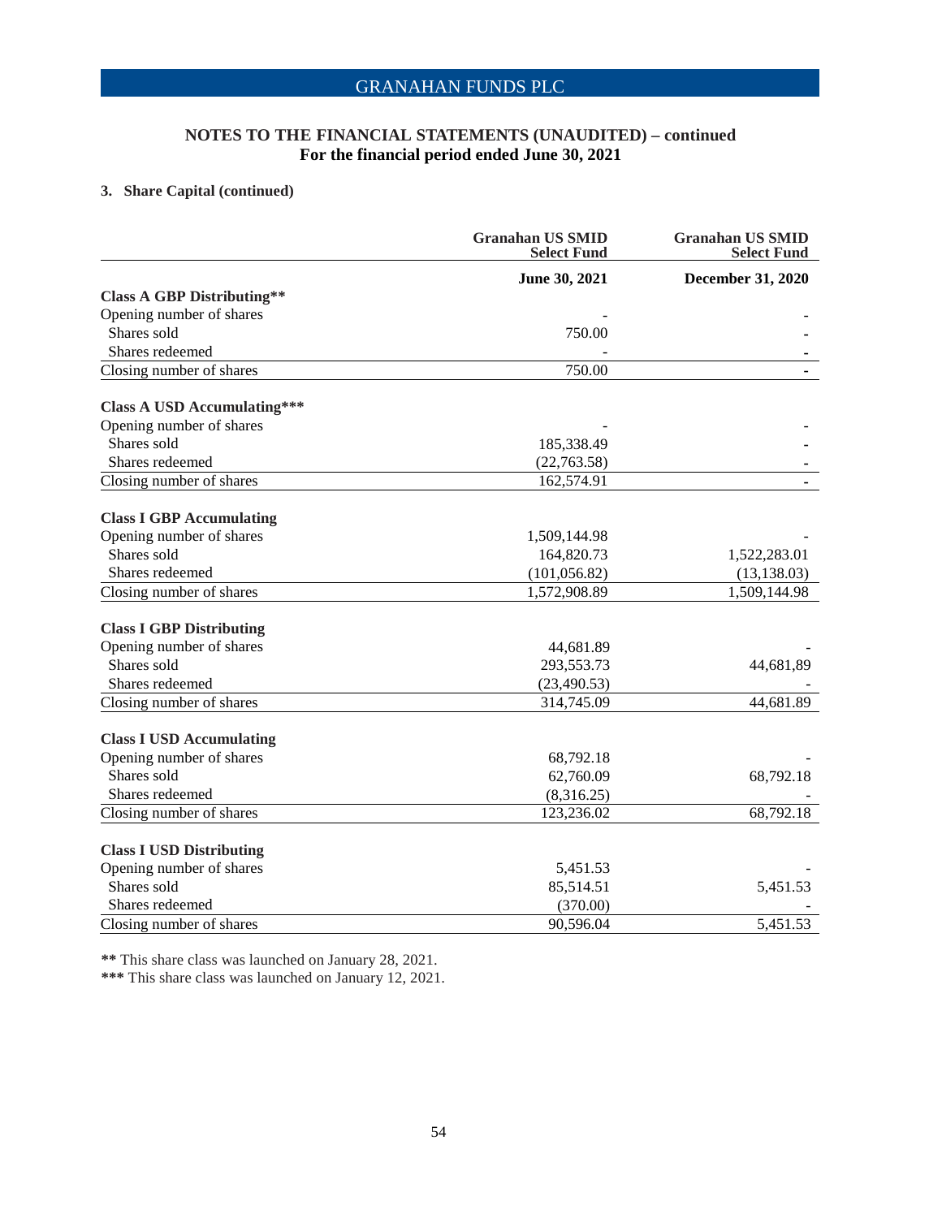# GRANAHAN FUNDS PLC

## NOTES TO THE FINANCIAL STATEMENTS (UNAUDITED) – continued
## For the financial period ended June 30, 2021

### 3. Share Capital (continued)

| | Granahan US SMID Select Fund | Granahan US SMID Select Fund |
|---|---|---|
| | **June 30, 2021** | **December 31, 2020** |
| **Class A GBP Distributing**** | | |
| Opening number of shares | - | - |
| Shares sold | 750.00 | - |
| Shares redeemed | - | - |
| Closing number of shares | 750.00 | - |
| | | |
| **Class A USD Accumulating***** | | |
| Opening number of shares | - | - |
| Shares sold | 185,338.49 | - |
| Shares redeemed | (22,763.58) | - |
| Closing number of shares | 162,574.91 | - |
| | | |
| **Class I GBP Accumulating** | | |
| Opening number of shares | 1,509,144.98 | - |
| Shares sold | 164,820.73 | 1,522,283.01 |
| Shares redeemed | (101,056.82) | (13,138.03) |
| Closing number of shares | 1,572,908.89 | 1,509,144.98 |
| | | |
| **Class I GBP Distributing** | | |
| Opening number of shares | 44,681.89 | - |
| Shares sold | 293,553.73 | 44,681,89 |
| Shares redeemed | (23,490.53) | - |
| Closing number of shares | 314,745.09 | 44,681.89 |
| | | |
| **Class I USD Accumulating** | | |
| Opening number of shares | 68,792.18 | - |
| Shares sold | 62,760.09 | 68,792.18 |
| Shares redeemed | (8,316.25) | - |
| Closing number of shares | 123,236.02 | 68,792.18 |
| | | |
| **Class I USD Distributing** | | |
| Opening number of shares | 5,451.53 | - |
| Shares sold | 85,514.51 | 5,451.53 |
| Shares redeemed | (370.00) | - |
| Closing number of shares | 90,596.04 | 5,451.53 |

** This share class was launched on January 28, 2021.

*** This share class was launched on January 12, 2021.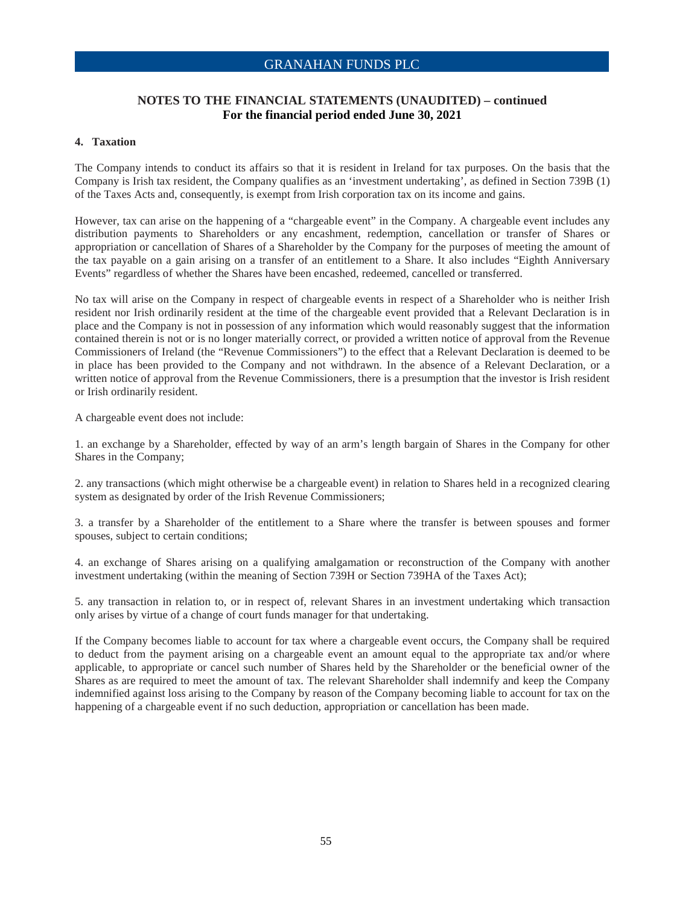## NOTES TO THE FINANCIAL STATEMENTS (UNAUDITED) – continued
**For the financial period ended June 30, 2021**

### 4. Taxation

The Company intends to conduct its affairs so that it is resident in Ireland for tax purposes. On the basis that the Company is Irish tax resident, the Company qualifies as an 'investment undertaking', as defined in Section 739B (1) of the Taxes Acts and, consequently, is exempt from Irish corporation tax on its income and gains.

However, tax can arise on the happening of a "chargeable event" in the Company. A chargeable event includes any distribution payments to Shareholders or any encashment, redemption, cancellation or transfer of Shares or appropriation or cancellation of Shares of a Shareholder by the Company for the purposes of meeting the amount of the tax payable on a gain arising on a transfer of an entitlement to a Share. It also includes "Eighth Anniversary Events" regardless of whether the Shares have been encashed, redeemed, cancelled or transferred.

No tax will arise on the Company in respect of chargeable events in respect of a Shareholder who is neither Irish resident nor Irish ordinarily resident at the time of the chargeable event provided that a Relevant Declaration is in place and the Company is not in possession of any information which would reasonably suggest that the information contained therein is not or is no longer materially correct, or provided a written notice of approval from the Revenue Commissioners of Ireland (the "Revenue Commissioners") to the effect that a Relevant Declaration is deemed to be in place has been provided to the Company and not withdrawn. In the absence of a Relevant Declaration, or a written notice of approval from the Revenue Commissioners, there is a presumption that the investor is Irish resident or Irish ordinarily resident.

A chargeable event does not include:

1. an exchange by a Shareholder, effected by way of an arm's length bargain of Shares in the Company for other Shares in the Company;

2. any transactions (which might otherwise be a chargeable event) in relation to Shares held in a recognized clearing system as designated by order of the Irish Revenue Commissioners;

3. a transfer by a Shareholder of the entitlement to a Share where the transfer is between spouses and former spouses, subject to certain conditions;

4. an exchange of Shares arising on a qualifying amalgamation or reconstruction of the Company with another investment undertaking (within the meaning of Section 739H or Section 739HA of the Taxes Act);

5. any transaction in relation to, or in respect of, relevant Shares in an investment undertaking which transaction only arises by virtue of a change of court funds manager for that undertaking.

If the Company becomes liable to account for tax where a chargeable event occurs, the Company shall be required to deduct from the payment arising on a chargeable event an amount equal to the appropriate tax and/or where applicable, to appropriate or cancel such number of Shares held by the Shareholder or the beneficial owner of the Shares as are required to meet the amount of tax. The relevant Shareholder shall indemnify and keep the Company indemnified against loss arising to the Company by reason of the Company becoming liable to account for tax on the happening of a chargeable event if no such deduction, appropriation or cancellation has been made.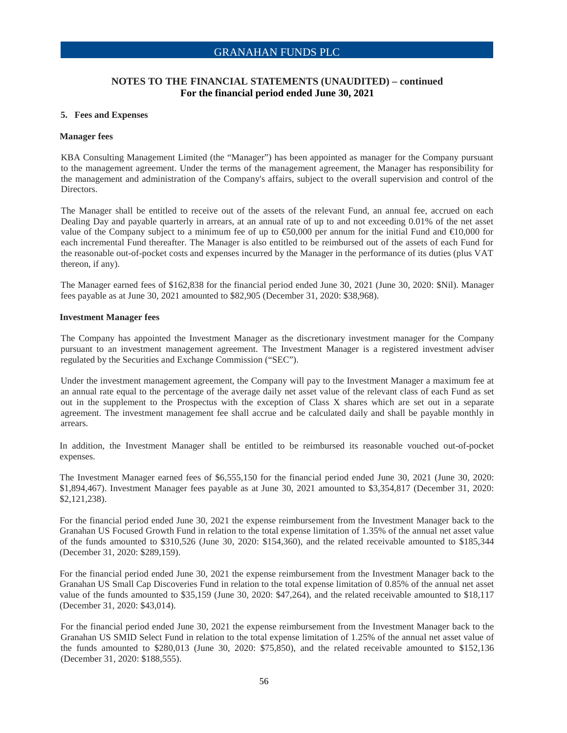## NOTES TO THE FINANCIAL STATEMENTS (UNAUDITED) – continued
**For the financial period ended June 30, 2021**

### 5. Fees and Expenses

**Manager fees**

KBA Consulting Management Limited (the "Manager") has been appointed as manager for the Company pursuant to the management agreement. Under the terms of the management agreement, the Manager has responsibility for the management and administration of the Company's affairs, subject to the overall supervision and control of the Directors.

The Manager shall be entitled to receive out of the assets of the relevant Fund, an annual fee, accrued on each Dealing Day and payable quarterly in arrears, at an annual rate of up to and not exceeding 0.01% of the net asset value of the Company subject to a minimum fee of up to €50,000 per annum for the initial Fund and €10,000 for each incremental Fund thereafter. The Manager is also entitled to be reimbursed out of the assets of each Fund for the reasonable out-of-pocket costs and expenses incurred by the Manager in the performance of its duties (plus VAT thereon, if any).

The Manager earned fees of $162,838 for the financial period ended June 30, 2021 (June 30, 2020: $Nil). Manager fees payable as at June 30, 2021 amounted to $82,905 (December 31, 2020: $38,968).

**Investment Manager fees**

The Company has appointed the Investment Manager as the discretionary investment manager for the Company pursuant to an investment management agreement. The Investment Manager is a registered investment adviser regulated by the Securities and Exchange Commission ("SEC").

Under the investment management agreement, the Company will pay to the Investment Manager a maximum fee at an annual rate equal to the percentage of the average daily net asset value of the relevant class of each Fund as set out in the supplement to the Prospectus with the exception of Class X shares which are set out in a separate agreement. The investment management fee shall accrue and be calculated daily and shall be payable monthly in arrears.

In addition, the Investment Manager shall be entitled to be reimbursed its reasonable vouched out-of-pocket expenses.

The Investment Manager earned fees of $6,555,150 for the financial period ended June 30, 2021 (June 30, 2020: $1,894,467). Investment Manager fees payable as at June 30, 2021 amounted to $3,354,817 (December 31, 2020: $2,121,238).

For the financial period ended June 30, 2021 the expense reimbursement from the Investment Manager back to the Granahan US Focused Growth Fund in relation to the total expense limitation of 1.35% of the annual net asset value of the funds amounted to $310,526 (June 30, 2020: $154,360), and the related receivable amounted to $185,344 (December 31, 2020: $289,159).

For the financial period ended June 30, 2021 the expense reimbursement from the Investment Manager back to the Granahan US Small Cap Discoveries Fund in relation to the total expense limitation of 0.85% of the annual net asset value of the funds amounted to $35,159 (June 30, 2020: $47,264), and the related receivable amounted to $18,117 (December 31, 2020: $43,014).

For the financial period ended June 30, 2021 the expense reimbursement from the Investment Manager back to the Granahan US SMID Select Fund in relation to the total expense limitation of 1.25% of the annual net asset value of the funds amounted to $280,013 (June 30, 2020: $75,850), and the related receivable amounted to $152,136 (December 31, 2020: $188,555).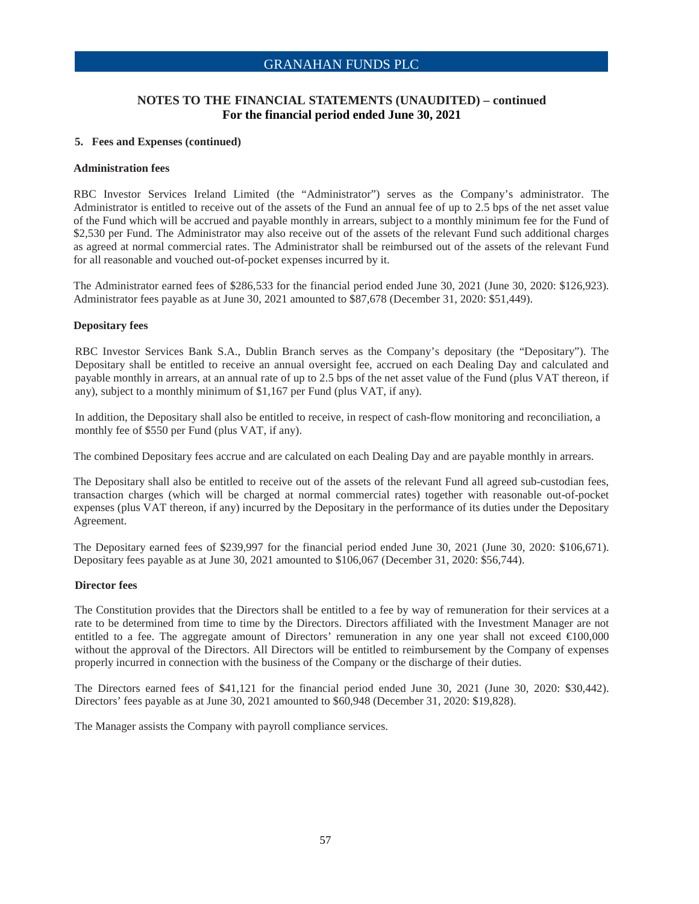## NOTES TO THE FINANCIAL STATEMENTS (UNAUDITED) – continued
**For the financial period ended June 30, 2021**

### 5. Fees and Expenses (continued)

**Administration fees**

RBC Investor Services Ireland Limited (the "Administrator") serves as the Company's administrator. The Administrator is entitled to receive out of the assets of the Fund an annual fee of up to 2.5 bps of the net asset value of the Fund which will be accrued and payable monthly in arrears, subject to a monthly minimum fee for the Fund of $2,530 per Fund. The Administrator may also receive out of the assets of the relevant Fund such additional charges as agreed at normal commercial rates. The Administrator shall be reimbursed out of the assets of the relevant Fund for all reasonable and vouched out-of-pocket expenses incurred by it.

The Administrator earned fees of $286,533 for the financial period ended June 30, 2021 (June 30, 2020: $126,923). Administrator fees payable as at June 30, 2021 amounted to $87,678 (December 31, 2020: $51,449).

**Depositary fees**

RBC Investor Services Bank S.A., Dublin Branch serves as the Company's depositary (the "Depositary"). The Depositary shall be entitled to receive an annual oversight fee, accrued on each Dealing Day and calculated and payable monthly in arrears, at an annual rate of up to 2.5 bps of the net asset value of the Fund (plus VAT thereon, if any), subject to a monthly minimum of $1,167 per Fund (plus VAT, if any).

In addition, the Depositary shall also be entitled to receive, in respect of cash-flow monitoring and reconciliation, a monthly fee of $550 per Fund (plus VAT, if any).

The combined Depositary fees accrue and are calculated on each Dealing Day and are payable monthly in arrears.

The Depositary shall also be entitled to receive out of the assets of the relevant Fund all agreed sub-custodian fees, transaction charges (which will be charged at normal commercial rates) together with reasonable out-of-pocket expenses (plus VAT thereon, if any) incurred by the Depositary in the performance of its duties under the Depositary Agreement.

The Depositary earned fees of $239,997 for the financial period ended June 30, 2021 (June 30, 2020: $106,671). Depositary fees payable as at June 30, 2021 amounted to $106,067 (December 31, 2020: $56,744).

**Director fees**

The Constitution provides that the Directors shall be entitled to a fee by way of remuneration for their services at a rate to be determined from time to time by the Directors. Directors affiliated with the Investment Manager are not entitled to a fee. The aggregate amount of Directors' remuneration in any one year shall not exceed €100,000 without the approval of the Directors. All Directors will be entitled to reimbursement by the Company of expenses properly incurred in connection with the business of the Company or the discharge of their duties.

The Directors earned fees of $41,121 for the financial period ended June 30, 2021 (June 30, 2020: $30,442). Directors' fees payable as at June 30, 2021 amounted to $60,948 (December 31, 2020: $19,828).

The Manager assists the Company with payroll compliance services.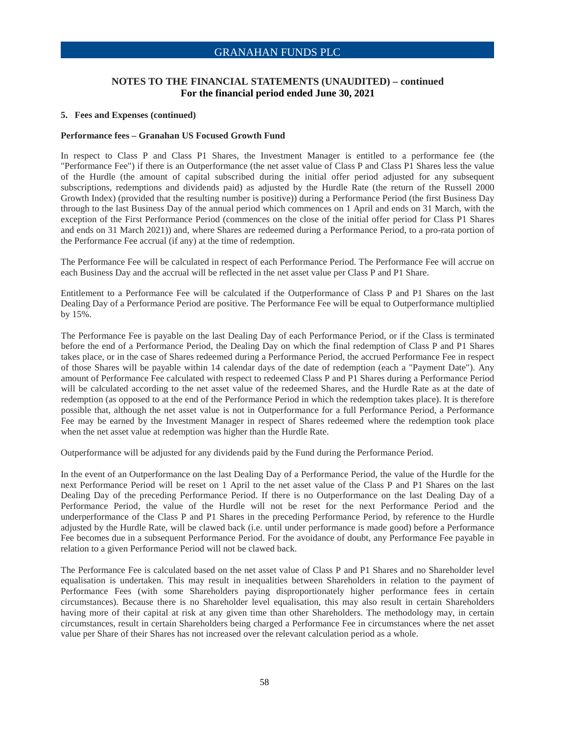## NOTES TO THE FINANCIAL STATEMENTS (UNAUDITED) – continued
## For the financial period ended June 30, 2021

### 5. Fees and Expenses (continued)

**Performance fees – Granahan US Focused Growth Fund**

In respect to Class P and Class P1 Shares, the Investment Manager is entitled to a performance fee (the "Performance Fee") if there is an Outperformance (the net asset value of Class P and Class P1 Shares less the value of the Hurdle (the amount of capital subscribed during the initial offer period adjusted for any subsequent subscriptions, redemptions and dividends paid) as adjusted by the Hurdle Rate (the return of the Russell 2000 Growth Index) (provided that the resulting number is positive)) during a Performance Period (the first Business Day through to the last Business Day of the annual period which commences on 1 April and ends on 31 March, with the exception of the First Performance Period (commences on the close of the initial offer period for Class P1 Shares and ends on 31 March 2021)) and, where Shares are redeemed during a Performance Period, to a pro-rata portion of the Performance Fee accrual (if any) at the time of redemption.

The Performance Fee will be calculated in respect of each Performance Period. The Performance Fee will accrue on each Business Day and the accrual will be reflected in the net asset value per Class P and P1 Share.

Entitlement to a Performance Fee will be calculated if the Outperformance of Class P and P1 Shares on the last Dealing Day of a Performance Period are positive. The Performance Fee will be equal to Outperformance multiplied by 15%.

The Performance Fee is payable on the last Dealing Day of each Performance Period, or if the Class is terminated before the end of a Performance Period, the Dealing Day on which the final redemption of Class P and P1 Shares takes place, or in the case of Shares redeemed during a Performance Period, the accrued Performance Fee in respect of those Shares will be payable within 14 calendar days of the date of redemption (each a "Payment Date"). Any amount of Performance Fee calculated with respect to redeemed Class P and P1 Shares during a Performance Period will be calculated according to the net asset value of the redeemed Shares, and the Hurdle Rate as at the date of redemption (as opposed to at the end of the Performance Period in which the redemption takes place). It is therefore possible that, although the net asset value is not in Outperformance for a full Performance Period, a Performance Fee may be earned by the Investment Manager in respect of Shares redeemed where the redemption took place when the net asset value at redemption was higher than the Hurdle Rate.

Outperformance will be adjusted for any dividends paid by the Fund during the Performance Period.

In the event of an Outperformance on the last Dealing Day of a Performance Period, the value of the Hurdle for the next Performance Period will be reset on 1 April to the net asset value of the Class P and P1 Shares on the last Dealing Day of the preceding Performance Period. If there is no Outperformance on the last Dealing Day of a Performance Period, the value of the Hurdle will not be reset for the next Performance Period and the underperformance of the Class P and P1 Shares in the preceding Performance Period, by reference to the Hurdle adjusted by the Hurdle Rate, will be clawed back (i.e. until under performance is made good) before a Performance Fee becomes due in a subsequent Performance Period. For the avoidance of doubt, any Performance Fee payable in relation to a given Performance Period will not be clawed back.

The Performance Fee is calculated based on the net asset value of Class P and P1 Shares and no Shareholder level equalisation is undertaken. This may result in inequalities between Shareholders in relation to the payment of Performance Fees (with some Shareholders paying disproportionately higher performance fees in certain circumstances). Because there is no Shareholder level equalisation, this may also result in certain Shareholders having more of their capital at risk at any given time than other Shareholders. The methodology may, in certain circumstances, result in certain Shareholders being charged a Performance Fee in circumstances where the net asset value per Share of their Shares has not increased over the relevant calculation period as a whole.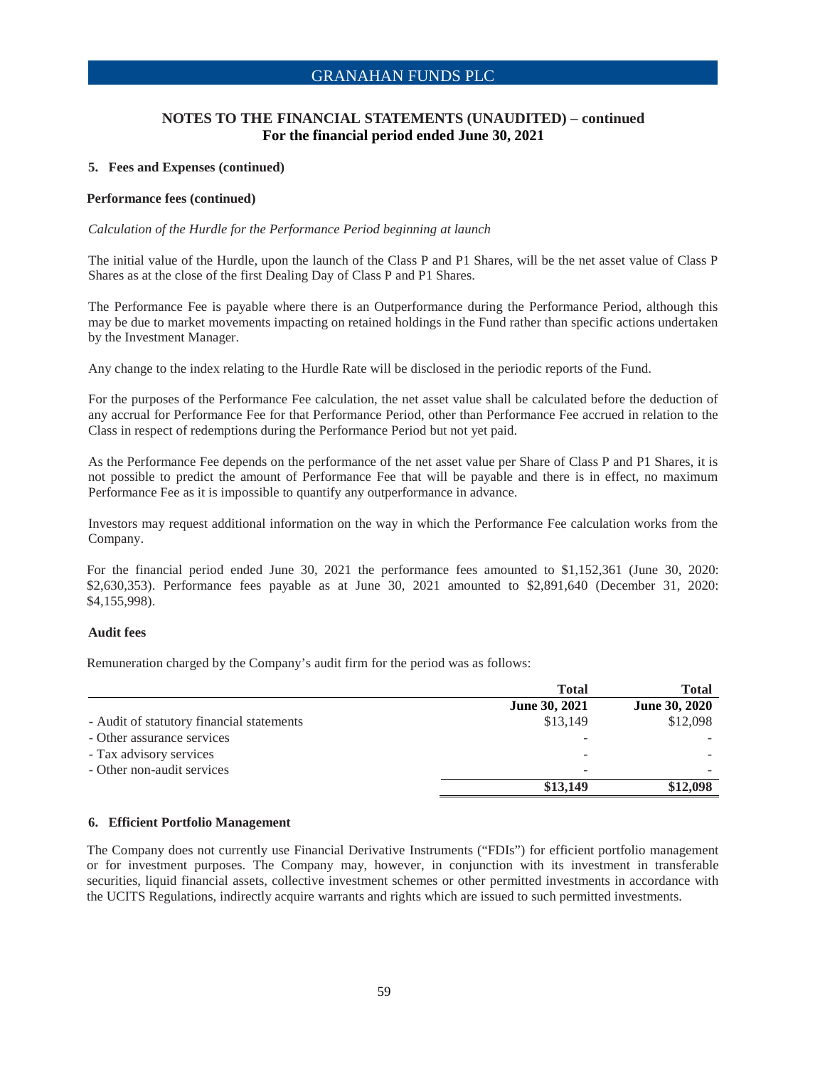## NOTES TO THE FINANCIAL STATEMENTS (UNAUDITED) – continued
**For the financial period ended June 30, 2021**

### 5. Fees and Expenses (continued)

**Performance fees (continued)**

*Calculation of the Hurdle for the Performance Period beginning at launch*

The initial value of the Hurdle, upon the launch of the Class P and P1 Shares, will be the net asset value of Class P Shares as at the close of the first Dealing Day of Class P and P1 Shares.

The Performance Fee is payable where there is an Outperformance during the Performance Period, although this may be due to market movements impacting on retained holdings in the Fund rather than specific actions undertaken by the Investment Manager.

Any change to the index relating to the Hurdle Rate will be disclosed in the periodic reports of the Fund.

For the purposes of the Performance Fee calculation, the net asset value shall be calculated before the deduction of any accrual for Performance Fee for that Performance Period, other than Performance Fee accrued in relation to the Class in respect of redemptions during the Performance Period but not yet paid.

As the Performance Fee depends on the performance of the net asset value per Share of Class P and P1 Shares, it is not possible to predict the amount of Performance Fee that will be payable and there is in effect, no maximum Performance Fee as it is impossible to quantify any outperformance in advance.

Investors may request additional information on the way in which the Performance Fee calculation works from the Company.

For the financial period ended June 30, 2021 the performance fees amounted to $1,152,361 (June 30, 2020: $2,630,353). Performance fees payable as at June 30, 2021 amounted to $2,891,640 (December 31, 2020: $4,155,998).

**Audit fees**

Remuneration charged by the Company's audit firm for the period was as follows:

| | **Total June 30, 2021** | **Total June 30, 2020** |
|---|---|---|
| - Audit of statutory financial statements | $13,149 | $12,098 |
| - Other assurance services | - | - |
| - Tax advisory services | - | - |
| - Other non-audit services | - | - |
| | **$13,149** | **$12,098** |

### 6. Efficient Portfolio Management

The Company does not currently use Financial Derivative Instruments ("FDIs") for efficient portfolio management or for investment purposes. The Company may, however, in conjunction with its investment in transferable securities, liquid financial assets, collective investment schemes or other permitted investments in accordance with the UCITS Regulations, indirectly acquire warrants and rights which are issued to such permitted investments.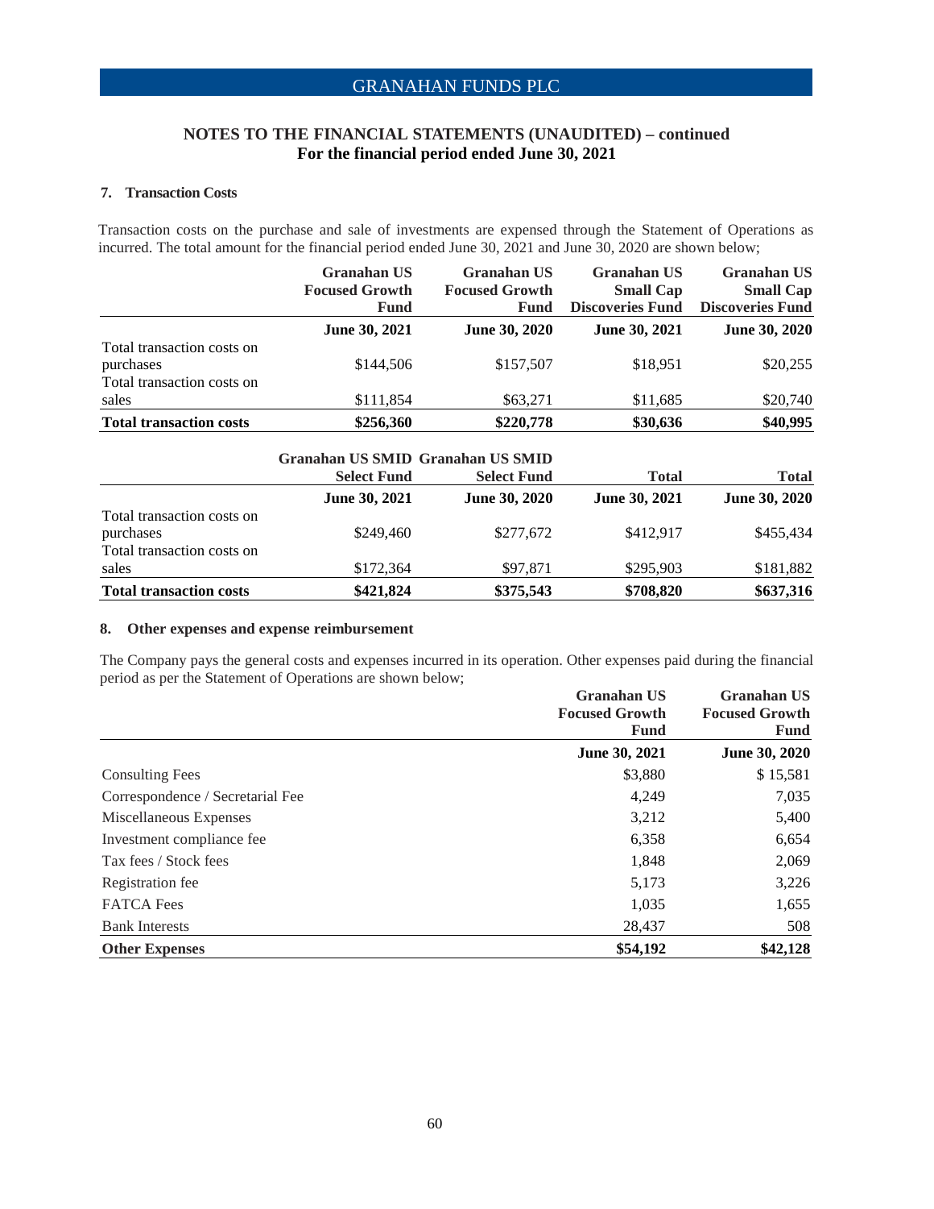# GRANAHAN FUNDS PLC

## NOTES TO THE FINANCIAL STATEMENTS (UNAUDITED) – continued
## For the financial period ended June 30, 2021

### 7. Transaction Costs

Transaction costs on the purchase and sale of investments are expensed through the Statement of Operations as incurred. The total amount for the financial period ended June 30, 2021 and June 30, 2020 are shown below;

| | Granahan US Focused Growth Fund | Granahan US Focused Growth Fund | Granahan US Small Cap Discoveries Fund | Granahan US Small Cap Discoveries Fund |
|---|---|---|---|---|
| | **June 30, 2021** | **June 30, 2020** | **June 30, 2021** | **June 30, 2020** |
| Total transaction costs on purchases | $144,506 | $157,507 | $18,951 | $20,255 |
| Total transaction costs on sales | $111,854 | $63,271 | $11,685 | $20,740 |
| **Total transaction costs** | **$256,360** | **$220,778** | **$30,636** | **$40,995** |

| | Granahan US SMID Select Fund | Granahan US SMID Select Fund | Total | Total |
|---|---|---|---|---|
| | **June 30, 2021** | **June 30, 2020** | **June 30, 2021** | **June 30, 2020** |
| Total transaction costs on purchases | $249,460 | $277,672 | $412,917 | $455,434 |
| Total transaction costs on sales | $172,364 | $97,871 | $295,903 | $181,882 |
| **Total transaction costs** | **$421,824** | **$375,543** | **$708,820** | **$637,316** |

### 8. Other expenses and expense reimbursement

The Company pays the general costs and expenses incurred in its operation. Other expenses paid during the financial period as per the Statement of Operations are shown below;

| | Granahan US Focused Growth Fund | Granahan US Focused Growth Fund |
|---|---|---|
| | **June 30, 2021** | **June 30, 2020** |
| Consulting Fees | $3,880 | $ 15,581 |
| Correspondence / Secretarial Fee | 4,249 | 7,035 |
| Miscellaneous Expenses | 3,212 | 5,400 |
| Investment compliance fee | 6,358 | 6,654 |
| Tax fees / Stock fees | 1,848 | 2,069 |
| Registration fee | 5,173 | 3,226 |
| FATCA Fees | 1,035 | 1,655 |
| Bank Interests | 28,437 | 508 |
| **Other Expenses** | **$54,192** | **$42,128** |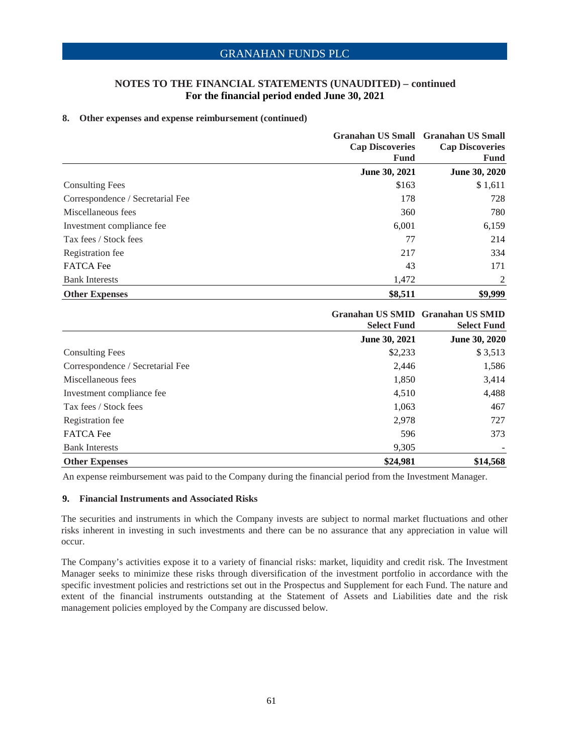## NOTES TO THE FINANCIAL STATEMENTS (UNAUDITED) – continued
### For the financial period ended June 30, 2021

#### 8. Other expenses and expense reimbursement (continued)

| | Granahan US Small Cap Discoveries Fund | Granahan US Small Cap Discoveries Fund |
|---|---|---|
| | **June 30, 2021** | **June 30, 2020** |
| Consulting Fees | $163 | $ 1,611 |
| Correspondence / Secretarial Fee | 178 | 728 |
| Miscellaneous fees | 360 | 780 |
| Investment compliance fee | 6,001 | 6,159 |
| Tax fees / Stock fees | 77 | 214 |
| Registration fee | 217 | 334 |
| FATCA Fee | 43 | 171 |
| Bank Interests | 1,472 | 2 |
| **Other Expenses** | **$8,511** | **$9,999** |

| | Granahan US SMID Select Fund | Granahan US SMID Select Fund |
|---|---|---|
| | **June 30, 2021** | **June 30, 2020** |
| Consulting Fees | $2,233 | $ 3,513 |
| Correspondence / Secretarial Fee | 2,446 | 1,586 |
| Miscellaneous fees | 1,850 | 3,414 |
| Investment compliance fee | 4,510 | 4,488 |
| Tax fees / Stock fees | 1,063 | 467 |
| Registration fee | 2,978 | 727 |
| FATCA Fee | 596 | 373 |
| Bank Interests | 9,305 | - |
| **Other Expenses** | **$24,981** | **$14,568** |

An expense reimbursement was paid to the Company during the financial period from the Investment Manager.

#### 9. Financial Instruments and Associated Risks

The securities and instruments in which the Company invests are subject to normal market fluctuations and other risks inherent in investing in such investments and there can be no assurance that any appreciation in value will occur.

The Company's activities expose it to a variety of financial risks: market, liquidity and credit risk. The Investment Manager seeks to minimize these risks through diversification of the investment portfolio in accordance with the specific investment policies and restrictions set out in the Prospectus and Supplement for each Fund. The nature and extent of the financial instruments outstanding at the Statement of Assets and Liabilities date and the risk management policies employed by the Company are discussed below.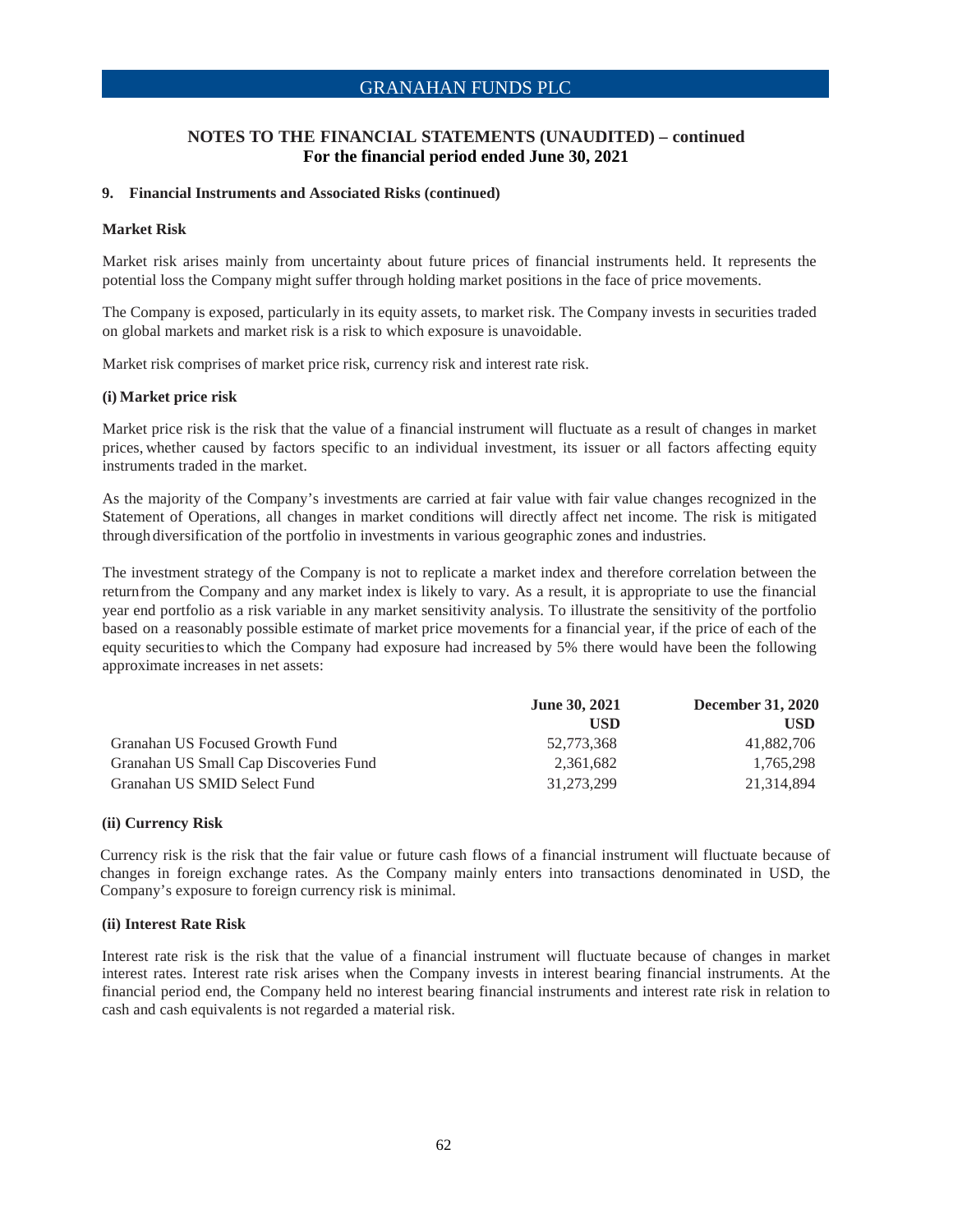## NOTES TO THE FINANCIAL STATEMENTS (UNAUDITED) – continued
### For the financial period ended June 30, 2021

**9. Financial Instruments and Associated Risks (continued)**

**Market Risk**

Market risk arises mainly from uncertainty about future prices of financial instruments held. It represents the potential loss the Company might suffer through holding market positions in the face of price movements.

The Company is exposed, particularly in its equity assets, to market risk. The Company invests in securities traded on global markets and market risk is a risk to which exposure is unavoidable.

Market risk comprises of market price risk, currency risk and interest rate risk.

**(i) Market price risk**

Market price risk is the risk that the value of a financial instrument will fluctuate as a result of changes in market prices, whether caused by factors specific to an individual investment, its issuer or all factors affecting equity instruments traded in the market.

As the majority of the Company's investments are carried at fair value with fair value changes recognized in the Statement of Operations, all changes in market conditions will directly affect net income. The risk is mitigated through diversification of the portfolio in investments in various geographic zones and industries.

The investment strategy of the Company is not to replicate a market index and therefore correlation between the return from the Company and any market index is likely to vary. As a result, it is appropriate to use the financial year end portfolio as a risk variable in any market sensitivity analysis. To illustrate the sensitivity of the portfolio based on a reasonably possible estimate of market price movements for a financial year, if the price of each of the equity securities to which the Company had exposure had increased by 5% there would have been the following approximate increases in net assets:

| | June 30, 2021 USD | December 31, 2020 USD |
|---|---:|---:|
| Granahan US Focused Growth Fund | 52,773,368 | 41,882,706 |
| Granahan US Small Cap Discoveries Fund | 2,361,682 | 1,765,298 |
| Granahan US SMID Select Fund | 31,273,299 | 21,314,894 |

**(ii) Currency Risk**

Currency risk is the risk that the fair value or future cash flows of a financial instrument will fluctuate because of changes in foreign exchange rates. As the Company mainly enters into transactions denominated in USD, the Company's exposure to foreign currency risk is minimal.

**(ii) Interest Rate Risk**

Interest rate risk is the risk that the value of a financial instrument will fluctuate because of changes in market interest rates. Interest rate risk arises when the Company invests in interest bearing financial instruments. At the financial period end, the Company held no interest bearing financial instruments and interest rate risk in relation to cash and cash equivalents is not regarded a material risk.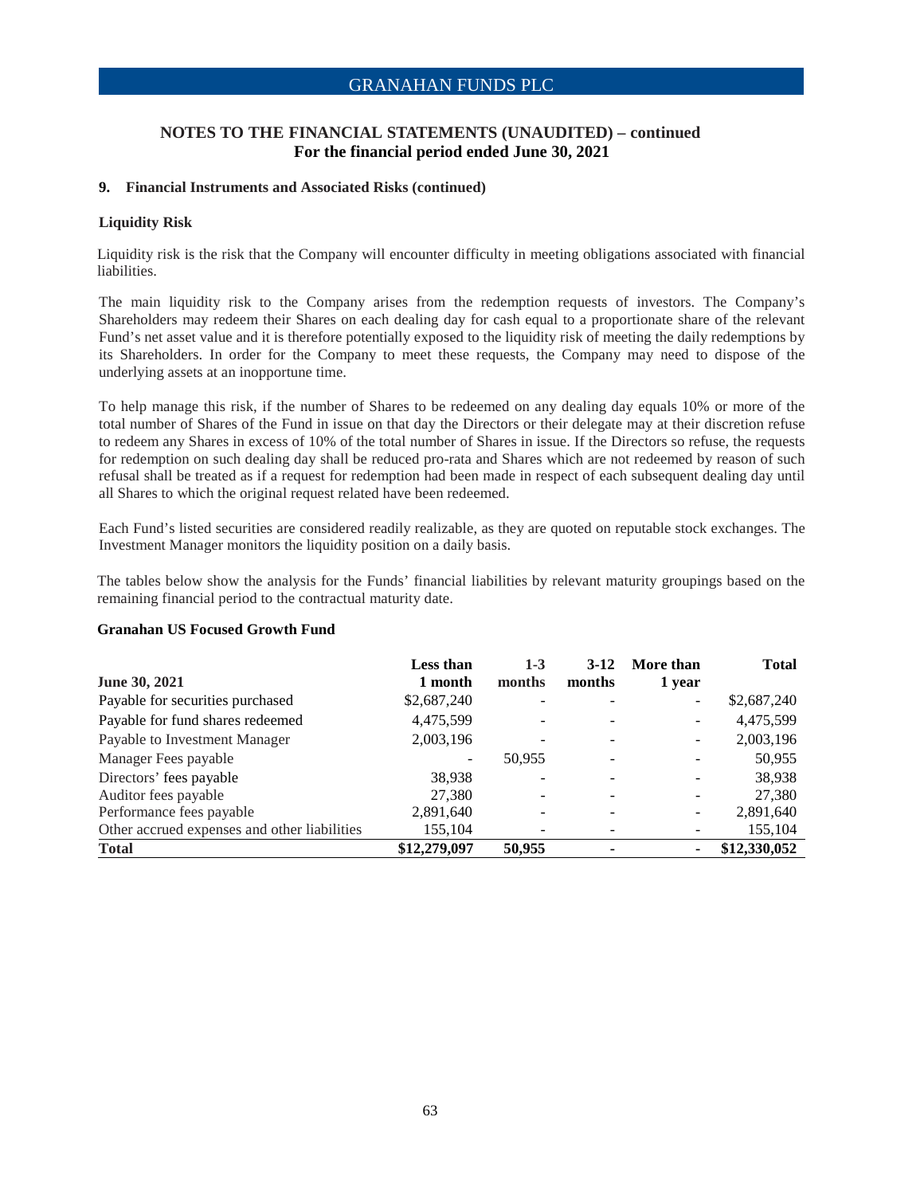## NOTES TO THE FINANCIAL STATEMENTS (UNAUDITED) – continued
### For the financial period ended June 30, 2021

**9. Financial Instruments and Associated Risks (continued)**

**Liquidity Risk**

Liquidity risk is the risk that the Company will encounter difficulty in meeting obligations associated with financial liabilities.

The main liquidity risk to the Company arises from the redemption requests of investors. The Company's Shareholders may redeem their Shares on each dealing day for cash equal to a proportionate share of the relevant Fund's net asset value and it is therefore potentially exposed to the liquidity risk of meeting the daily redemptions by its Shareholders. In order for the Company to meet these requests, the Company may need to dispose of the underlying assets at an inopportune time.

To help manage this risk, if the number of Shares to be redeemed on any dealing day equals 10% or more of the total number of Shares of the Fund in issue on that day the Directors or their delegate may at their discretion refuse to redeem any Shares in excess of 10% of the total number of Shares in issue. If the Directors so refuse, the requests for redemption on such dealing day shall be reduced pro-rata and Shares which are not redeemed by reason of such refusal shall be treated as if a request for redemption had been made in respect of each subsequent dealing day until all Shares to which the original request related have been redeemed.

Each Fund's listed securities are considered readily realizable, as they are quoted on reputable stock exchanges. The Investment Manager monitors the liquidity position on a daily basis.

The tables below show the analysis for the Funds' financial liabilities by relevant maturity groupings based on the remaining financial period to the contractual maturity date.

**Granahan US Focused Growth Fund**

| June 30, 2021 | Less than 1 month | 1-3 months | 3-12 months | More than 1 year | Total |
|---|---|---|---|---|---|
| Payable for securities purchased | $2,687,240 | - | - | - | $2,687,240 |
| Payable for fund shares redeemed | 4,475,599 | - | - | - | 4,475,599 |
| Payable to Investment Manager | 2,003,196 | - | - | - | 2,003,196 |
| Manager Fees payable | - | 50,955 | - | - | 50,955 |
| Directors' fees payable | 38,938 | - | - | - | 38,938 |
| Auditor fees payable | 27,380 | - | - | - | 27,380 |
| Performance fees payable | 2,891,640 | - | - | - | 2,891,640 |
| Other accrued expenses and other liabilities | 155,104 | - | - | - | 155,104 |
| **Total** | **$12,279,097** | **50,955** | **-** | **-** | **$12,330,052** |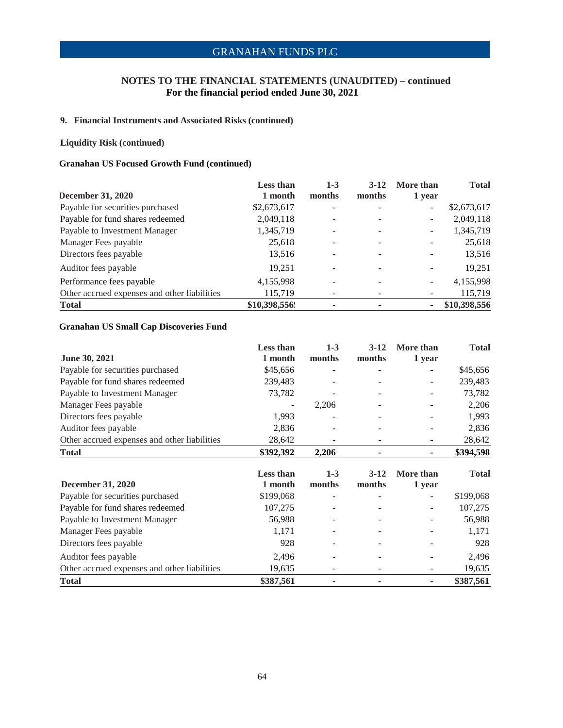## NOTES TO THE FINANCIAL STATEMENTS (UNAUDITED) – continued
### For the financial period ended June 30, 2021

### 9. Financial Instruments and Associated Risks (continued)

**Liquidity Risk (continued)**

**Granahan US Focused Growth Fund (continued)**

| December 31, 2020 | Less than 1 month | 1-3 months | 3-12 months | More than 1 year | Total |
|---|---|---|---|---|---|
| Payable for securities purchased | $2,673,617 | - | - | - | $2,673,617 |
| Payable for fund shares redeemed | 2,049,118 | - | - | - | 2,049,118 |
| Payable to Investment Manager | 1,345,719 | - | - | - | 1,345,719 |
| Manager Fees payable | 25,618 | - | - | - | 25,618 |
| Directors fees payable | 13,516 | - | - | - | 13,516 |
| Auditor fees payable | 19,251 | - | - | - | 19,251 |
| Performance fees payable | 4,155,998 | - | - | - | 4,155,998 |
| Other accrued expenses and other liabilities | 115,719 | - | - | - | 115,719 |
| **Total** | **$10,398,556** | **-** | **-** | **-** | **$10,398,556** |

**Granahan US Small Cap Discoveries Fund**

| June 30, 2021 | Less than 1 month | 1-3 months | 3-12 months | More than 1 year | Total |
|---|---|---|---|---|---|
| Payable for securities purchased | $45,656 | - | - | - | $45,656 |
| Payable for fund shares redeemed | 239,483 | - | - | - | 239,483 |
| Payable to Investment Manager | 73,782 | - | - | - | 73,782 |
| Manager Fees payable | - | 2,206 | - | - | 2,206 |
| Directors fees payable | 1,993 | - | - | - | 1,993 |
| Auditor fees payable | 2,836 | - | - | - | 2,836 |
| Other accrued expenses and other liabilities | 28,642 | - | - | - | 28,642 |
| **Total** | **$392,392** | **2,206** | **-** | **-** | **$394,598** |

| December 31, 2020 | Less than 1 month | 1-3 months | 3-12 months | More than 1 year | Total |
|---|---|---|---|---|---|
| Payable for securities purchased | $199,068 | - | - | - | $199,068 |
| Payable for fund shares redeemed | 107,275 | - | - | - | 107,275 |
| Payable to Investment Manager | 56,988 | - | - | - | 56,988 |
| Manager Fees payable | 1,171 | - | - | - | 1,171 |
| Directors fees payable | 928 | - | - | - | 928 |
| Auditor fees payable | 2,496 | - | - | - | 2,496 |
| Other accrued expenses and other liabilities | 19,635 | - | - | - | 19,635 |
| **Total** | **$387,561** | **-** | **-** | **-** | **$387,561** |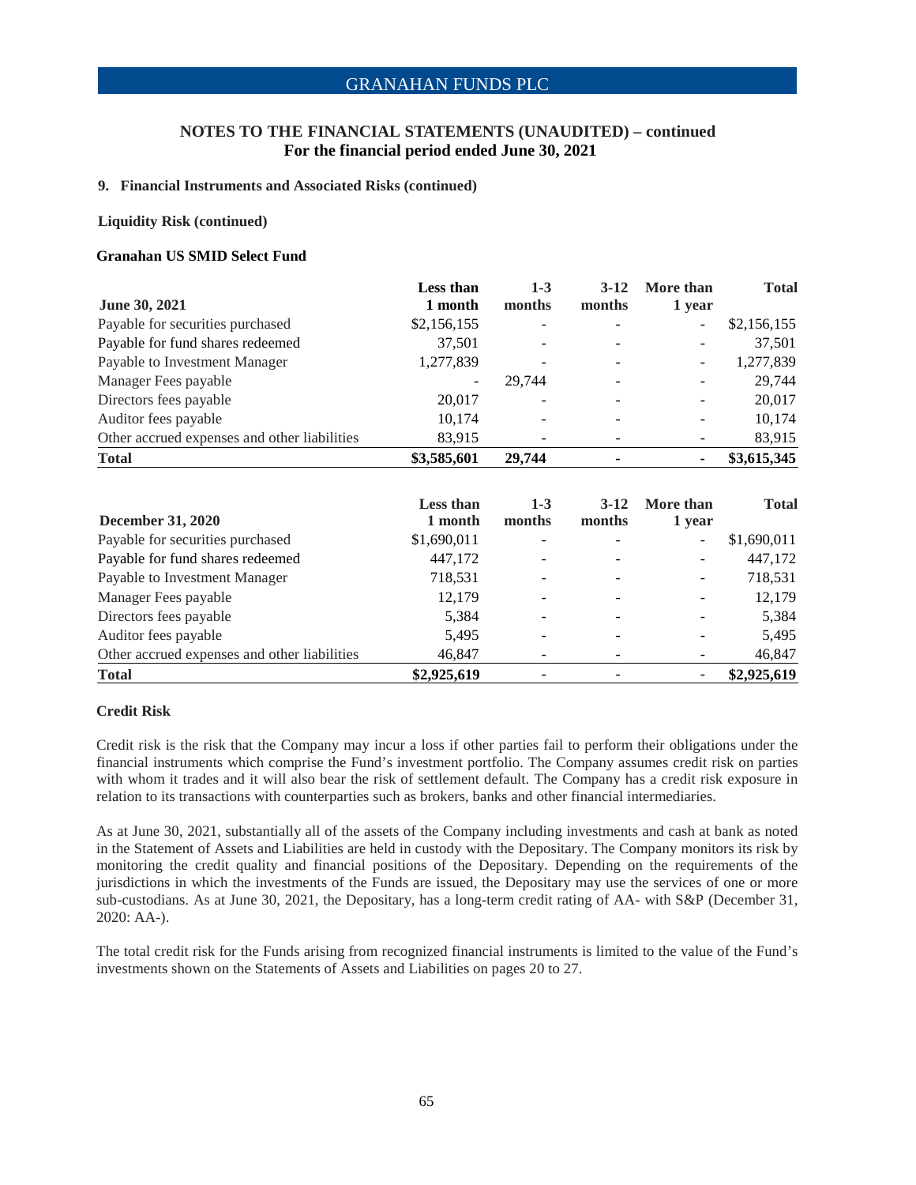## NOTES TO THE FINANCIAL STATEMENTS (UNAUDITED) – continued
### For the financial period ended June 30, 2021

**9. Financial Instruments and Associated Risks (continued)**

**Liquidity Risk (continued)**

**Granahan US SMID Select Fund**

| June 30, 2021 | Less than 1 month | 1-3 months | 3-12 months | More than 1 year | Total |
|---|---|---|---|---|---|
| Payable for securities purchased | $2,156,155 | - | - | - | $2,156,155 |
| Payable for fund shares redeemed | 37,501 | - | - | - | 37,501 |
| Payable to Investment Manager | 1,277,839 | - | - | - | 1,277,839 |
| Manager Fees payable | - | 29,744 | - | - | 29,744 |
| Directors fees payable | 20,017 | - | - | - | 20,017 |
| Auditor fees payable | 10,174 | - | - | - | 10,174 |
| Other accrued expenses and other liabilities | 83,915 | - | - | - | 83,915 |
| **Total** | **$3,585,601** | **29,744** | **-** | **-** | **$3,615,345** |

| December 31, 2020 | Less than 1 month | 1-3 months | 3-12 months | More than 1 year | Total |
|---|---|---|---|---|---|
| Payable for securities purchased | $1,690,011 | - | - | - | $1,690,011 |
| Payable for fund shares redeemed | 447,172 | - | - | - | 447,172 |
| Payable to Investment Manager | 718,531 | - | - | - | 718,531 |
| Manager Fees payable | 12,179 | - | - | - | 12,179 |
| Directors fees payable | 5,384 | - | - | - | 5,384 |
| Auditor fees payable | 5,495 | - | - | - | 5,495 |
| Other accrued expenses and other liabilities | 46,847 | - | - | - | 46,847 |
| **Total** | **$2,925,619** | **-** | **-** | **-** | **$2,925,619** |

**Credit Risk**

Credit risk is the risk that the Company may incur a loss if other parties fail to perform their obligations under the financial instruments which comprise the Fund's investment portfolio. The Company assumes credit risk on parties with whom it trades and it will also bear the risk of settlement default. The Company has a credit risk exposure in relation to its transactions with counterparties such as brokers, banks and other financial intermediaries.

As at June 30, 2021, substantially all of the assets of the Company including investments and cash at bank as noted in the Statement of Assets and Liabilities are held in custody with the Depositary. The Company monitors its risk by monitoring the credit quality and financial positions of the Depositary. Depending on the requirements of the jurisdictions in which the investments of the Funds are issued, the Depositary may use the services of one or more sub-custodians. As at June 30, 2021, the Depositary, has a long-term credit rating of AA- with S&P (December 31, 2020: AA-).

The total credit risk for the Funds arising from recognized financial instruments is limited to the value of the Fund's investments shown on the Statements of Assets and Liabilities on pages 20 to 27.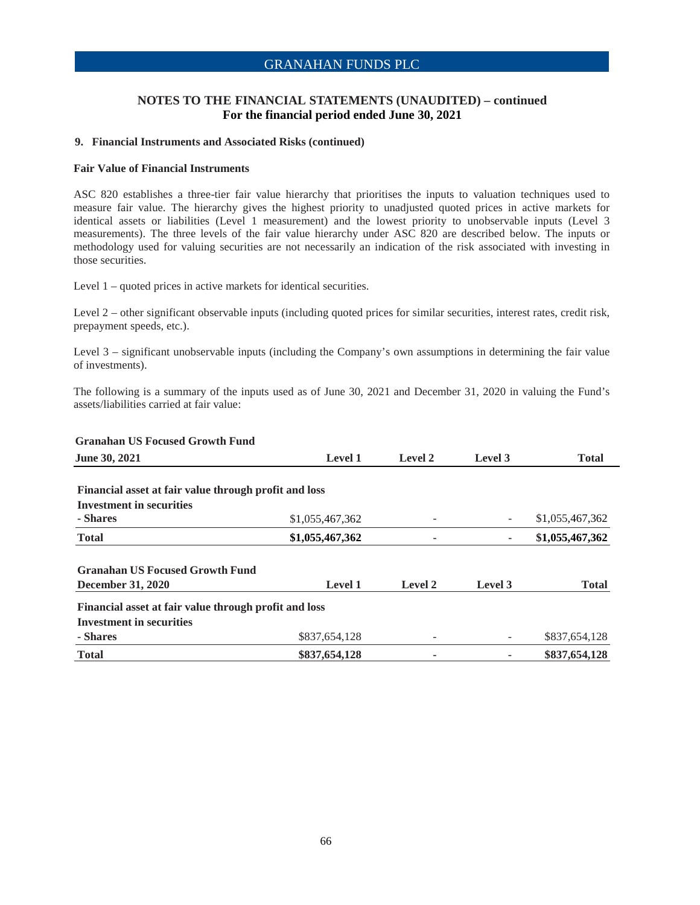## NOTES TO THE FINANCIAL STATEMENTS (UNAUDITED) – continued
### For the financial period ended June 30, 2021

**9. Financial Instruments and Associated Risks (continued)**

**Fair Value of Financial Instruments**

ASC 820 establishes a three-tier fair value hierarchy that prioritises the inputs to valuation techniques used to measure fair value. The hierarchy gives the highest priority to unadjusted quoted prices in active markets for identical assets or liabilities (Level 1 measurement) and the lowest priority to unobservable inputs (Level 3 measurements). The three levels of the fair value hierarchy under ASC 820 are described below. The inputs or methodology used for valuing securities are not necessarily an indication of the risk associated with investing in those securities.

Level 1 – quoted prices in active markets for identical securities.

Level 2 – other significant observable inputs (including quoted prices for similar securities, interest rates, credit risk, prepayment speeds, etc.).

Level 3 – significant unobservable inputs (including the Company's own assumptions in determining the fair value of investments).

The following is a summary of the inputs used as of June 30, 2021 and December 31, 2020 in valuing the Fund's assets/liabilities carried at fair value:

| **Granahan US Focused Growth Fund**<br>**June 30, 2021** | **Level 1** | **Level 2** | **Level 3** | **Total** |
|---|---|---|---|---|
| **Financial asset at fair value through profit and loss** | | | | |
| **Investment in securities** | | | | |
| **- Shares** | $1,055,467,362 | - | - | $1,055,467,362 |
| **Total** | **$1,055,467,362** | **-** | **-** | **$1,055,467,362** |

| **Granahan US Focused Growth Fund**<br>**December 31, 2020** | **Level 1** | **Level 2** | **Level 3** | **Total** |
|---|---|---|---|---|
| **Financial asset at fair value through profit and loss** | | | | |
| **Investment in securities** | | | | |
| **- Shares** | $837,654,128 | - | - | $837,654,128 |
| **Total** | **$837,654,128** | **-** | **-** | **$837,654,128** |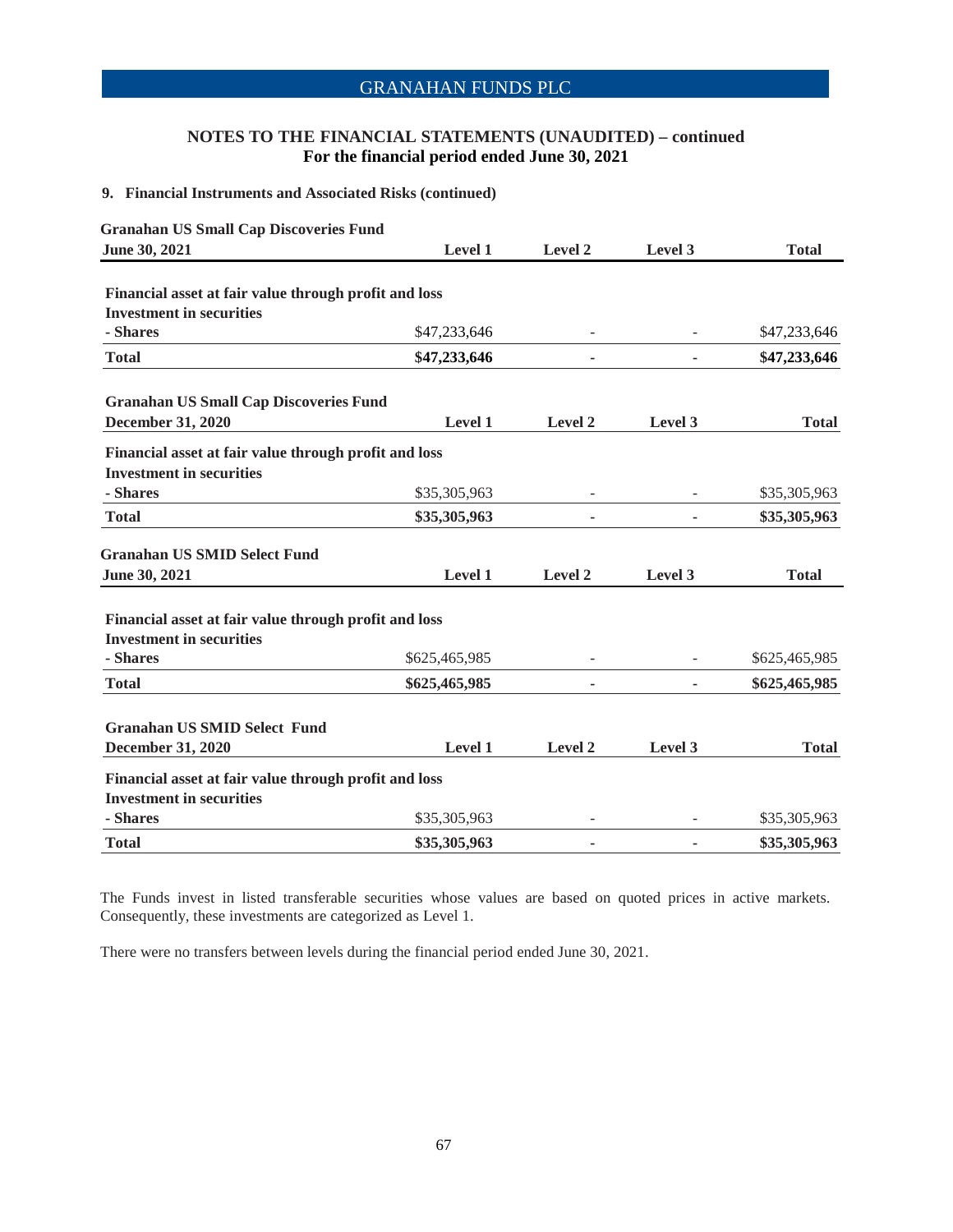## NOTES TO THE FINANCIAL STATEMENTS (UNAUDITED) – continued
**For the financial period ended June 30, 2021**

### 9. Financial Instruments and Associated Risks (continued)

**Granahan US Small Cap Discoveries Fund**

| June 30, 2021 | Level 1 | Level 2 | Level 3 | Total |
|---|---|---|---|---|
| **Financial asset at fair value through profit and loss** | | | | |
| **Investment in securities** | | | | |
| **- Shares** | $47,233,646 | - | - | $47,233,646 |
| **Total** | **$47,233,646** | **-** | **-** | **$47,233,646** |

**Granahan US Small Cap Discoveries Fund**

| December 31, 2020 | Level 1 | Level 2 | Level 3 | Total |
|---|---|---|---|---|
| **Financial asset at fair value through profit and loss** | | | | |
| **Investment in securities** | | | | |
| **- Shares** | $35,305,963 | - | - | $35,305,963 |
| **Total** | **$35,305,963** | **-** | **-** | **$35,305,963** |

**Granahan US SMID Select Fund**

| June 30, 2021 | Level 1 | Level 2 | Level 3 | Total |
|---|---|---|---|---|
| **Financial asset at fair value through profit and loss** | | | | |
| **Investment in securities** | | | | |
| **- Shares** | $625,465,985 | - | - | $625,465,985 |
| **Total** | **$625,465,985** | **-** | **-** | **$625,465,985** |

**Granahan US SMID Select Fund**

| December 31, 2020 | Level 1 | Level 2 | Level 3 | Total |
|---|---|---|---|---|
| **Financial asset at fair value through profit and loss** | | | | |
| **Investment in securities** | | | | |
| **- Shares** | $35,305,963 | - | - | $35,305,963 |
| **Total** | **$35,305,963** | **-** | **-** | **$35,305,963** |

The Funds invest in listed transferable securities whose values are based on quoted prices in active markets. Consequently, these investments are categorized as Level 1.

There were no transfers between levels during the financial period ended June 30, 2021.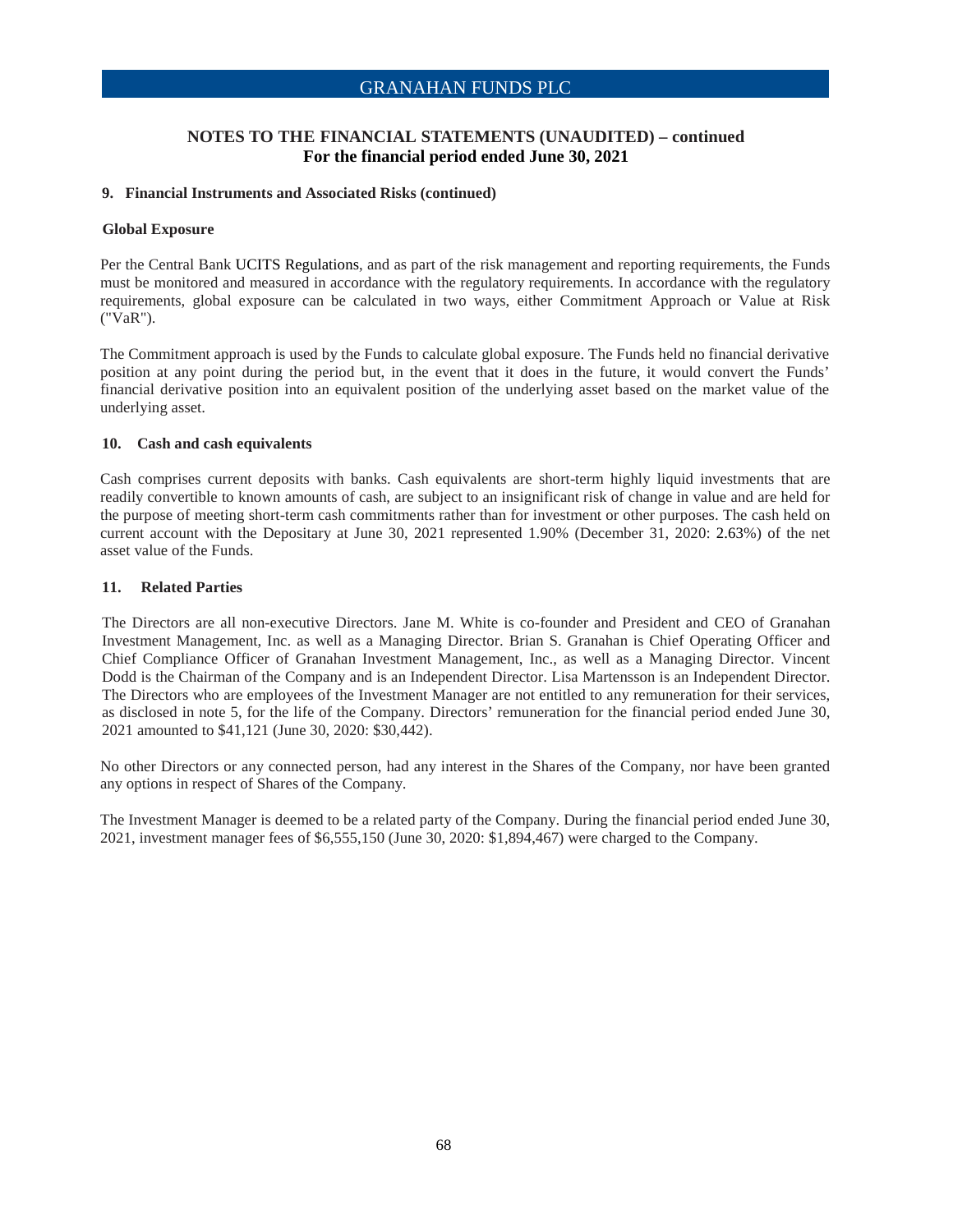# NOTES TO THE FINANCIAL STATEMENTS (UNAUDITED) – continued
## For the financial period ended June 30, 2021

### 9. Financial Instruments and Associated Risks (continued)

**Global Exposure**

Per the Central Bank UCITS Regulations, and as part of the risk management and reporting requirements, the Funds must be monitored and measured in accordance with the regulatory requirements. In accordance with the regulatory requirements, global exposure can be calculated in two ways, either Commitment Approach or Value at Risk ("VaR").

The Commitment approach is used by the Funds to calculate global exposure. The Funds held no financial derivative position at any point during the period but, in the event that it does in the future, it would convert the Funds' financial derivative position into an equivalent position of the underlying asset based on the market value of the underlying asset.

### 10. Cash and cash equivalents

Cash comprises current deposits with banks. Cash equivalents are short-term highly liquid investments that are readily convertible to known amounts of cash, are subject to an insignificant risk of change in value and are held for the purpose of meeting short-term cash commitments rather than for investment or other purposes. The cash held on current account with the Depositary at June 30, 2021 represented 1.90% (December 31, 2020: 2.63%) of the net asset value of the Funds.

### 11. Related Parties

The Directors are all non-executive Directors. Jane M. White is co-founder and President and CEO of Granahan Investment Management, Inc. as well as a Managing Director. Brian S. Granahan is Chief Operating Officer and Chief Compliance Officer of Granahan Investment Management, Inc., as well as a Managing Director. Vincent Dodd is the Chairman of the Company and is an Independent Director. Lisa Martensson is an Independent Director. The Directors who are employees of the Investment Manager are not entitled to any remuneration for their services, as disclosed in note 5, for the life of the Company. Directors' remuneration for the financial period ended June 30, 2021 amounted to $41,121 (June 30, 2020: $30,442).

No other Directors or any connected person, had any interest in the Shares of the Company, nor have been granted any options in respect of Shares of the Company.

The Investment Manager is deemed to be a related party of the Company. During the financial period ended June 30, 2021, investment manager fees of $6,555,150 (June 30, 2020: $1,894,467) were charged to the Company.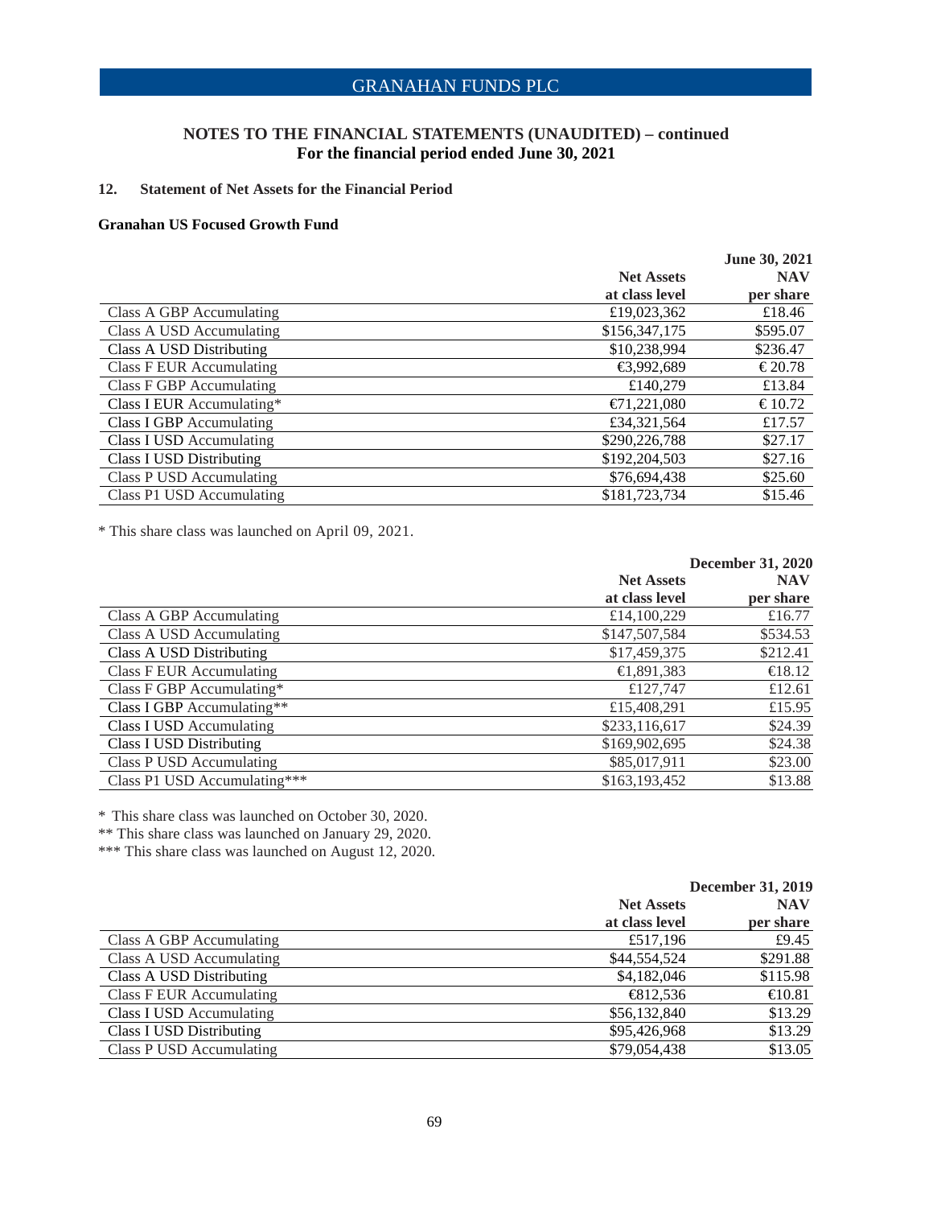# NOTES TO THE FINANCIAL STATEMENTS (UNAUDITED) – continued
**For the financial period ended June 30, 2021**

## 12. Statement of Net Assets for the Financial Period

### Granahan US Focused Growth Fund

| | | June 30, 2021 |
|---|---|---|
| | Net Assets at class level | NAV per share |
| Class A GBP Accumulating | £19,023,362 | £18.46 |
| Class A USD Accumulating | $156,347,175 | $595.07 |
| Class A USD Distributing | $10,238,994 | $236.47 |
| Class F EUR Accumulating | €3,992,689 | € 20.78 |
| Class F GBP Accumulating | £140,279 | £13.84 |
| Class I EUR Accumulating* | €71,221,080 | € 10.72 |
| Class I GBP Accumulating | £34,321,564 | £17.57 |
| Class I USD Accumulating | $290,226,788 | $27.17 |
| Class I USD Distributing | $192,204,503 | $27.16 |
| Class P USD Accumulating | $76,694,438 | $25.60 |
| Class P1 USD Accumulating | $181,723,734 | $15.46 |

* This share class was launched on April 09, 2021.

| | | December 31, 2020 |
|---|---|---|
| | Net Assets at class level | NAV per share |
| Class A GBP Accumulating | £14,100,229 | £16.77 |
| Class A USD Accumulating | $147,507,584 | $534.53 |
| Class A USD Distributing | $17,459,375 | $212.41 |
| Class F EUR Accumulating | €1,891,383 | €18.12 |
| Class F GBP Accumulating* | £127,747 | £12.61 |
| Class I GBP Accumulating** | £15,408,291 | £15.95 |
| Class I USD Accumulating | $233,116,617 | $24.39 |
| Class I USD Distributing | $169,902,695 | $24.38 |
| Class P USD Accumulating | $85,017,911 | $23.00 |
| Class P1 USD Accumulating*** | $163,193,452 | $13.88 |

* This share class was launched on October 30, 2020.
** This share class was launched on January 29, 2020.
*** This share class was launched on August 12, 2020.

| | | December 31, 2019 |
|---|---|---|
| | Net Assets at class level | NAV per share |
| Class A GBP Accumulating | £517,196 | £9.45 |
| Class A USD Accumulating | $44,554,524 | $291.88 |
| Class A USD Distributing | $4,182,046 | $115.98 |
| Class F EUR Accumulating | €812,536 | €10.81 |
| Class I USD Accumulating | $56,132,840 | $13.29 |
| Class I USD Distributing | $95,426,968 | $13.29 |
| Class P USD Accumulating | $79,054,438 | $13.05 |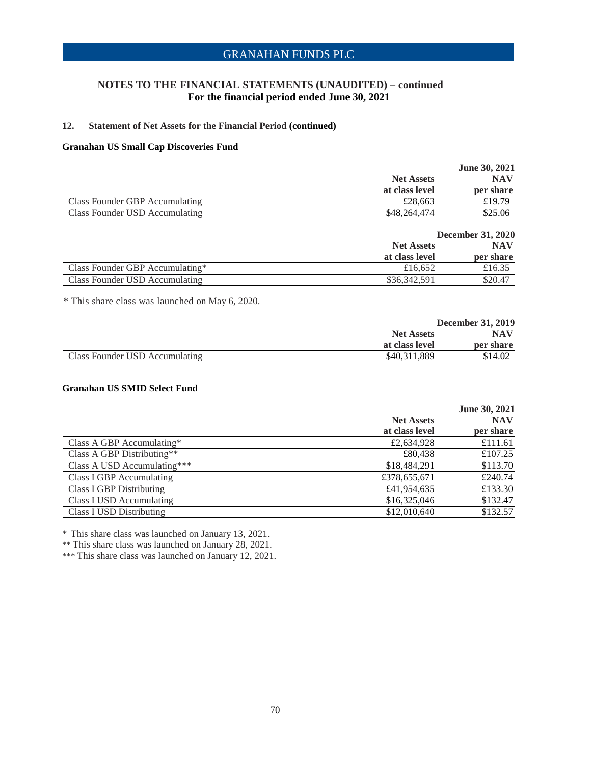# NOTES TO THE FINANCIAL STATEMENTS (UNAUDITED) – continued
**For the financial period ended June 30, 2021**

## 12. Statement of Net Assets for the Financial Period (continued)

### Granahan US Small Cap Discoveries Fund

| | | June 30, 2021 |
|---|---|---|
| | **Net Assets at class level** | **NAV per share** |
| Class Founder GBP Accumulating | £28,663 | £19.79 |
| Class Founder USD Accumulating | $48,264,474 | $25.06 |

| | | December 31, 2020 |
|---|---|---|
| | **Net Assets at class level** | **NAV per share** |
| Class Founder GBP Accumulating* | £16,652 | £16.35 |
| Class Founder USD Accumulating | $36,342,591 | $20.47 |

* This share class was launched on May 6, 2020.

| | | December 31, 2019 |
|---|---|---|
| | **Net Assets at class level** | **NAV per share** |
| Class Founder USD Accumulating | $40,311,889 | $14.02 |

### Granahan US SMID Select Fund

| | | June 30, 2021 |
|---|---|---|
| | **Net Assets at class level** | **NAV per share** |
| Class A GBP Accumulating* | £2,634,928 | £111.61 |
| Class A GBP Distributing** | £80,438 | £107.25 |
| Class A USD Accumulating*** | $18,484,291 | $113.70 |
| Class I GBP Accumulating | £378,655,671 | £240.74 |
| Class I GBP Distributing | £41,954,635 | £133.30 |
| Class I USD Accumulating | $16,325,046 | $132.47 |
| Class I USD Distributing | $12,010,640 | $132.57 |

* This share class was launched on January 13, 2021.
** This share class was launched on January 28, 2021.
*** This share class was launched on January 12, 2021.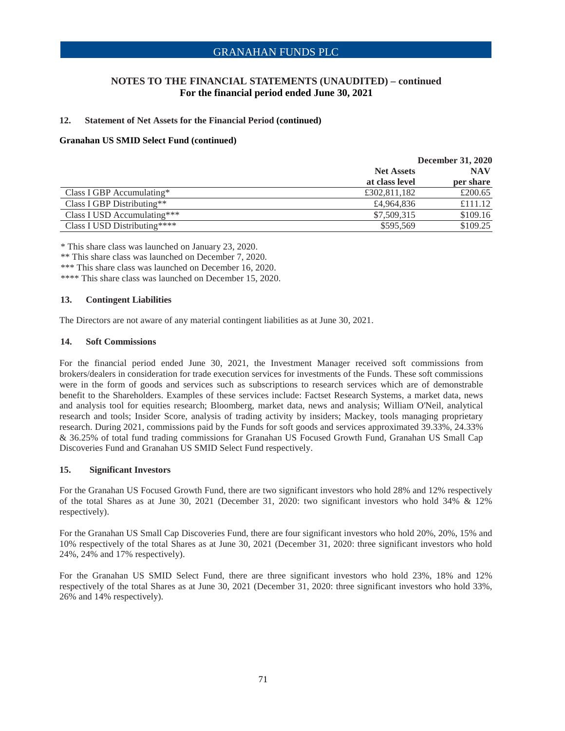## NOTES TO THE FINANCIAL STATEMENTS (UNAUDITED) – continued
**For the financial period ended June 30, 2021**

### 12. Statement of Net Assets for the Financial Period (continued)

**Granahan US SMID Select Fund (continued)**

| | December 31, 2020 | |
|---|---|---|
| | Net Assets at class level | NAV per share |
| Class I GBP Accumulating* | £302,811,182 | £200.65 |
| Class I GBP Distributing** | £4,964,836 | £111.12 |
| Class I USD Accumulating*** | $7,509,315 | $109.16 |
| Class I USD Distributing**** | $595,569 | $109.25 |

* This share class was launched on January 23, 2020.
** This share class was launched on December 7, 2020.
*** This share class was launched on December 16, 2020.
**** This share class was launched on December 15, 2020.

### 13. Contingent Liabilities

The Directors are not aware of any material contingent liabilities as at June 30, 2021.

### 14. Soft Commissions

For the financial period ended June 30, 2021, the Investment Manager received soft commissions from brokers/dealers in consideration for trade execution services for investments of the Funds. These soft commissions were in the form of goods and services such as subscriptions to research services which are of demonstrable benefit to the Shareholders. Examples of these services include: Factset Research Systems, a market data, news and analysis tool for equities research; Bloomberg, market data, news and analysis; William O'Neil, analytical research and tools; Insider Score, analysis of trading activity by insiders; Mackey, tools managing proprietary research. During 2021, commissions paid by the Funds for soft goods and services approximated 39.33%, 24.33% & 36.25% of total fund trading commissions for Granahan US Focused Growth Fund, Granahan US Small Cap Discoveries Fund and Granahan US SMID Select Fund respectively.

### 15. Significant Investors

For the Granahan US Focused Growth Fund, there are two significant investors who hold 28% and 12% respectively of the total Shares as at June 30, 2021 (December 31, 2020: two significant investors who hold 34% & 12% respectively).

For the Granahan US Small Cap Discoveries Fund, there are four significant investors who hold 20%, 20%, 15% and 10% respectively of the total Shares as at June 30, 2021 (December 31, 2020: three significant investors who hold 24%, 24% and 17% respectively).

For the Granahan US SMID Select Fund, there are three significant investors who hold 23%, 18% and 12% respectively of the total Shares as at June 30, 2021 (December 31, 2020: three significant investors who hold 33%, 26% and 14% respectively).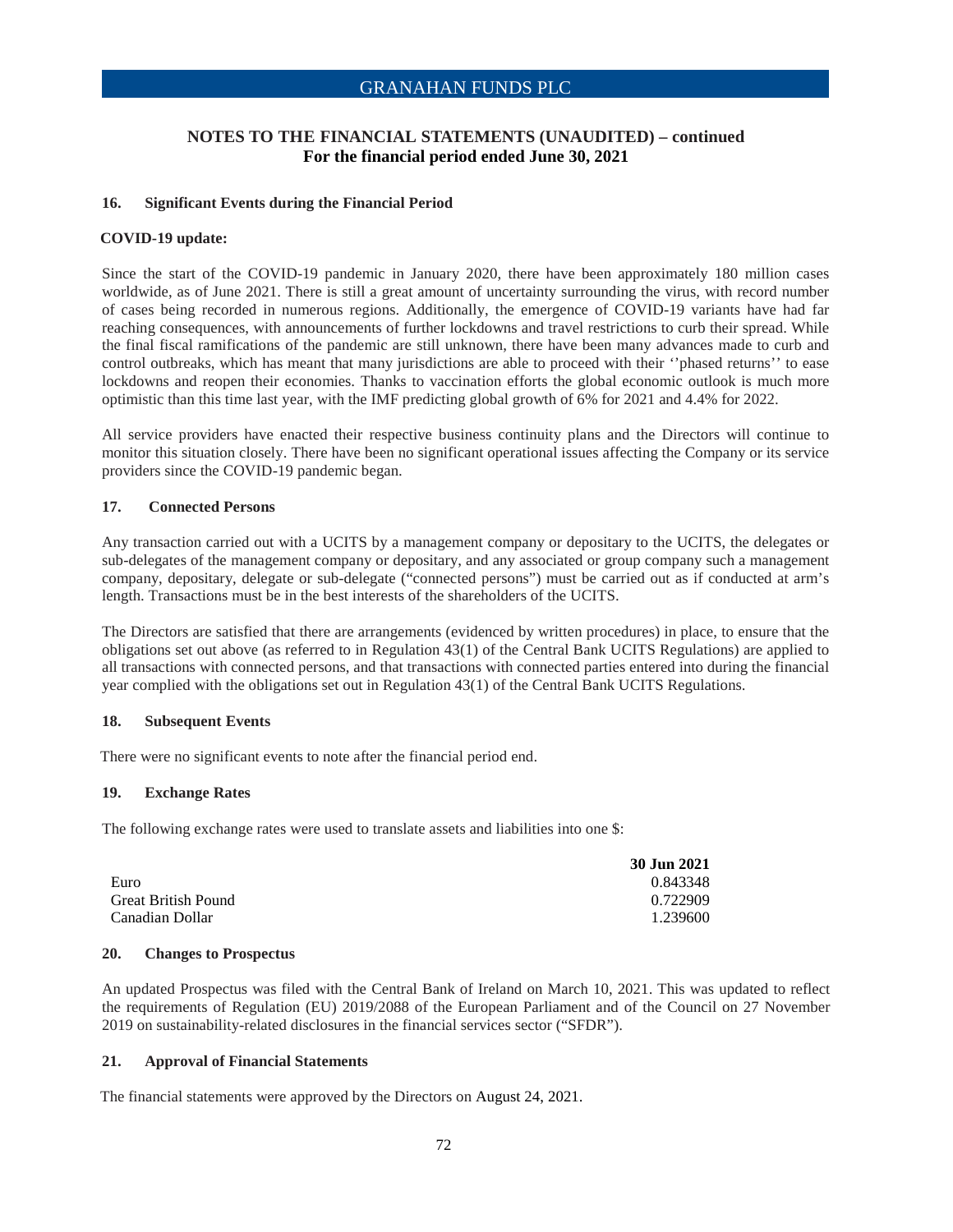## NOTES TO THE FINANCIAL STATEMENTS (UNAUDITED) – continued
**For the financial period ended June 30, 2021**

### 16. Significant Events during the Financial Period

**COVID-19 update:**

Since the start of the COVID-19 pandemic in January 2020, there have been approximately 180 million cases worldwide, as of June 2021. There is still a great amount of uncertainty surrounding the virus, with record number of cases being recorded in numerous regions. Additionally, the emergence of COVID-19 variants have had far reaching consequences, with announcements of further lockdowns and travel restrictions to curb their spread. While the final fiscal ramifications of the pandemic are still unknown, there have been many advances made to curb and control outbreaks, which has meant that many jurisdictions are able to proceed with their ''phased returns'' to ease lockdowns and reopen their economies. Thanks to vaccination efforts the global economic outlook is much more optimistic than this time last year, with the IMF predicting global growth of 6% for 2021 and 4.4% for 2022.

All service providers have enacted their respective business continuity plans and the Directors will continue to monitor this situation closely. There have been no significant operational issues affecting the Company or its service providers since the COVID-19 pandemic began.

### 17. Connected Persons

Any transaction carried out with a UCITS by a management company or depositary to the UCITS, the delegates or sub-delegates of the management company or depositary, and any associated or group company such a management company, depositary, delegate or sub-delegate ("connected persons") must be carried out as if conducted at arm's length. Transactions must be in the best interests of the shareholders of the UCITS.

The Directors are satisfied that there are arrangements (evidenced by written procedures) in place, to ensure that the obligations set out above (as referred to in Regulation 43(1) of the Central Bank UCITS Regulations) are applied to all transactions with connected persons, and that transactions with connected parties entered into during the financial year complied with the obligations set out in Regulation 43(1) of the Central Bank UCITS Regulations.

### 18. Subsequent Events

There were no significant events to note after the financial period end.

### 19. Exchange Rates

The following exchange rates were used to translate assets and liabilities into one $:

| | 30 Jun 2021 |
|---|---|
| Euro | 0.843348 |
| Great British Pound | 0.722909 |
| Canadian Dollar | 1.239600 |

### 20. Changes to Prospectus

An updated Prospectus was filed with the Central Bank of Ireland on March 10, 2021. This was updated to reflect the requirements of Regulation (EU) 2019/2088 of the European Parliament and of the Council on 27 November 2019 on sustainability-related disclosures in the financial services sector ("SFDR").

### 21. Approval of Financial Statements

The financial statements were approved by the Directors on August 24, 2021.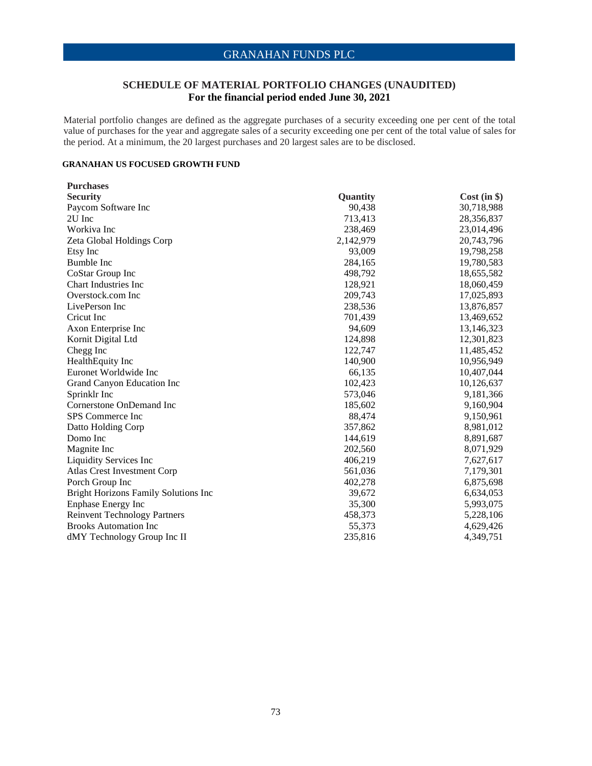## SCHEDULE OF MATERIAL PORTFOLIO CHANGES (UNAUDITED)
### For the financial period ended June 30, 2021

Material portfolio changes are defined as the aggregate purchases of a security exceeding one per cent of the total value of purchases for the year and aggregate sales of a security exceeding one per cent of the total value of sales for the period. At a minimum, the 20 largest purchases and 20 largest sales are to be disclosed.

#### GRANAHAN US FOCUSED GROWTH FUND

**Purchases**

| Security | Quantity | Cost (in $) |
|---|---|---|
| Paycom Software Inc | 90,438 | 30,718,988 |
| 2U Inc | 713,413 | 28,356,837 |
| Workiva Inc | 238,469 | 23,014,496 |
| Zeta Global Holdings Corp | 2,142,979 | 20,743,796 |
| Etsy Inc | 93,009 | 19,798,258 |
| Bumble Inc | 284,165 | 19,780,583 |
| CoStar Group Inc | 498,792 | 18,655,582 |
| Chart Industries Inc | 128,921 | 18,060,459 |
| Overstock.com Inc | 209,743 | 17,025,893 |
| LivePerson Inc | 238,536 | 13,876,857 |
| Cricut Inc | 701,439 | 13,469,652 |
| Axon Enterprise Inc | 94,609 | 13,146,323 |
| Kornit Digital Ltd | 124,898 | 12,301,823 |
| Chegg Inc | 122,747 | 11,485,452 |
| HealthEquity Inc | 140,900 | 10,956,949 |
| Euronet Worldwide Inc | 66,135 | 10,407,044 |
| Grand Canyon Education Inc | 102,423 | 10,126,637 |
| Sprinklr Inc | 573,046 | 9,181,366 |
| Cornerstone OnDemand Inc | 185,602 | 9,160,904 |
| SPS Commerce Inc | 88,474 | 9,150,961 |
| Datto Holding Corp | 357,862 | 8,981,012 |
| Domo Inc | 144,619 | 8,891,687 |
| Magnite Inc | 202,560 | 8,071,929 |
| Liquidity Services Inc | 406,219 | 7,627,617 |
| Atlas Crest Investment Corp | 561,036 | 7,179,301 |
| Porch Group Inc | 402,278 | 6,875,698 |
| Bright Horizons Family Solutions Inc | 39,672 | 6,634,053 |
| Enphase Energy Inc | 35,300 | 5,993,075 |
| Reinvent Technology Partners | 458,373 | 5,228,106 |
| Brooks Automation Inc | 55,373 | 4,629,426 |
| dMY Technology Group Inc II | 235,816 | 4,349,751 |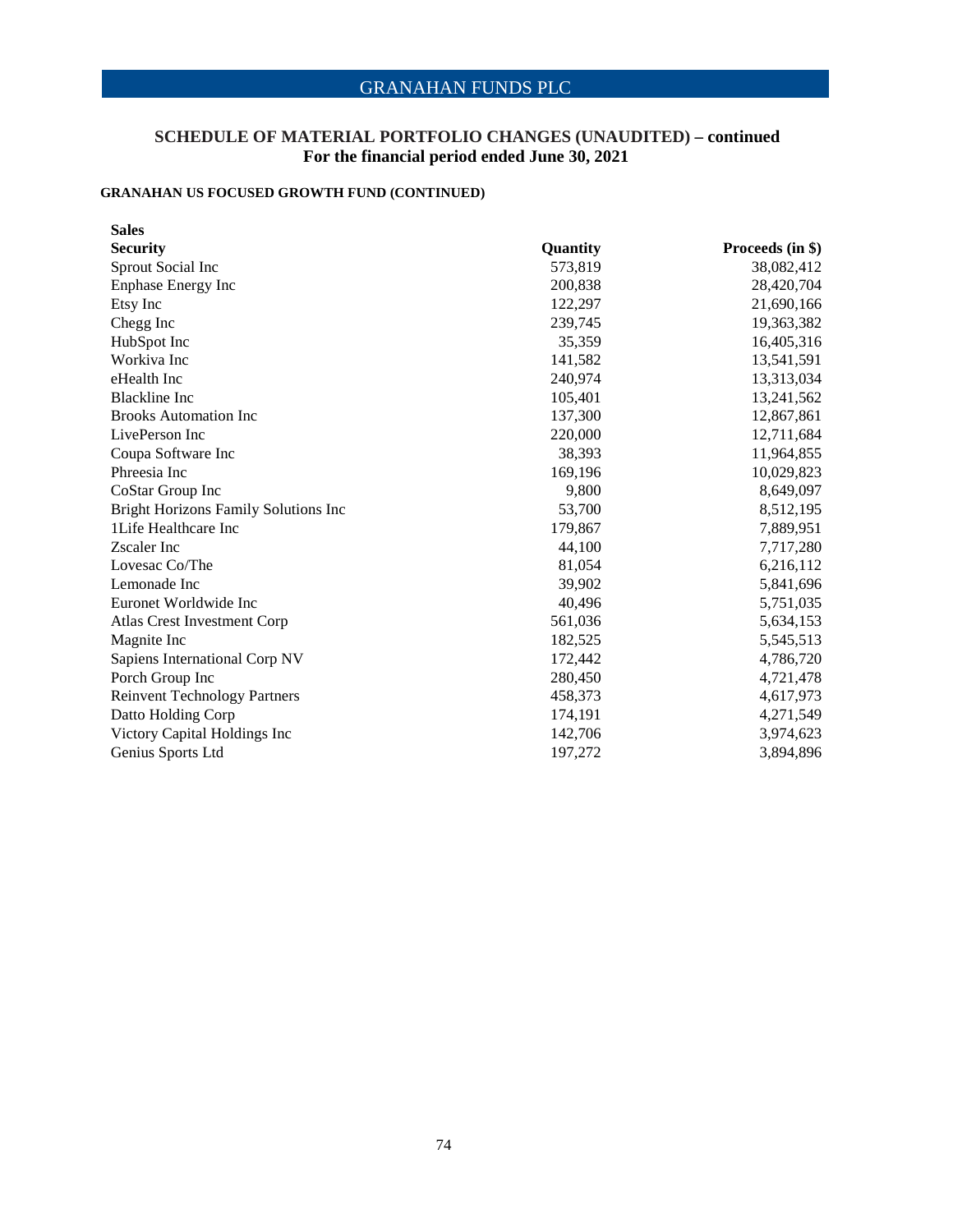## SCHEDULE OF MATERIAL PORTFOLIO CHANGES (UNAUDITED) – continued
### For the financial period ended June 30, 2021

**GRANAHAN US FOCUSED GROWTH FUND (CONTINUED)**

**Sales**

| Security | Quantity | Proceeds (in $) |
|---|---|---|
| Sprout Social Inc | 573,819 | 38,082,412 |
| Enphase Energy Inc | 200,838 | 28,420,704 |
| Etsy Inc | 122,297 | 21,690,166 |
| Chegg Inc | 239,745 | 19,363,382 |
| HubSpot Inc | 35,359 | 16,405,316 |
| Workiva Inc | 141,582 | 13,541,591 |
| eHealth Inc | 240,974 | 13,313,034 |
| Blackline Inc | 105,401 | 13,241,562 |
| Brooks Automation Inc | 137,300 | 12,867,861 |
| LivePerson Inc | 220,000 | 12,711,684 |
| Coupa Software Inc | 38,393 | 11,964,855 |
| Phreesia Inc | 169,196 | 10,029,823 |
| CoStar Group Inc | 9,800 | 8,649,097 |
| Bright Horizons Family Solutions Inc | 53,700 | 8,512,195 |
| 1Life Healthcare Inc | 179,867 | 7,889,951 |
| Zscaler Inc | 44,100 | 7,717,280 |
| Lovesac Co/The | 81,054 | 6,216,112 |
| Lemonade Inc | 39,902 | 5,841,696 |
| Euronet Worldwide Inc | 40,496 | 5,751,035 |
| Atlas Crest Investment Corp | 561,036 | 5,634,153 |
| Magnite Inc | 182,525 | 5,545,513 |
| Sapiens International Corp NV | 172,442 | 4,786,720 |
| Porch Group Inc | 280,450 | 4,721,478 |
| Reinvent Technology Partners | 458,373 | 4,617,973 |
| Datto Holding Corp | 174,191 | 4,271,549 |
| Victory Capital Holdings Inc | 142,706 | 3,974,623 |
| Genius Sports Ltd | 197,272 | 3,894,896 |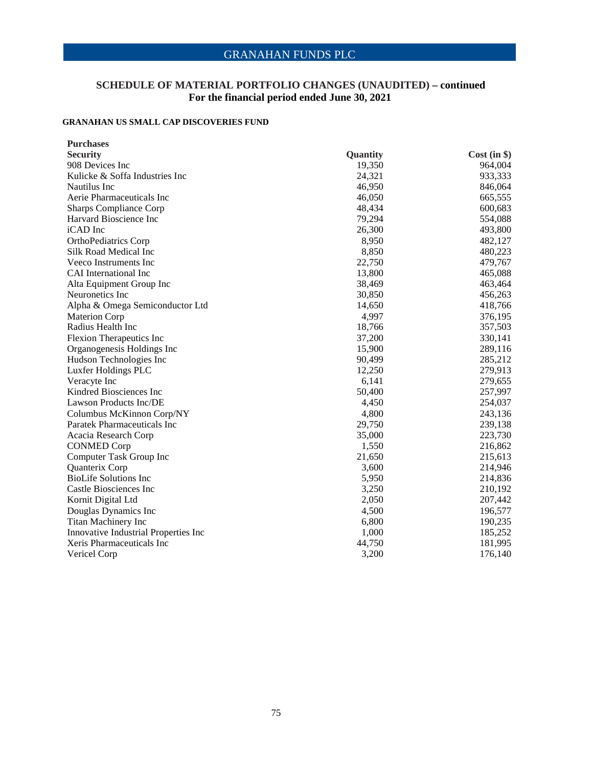## GRANAHAN FUNDS PLC

### SCHEDULE OF MATERIAL PORTFOLIO CHANGES (UNAUDITED) – continued
### For the financial period ended June 30, 2021

#### GRANAHAN US SMALL CAP DISCOVERIES FUND

**Purchases**

| Security | Quantity | Cost (in $) |
|---|---|---|
| 908 Devices Inc | 19,350 | 964,004 |
| Kulicke & Soffa Industries Inc | 24,321 | 933,333 |
| Nautilus Inc | 46,950 | 846,064 |
| Aerie Pharmaceuticals Inc | 46,050 | 665,555 |
| Sharps Compliance Corp | 48,434 | 600,683 |
| Harvard Bioscience Inc | 79,294 | 554,088 |
| iCAD Inc | 26,300 | 493,800 |
| OrthoPediatrics Corp | 8,950 | 482,127 |
| Silk Road Medical Inc | 8,850 | 480,223 |
| Veeco Instruments Inc | 22,750 | 479,767 |
| CAI International Inc | 13,800 | 465,088 |
| Alta Equipment Group Inc | 38,469 | 463,464 |
| Neuronetics Inc | 30,850 | 456,263 |
| Alpha & Omega Semiconductor Ltd | 14,650 | 418,766 |
| Materion Corp | 4,997 | 376,195 |
| Radius Health Inc | 18,766 | 357,503 |
| Flexion Therapeutics Inc | 37,200 | 330,141 |
| Organogenesis Holdings Inc | 15,900 | 289,116 |
| Hudson Technologies Inc | 90,499 | 285,212 |
| Luxfer Holdings PLC | 12,250 | 279,913 |
| Veracyte Inc | 6,141 | 279,655 |
| Kindred Biosciences Inc | 50,400 | 257,997 |
| Lawson Products Inc/DE | 4,450 | 254,037 |
| Columbus McKinnon Corp/NY | 4,800 | 243,136 |
| Paratek Pharmaceuticals Inc | 29,750 | 239,138 |
| Acacia Research Corp | 35,000 | 223,730 |
| CONMED Corp | 1,550 | 216,862 |
| Computer Task Group Inc | 21,650 | 215,613 |
| Quanterix Corp | 3,600 | 214,946 |
| BioLife Solutions Inc | 5,950 | 214,836 |
| Castle Biosciences Inc | 3,250 | 210,192 |
| Kornit Digital Ltd | 2,050 | 207,442 |
| Douglas Dynamics Inc | 4,500 | 196,577 |
| Titan Machinery Inc | 6,800 | 190,235 |
| Innovative Industrial Properties Inc | 1,000 | 185,252 |
| Xeris Pharmaceuticals Inc | 44,750 | 181,995 |
| Vericel Corp | 3,200 | 176,140 |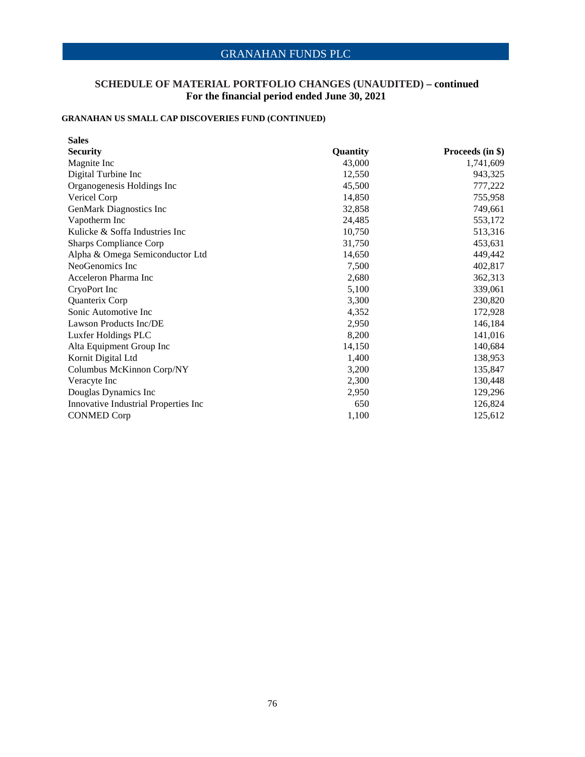## SCHEDULE OF MATERIAL PORTFOLIO CHANGES (UNAUDITED) – continued
### For the financial period ended June 30, 2021

**GRANAHAN US SMALL CAP DISCOVERIES FUND (CONTINUED)**

**Sales**

| Security | Quantity | Proceeds (in $) |
|---|---|---|
| Magnite Inc | 43,000 | 1,741,609 |
| Digital Turbine Inc | 12,550 | 943,325 |
| Organogenesis Holdings Inc | 45,500 | 777,222 |
| Vericel Corp | 14,850 | 755,958 |
| GenMark Diagnostics Inc | 32,858 | 749,661 |
| Vapotherm Inc | 24,485 | 553,172 |
| Kulicke & Soffa Industries Inc | 10,750 | 513,316 |
| Sharps Compliance Corp | 31,750 | 453,631 |
| Alpha & Omega Semiconductor Ltd | 14,650 | 449,442 |
| NeoGenomics Inc | 7,500 | 402,817 |
| Acceleron Pharma Inc | 2,680 | 362,313 |
| CryoPort Inc | 5,100 | 339,061 |
| Quanterix Corp | 3,300 | 230,820 |
| Sonic Automotive Inc | 4,352 | 172,928 |
| Lawson Products Inc/DE | 2,950 | 146,184 |
| Luxfer Holdings PLC | 8,200 | 141,016 |
| Alta Equipment Group Inc | 14,150 | 140,684 |
| Kornit Digital Ltd | 1,400 | 138,953 |
| Columbus McKinnon Corp/NY | 3,200 | 135,847 |
| Veracyte Inc | 2,300 | 130,448 |
| Douglas Dynamics Inc | 2,950 | 129,296 |
| Innovative Industrial Properties Inc | 650 | 126,824 |
| CONMED Corp | 1,100 | 125,612 |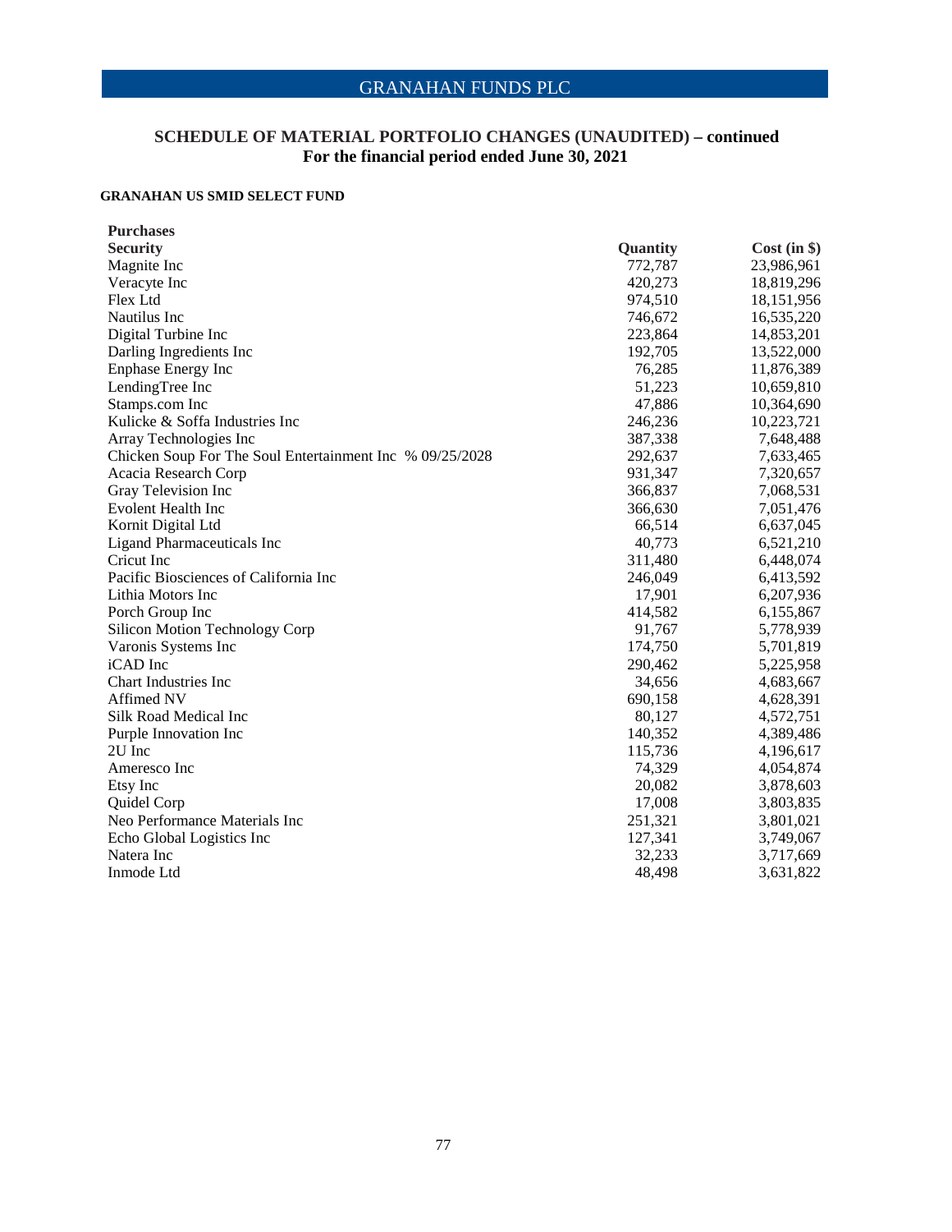## SCHEDULE OF MATERIAL PORTFOLIO CHANGES (UNAUDITED) – continued
**For the financial period ended June 30, 2021**

### GRANAHAN US SMID SELECT FUND

**Purchases**

| Security | Quantity | Cost (in $) |
|---|---|---|
| Magnite Inc | 772,787 | 23,986,961 |
| Veracyte Inc | 420,273 | 18,819,296 |
| Flex Ltd | 974,510 | 18,151,956 |
| Nautilus Inc | 746,672 | 16,535,220 |
| Digital Turbine Inc | 223,864 | 14,853,201 |
| Darling Ingredients Inc | 192,705 | 13,522,000 |
| Enphase Energy Inc | 76,285 | 11,876,389 |
| LendingTree Inc | 51,223 | 10,659,810 |
| Stamps.com Inc | 47,886 | 10,364,690 |
| Kulicke & Soffa Industries Inc | 246,236 | 10,223,721 |
| Array Technologies Inc | 387,338 | 7,648,488 |
| Chicken Soup For The Soul Entertainment Inc % 09/25/2028 | 292,637 | 7,633,465 |
| Acacia Research Corp | 931,347 | 7,320,657 |
| Gray Television Inc | 366,837 | 7,068,531 |
| Evolent Health Inc | 366,630 | 7,051,476 |
| Kornit Digital Ltd | 66,514 | 6,637,045 |
| Ligand Pharmaceuticals Inc | 40,773 | 6,521,210 |
| Cricut Inc | 311,480 | 6,448,074 |
| Pacific Biosciences of California Inc | 246,049 | 6,413,592 |
| Lithia Motors Inc | 17,901 | 6,207,936 |
| Porch Group Inc | 414,582 | 6,155,867 |
| Silicon Motion Technology Corp | 91,767 | 5,778,939 |
| Varonis Systems Inc | 174,750 | 5,701,819 |
| iCAD Inc | 290,462 | 5,225,958 |
| Chart Industries Inc | 34,656 | 4,683,667 |
| Affimed NV | 690,158 | 4,628,391 |
| Silk Road Medical Inc | 80,127 | 4,572,751 |
| Purple Innovation Inc | 140,352 | 4,389,486 |
| 2U Inc | 115,736 | 4,196,617 |
| Ameresco Inc | 74,329 | 4,054,874 |
| Etsy Inc | 20,082 | 3,878,603 |
| Quidel Corp | 17,008 | 3,803,835 |
| Neo Performance Materials Inc | 251,321 | 3,801,021 |
| Echo Global Logistics Inc | 127,341 | 3,749,067 |
| Natera Inc | 32,233 | 3,717,669 |
| Inmode Ltd | 48,498 | 3,631,822 |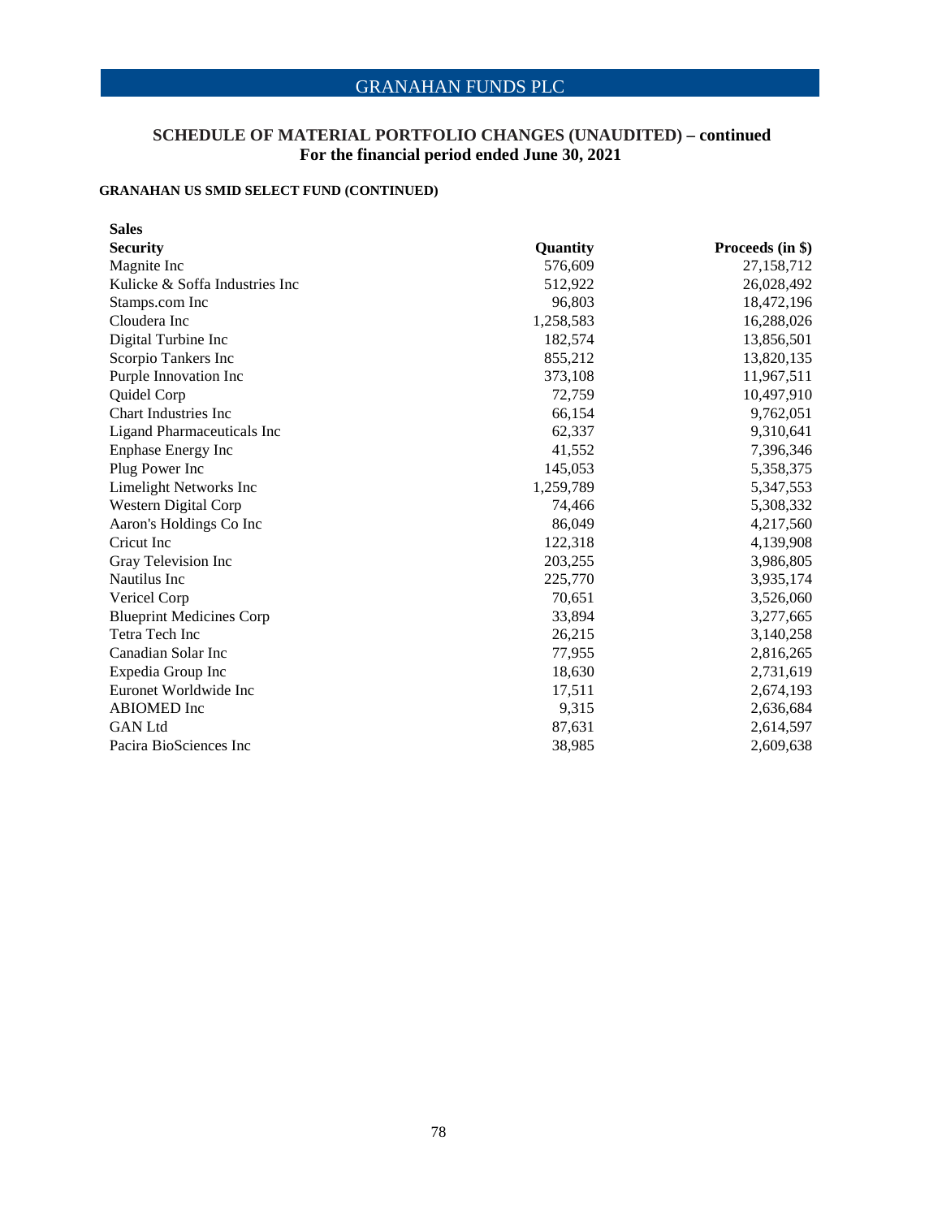## SCHEDULE OF MATERIAL PORTFOLIO CHANGES (UNAUDITED) – continued
## For the financial period ended June 30, 2021

### GRANAHAN US SMID SELECT FUND (CONTINUED)

**Sales**

| Security | Quantity | Proceeds (in $) |
|---|---|---|
| Magnite Inc | 576,609 | 27,158,712 |
| Kulicke & Soffa Industries Inc | 512,922 | 26,028,492 |
| Stamps.com Inc | 96,803 | 18,472,196 |
| Cloudera Inc | 1,258,583 | 16,288,026 |
| Digital Turbine Inc | 182,574 | 13,856,501 |
| Scorpio Tankers Inc | 855,212 | 13,820,135 |
| Purple Innovation Inc | 373,108 | 11,967,511 |
| Quidel Corp | 72,759 | 10,497,910 |
| Chart Industries Inc | 66,154 | 9,762,051 |
| Ligand Pharmaceuticals Inc | 62,337 | 9,310,641 |
| Enphase Energy Inc | 41,552 | 7,396,346 |
| Plug Power Inc | 145,053 | 5,358,375 |
| Limelight Networks Inc | 1,259,789 | 5,347,553 |
| Western Digital Corp | 74,466 | 5,308,332 |
| Aaron's Holdings Co Inc | 86,049 | 4,217,560 |
| Cricut Inc | 122,318 | 4,139,908 |
| Gray Television Inc | 203,255 | 3,986,805 |
| Nautilus Inc | 225,770 | 3,935,174 |
| Vericel Corp | 70,651 | 3,526,060 |
| Blueprint Medicines Corp | 33,894 | 3,277,665 |
| Tetra Tech Inc | 26,215 | 3,140,258 |
| Canadian Solar Inc | 77,955 | 2,816,265 |
| Expedia Group Inc | 18,630 | 2,731,619 |
| Euronet Worldwide Inc | 17,511 | 2,674,193 |
| ABIOMED Inc | 9,315 | 2,636,684 |
| GAN Ltd | 87,631 | 2,614,597 |
| Pacira BioSciences Inc | 38,985 | 2,609,638 |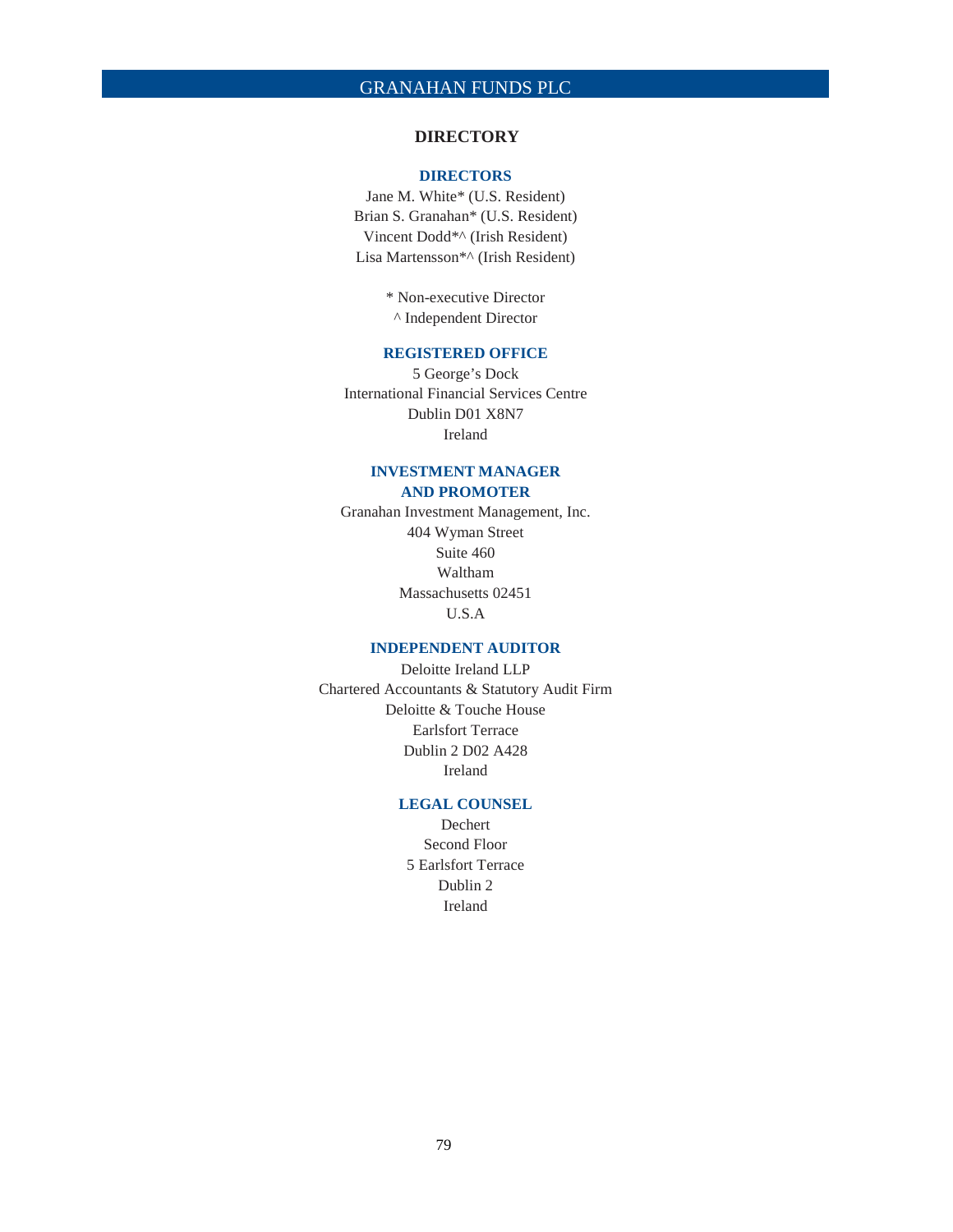# DIRECTORY

## DIRECTORS

Jane M. White* (U.S. Resident)
Brian S. Granahan* (U.S. Resident)
Vincent Dodd*^ (Irish Resident)
Lisa Martensson*^ (Irish Resident)

\* Non-executive Director
^ Independent Director

## REGISTERED OFFICE

5 George's Dock
International Financial Services Centre
Dublin D01 X8N7
Ireland

## INVESTMENT MANAGER AND PROMOTER

Granahan Investment Management, Inc.
404 Wyman Street
Suite 460
Waltham
Massachusetts 02451
U.S.A

## INDEPENDENT AUDITOR

Deloitte Ireland LLP
Chartered Accountants & Statutory Audit Firm
Deloitte & Touche House
Earlsfort Terrace
Dublin 2 D02 A428
Ireland

## LEGAL COUNSEL

Dechert
Second Floor
5 Earlsfort Terrace
Dublin 2
Ireland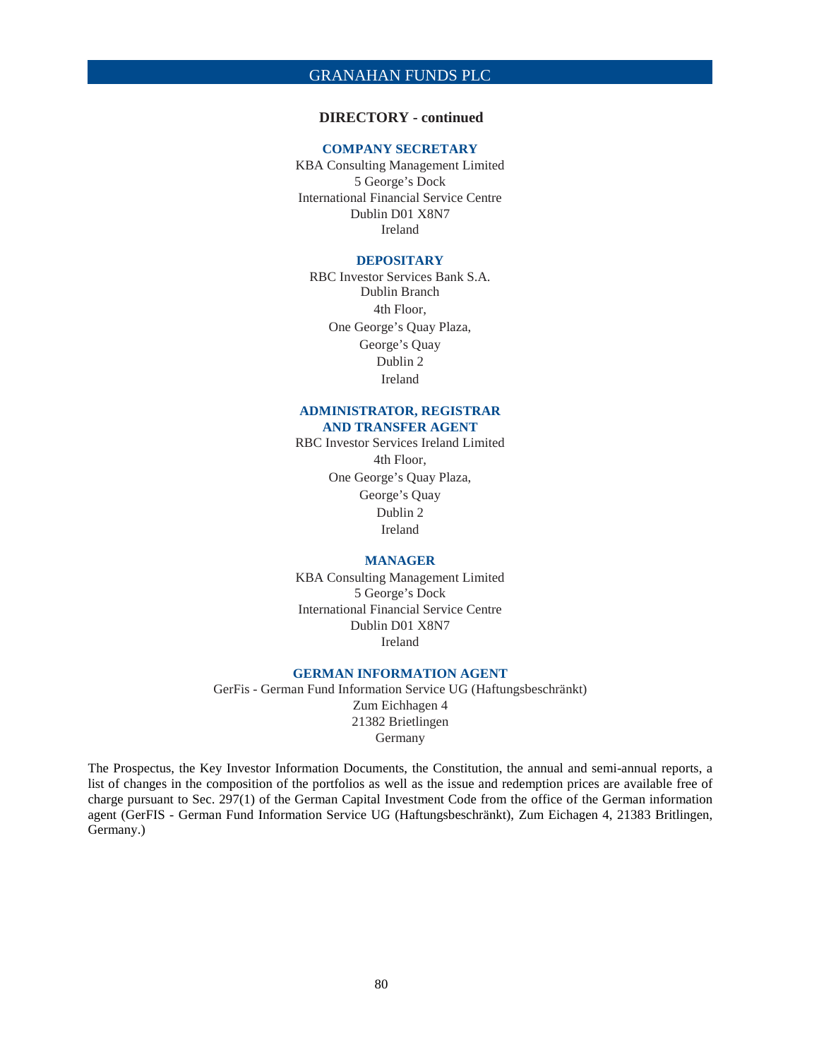## DIRECTORY - continued

### COMPANY SECRETARY

KBA Consulting Management Limited
5 George's Dock
International Financial Service Centre
Dublin D01 X8N7
Ireland

### DEPOSITARY

RBC Investor Services Bank S.A.
Dublin Branch
4th Floor,
One George's Quay Plaza,
George's Quay
Dublin 2
Ireland

### ADMINISTRATOR, REGISTRAR AND TRANSFER AGENT

RBC Investor Services Ireland Limited
4th Floor,
One George's Quay Plaza,
George's Quay
Dublin 2
Ireland

### MANAGER

KBA Consulting Management Limited
5 George's Dock
International Financial Service Centre
Dublin D01 X8N7
Ireland

### GERMAN INFORMATION AGENT

GerFis - German Fund Information Service UG (Haftungsbeschränkt)
Zum Eichhagen 4
21382 Brietlingen
Germany

The Prospectus, the Key Investor Information Documents, the Constitution, the annual and semi-annual reports, a list of changes in the composition of the portfolios as well as the issue and redemption prices are available free of charge pursuant to Sec. 297(1) of the German Capital Investment Code from the office of the German information agent (GerFIS - German Fund Information Service UG (Haftungsbeschränkt), Zum Eichagen 4, 21383 Britlingen, Germany.)